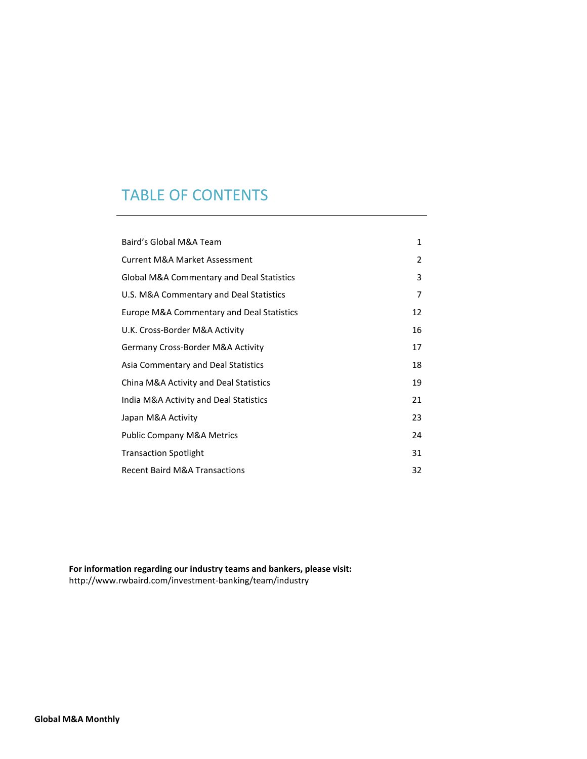# TABLE OF CONTENTS

| | |
|---|---|
| Baird's Global M&A Team | 1 |
| Current M&A Market Assessment | 2 |
| Global M&A Commentary and Deal Statistics | 3 |
| U.S. M&A Commentary and Deal Statistics | 7 |
| Europe M&A Commentary and Deal Statistics | 12 |
| U.K. Cross-Border M&A Activity | 16 |
| Germany Cross-Border M&A Activity | 17 |
| Asia Commentary and Deal Statistics | 18 |
| China M&A Activity and Deal Statistics | 19 |
| India M&A Activity and Deal Statistics | 21 |
| Japan M&A Activity | 23 |
| Public Company M&A Metrics | 24 |
| Transaction Spotlight | 31 |
| Recent Baird M&A Transactions | 32 |

**For information regarding our industry teams and bankers, please visit:**
http://www.rwbaird.com/investment-banking/team/industry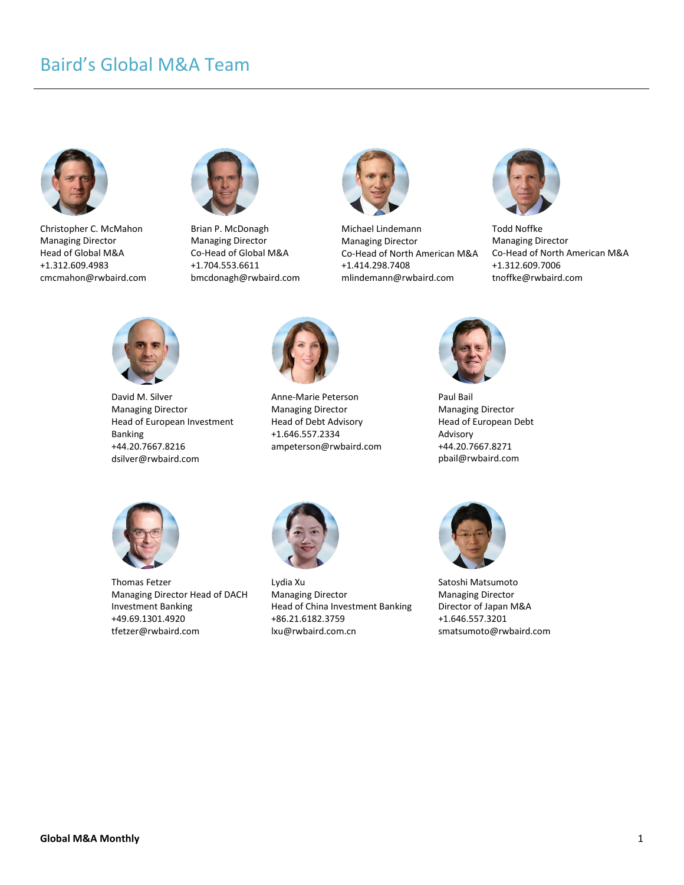# Baird's Global M&A Team

Christopher C. McMahon
Managing Director
Head of Global M&A
+1.312.609.4983
cmcmahon@rwbaird.com

Brian P. McDonagh
Managing Director
Co-Head of Global M&A
+1.704.553.6611
bmcdonagh@rwbaird.com

Michael Lindemann
Managing Director
Co-Head of North American M&A
+1.414.298.7408
mlindemann@rwbaird.com

Todd Noffke
Managing Director
Co-Head of North American M&A
+1.312.609.7006
tnoffke@rwbaird.com

David M. Silver
Managing Director
Head of European Investment Banking
+44.20.7667.8216
dsilver@rwbaird.com

Anne-Marie Peterson
Managing Director
Head of Debt Advisory
+1.646.557.2334
ampeterson@rwbaird.com

Paul Bail
Managing Director
Head of European Debt Advisory
+44.20.7667.8271
pbail@rwbaird.com

Thomas Fetzer
Managing Director Head of DACH Investment Banking
+49.69.1301.4920
tfetzer@rwbaird.com

Lydia Xu
Managing Director
Head of China Investment Banking
+86.21.6182.3759
lxu@rwbaird.com.cn

Satoshi Matsumoto
Managing Director
Director of Japan M&A
+1.646.557.3201
smatsumoto@rwbaird.com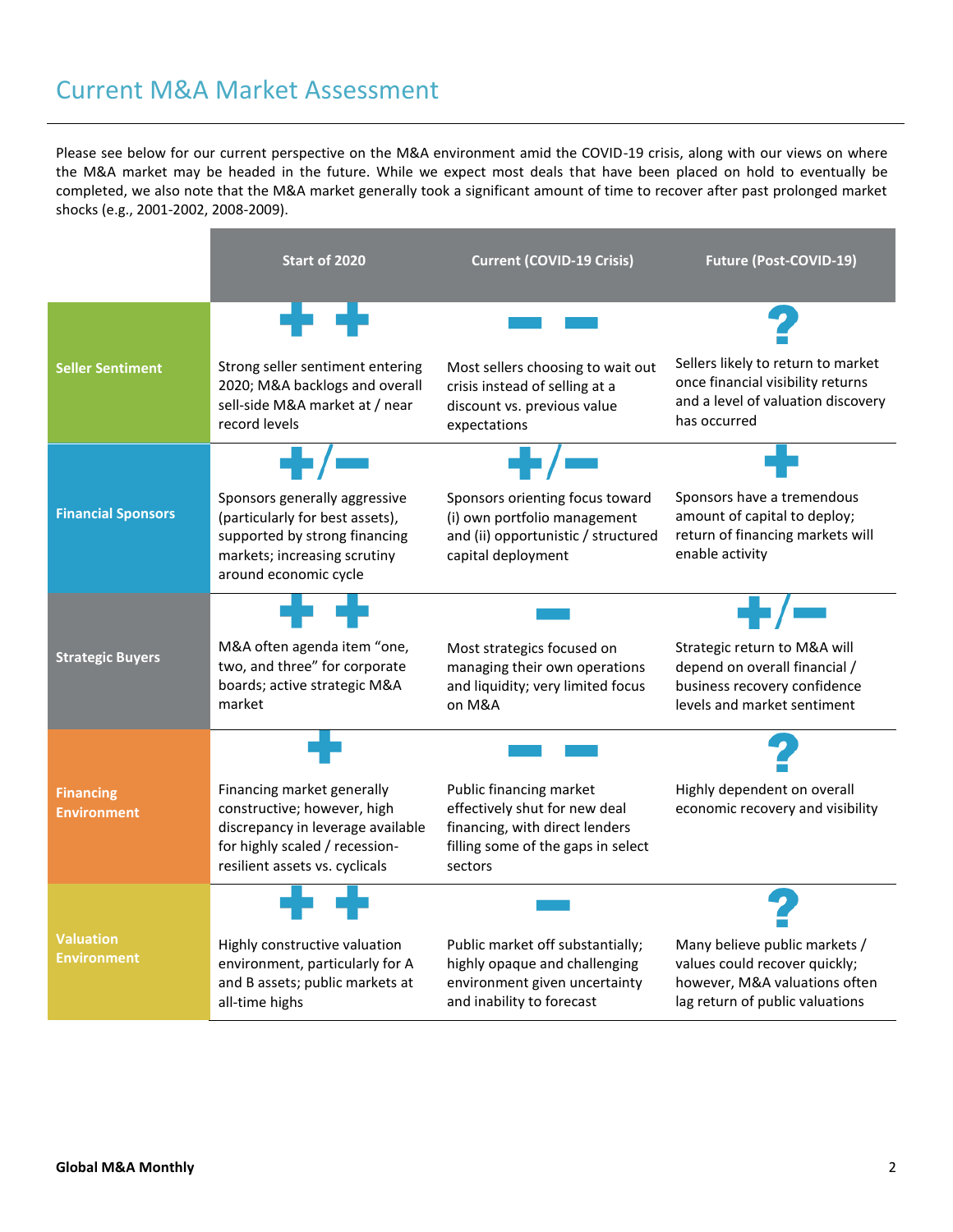# Current M&A Market Assessment

Please see below for our current perspective on the M&A environment amid the COVID-19 crisis, along with our views on where the M&A market may be headed in the future. While we expect most deals that have been placed on hold to eventually be completed, we also note that the M&A market generally took a significant amount of time to recover after past prolonged market shocks (e.g., 2001-2002, 2008-2009).

| | Start of 2020 | Current (COVID-19 Crisis) | Future (Post-COVID-19) |
|---|---|---|---|
| **Seller Sentiment** | + + Strong seller sentiment entering 2020; M&A backlogs and overall sell-side M&A market at / near record levels | − − Most sellers choosing to wait out crisis instead of selling at a discount vs. previous value expectations | ? Sellers likely to return to market once financial visibility returns and a level of valuation discovery has occurred |
| **Financial Sponsors** | +/− Sponsors generally aggressive (particularly for best assets), supported by strong financing markets; increasing scrutiny around economic cycle | +/− Sponsors orienting focus toward (i) own portfolio management and (ii) opportunistic / structured capital deployment | + Sponsors have a tremendous amount of capital to deploy; return of financing markets will enable activity |
| **Strategic Buyers** | + + M&A often agenda item "one, two, and three" for corporate boards; active strategic M&A market | − Most strategics focused on managing their own operations and liquidity; very limited focus on M&A | +/− Strategic return to M&A will depend on overall financial / business recovery confidence levels and market sentiment |
| **Financing Environment** | + Financing market generally constructive; however, high discrepancy in leverage available for highly scaled / recession-resilient assets vs. cyclicals | − − Public financing market effectively shut for new deal financing, with direct lenders filling some of the gaps in select sectors | ? Highly dependent on overall economic recovery and visibility |
| **Valuation Environment** | + + Highly constructive valuation environment, particularly for A and B assets; public markets at all-time highs | − Public market off substantially; highly opaque and challenging environment given uncertainty and inability to forecast | ? Many believe public markets / values could recover quickly; however, M&A valuations often lag return of public valuations |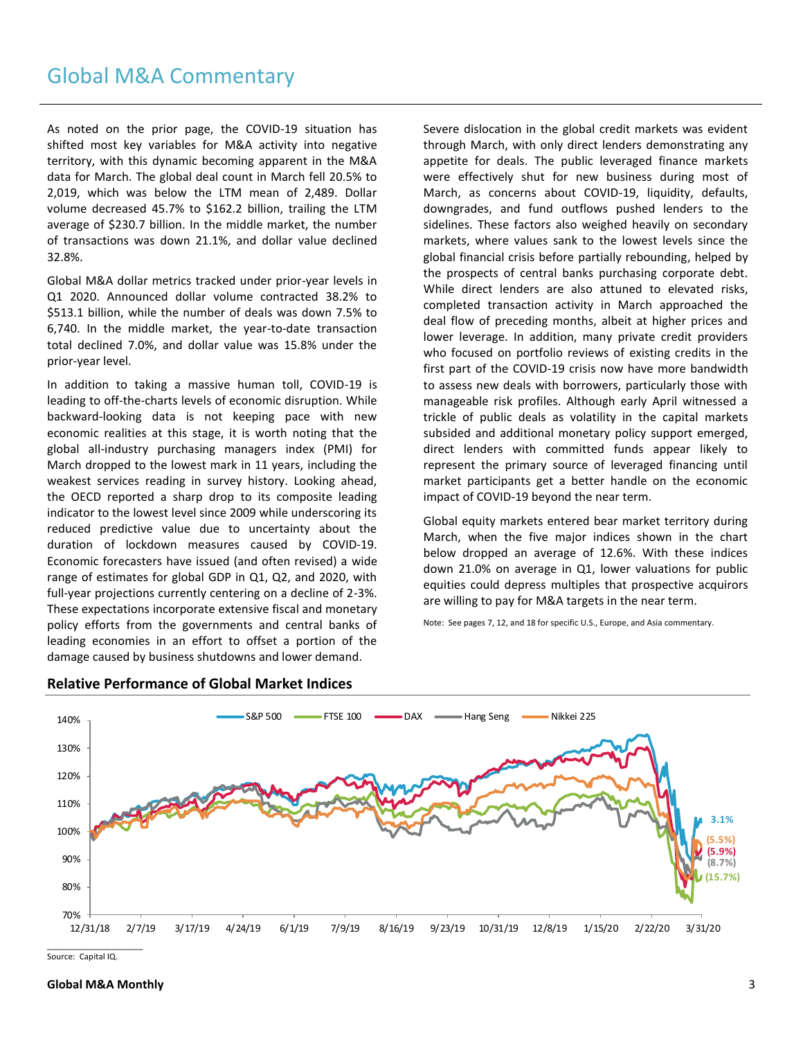# Global M&A Commentary

As noted on the prior page, the COVID-19 situation has shifted most key variables for M&A activity into negative territory, with this dynamic becoming apparent in the M&A data for March. The global deal count in March fell 20.5% to 2,019, which was below the LTM mean of 2,489. Dollar volume decreased 45.7% to $162.2 billion, trailing the LTM average of $230.7 billion. In the middle market, the number of transactions was down 21.1%, and dollar value declined 32.8%.

Global M&A dollar metrics tracked under prior-year levels in Q1 2020. Announced dollar volume contracted 38.2% to $513.1 billion, while the number of deals was down 7.5% to 6,740. In the middle market, the year-to-date transaction total declined 7.0%, and dollar value was 15.8% under the prior-year level.

In addition to taking a massive human toll, COVID-19 is leading to off-the-charts levels of economic disruption. While backward-looking data is not keeping pace with new economic realities at this stage, it is worth noting that the global all-industry purchasing managers index (PMI) for March dropped to the lowest mark in 11 years, including the weakest services reading in survey history. Looking ahead, the OECD reported a sharp drop to its composite leading indicator to the lowest level since 2009 while underscoring its reduced predictive value due to uncertainty about the duration of lockdown measures caused by COVID-19. Economic forecasters have issued (and often revised) a wide range of estimates for global GDP in Q1, Q2, and 2020, with full-year projections currently centering on a decline of 2-3%. These expectations incorporate extensive fiscal and monetary policy efforts from the governments and central banks of leading economies in an effort to offset a portion of the damage caused by business shutdowns and lower demand.

Severe dislocation in the global credit markets was evident through March, with only direct lenders demonstrating any appetite for deals. The public leveraged finance markets were effectively shut for new business during most of March, as concerns about COVID-19, liquidity, defaults, downgrades, and fund outflows pushed lenders to the sidelines. These factors also weighed heavily on secondary markets, where values sank to the lowest levels since the global financial crisis before partially rebounding, helped by the prospects of central banks purchasing corporate debt. While direct lenders are also attuned to elevated risks, completed transaction activity in March approached the deal flow of preceding months, albeit at higher prices and lower leverage. In addition, many private credit providers who focused on portfolio reviews of existing credits in the first part of the COVID-19 crisis now have more bandwidth to assess new deals with borrowers, particularly those with manageable risk profiles. Although early April witnessed a trickle of public deals as volatility in the capital markets subsided and additional monetary policy support emerged, direct lenders with committed funds appear likely to represent the primary source of leveraged financing until market participants get a better handle on the economic impact of COVID-19 beyond the near term.

Global equity markets entered bear market territory during March, when the five major indices shown in the chart below dropped an average of 12.6%. With these indices down 21.0% on average in Q1, lower valuations for public equities could depress multiples that prospective acquirors are willing to pay for M&A targets in the near term.

Note: See pages 7, 12, and 18 for specific U.S., Europe, and Asia commentary.

## Relative Performance of Global Market Indices

| Index | Change |
|---|---|
| S&P 500 | 3.1% |
| Nikkei 225 | (5.5%) |
| DAX | (5.9%) |
| Hang Seng | (8.7%) |
| FTSE 100 | (15.7%) |

Source: Capital IQ.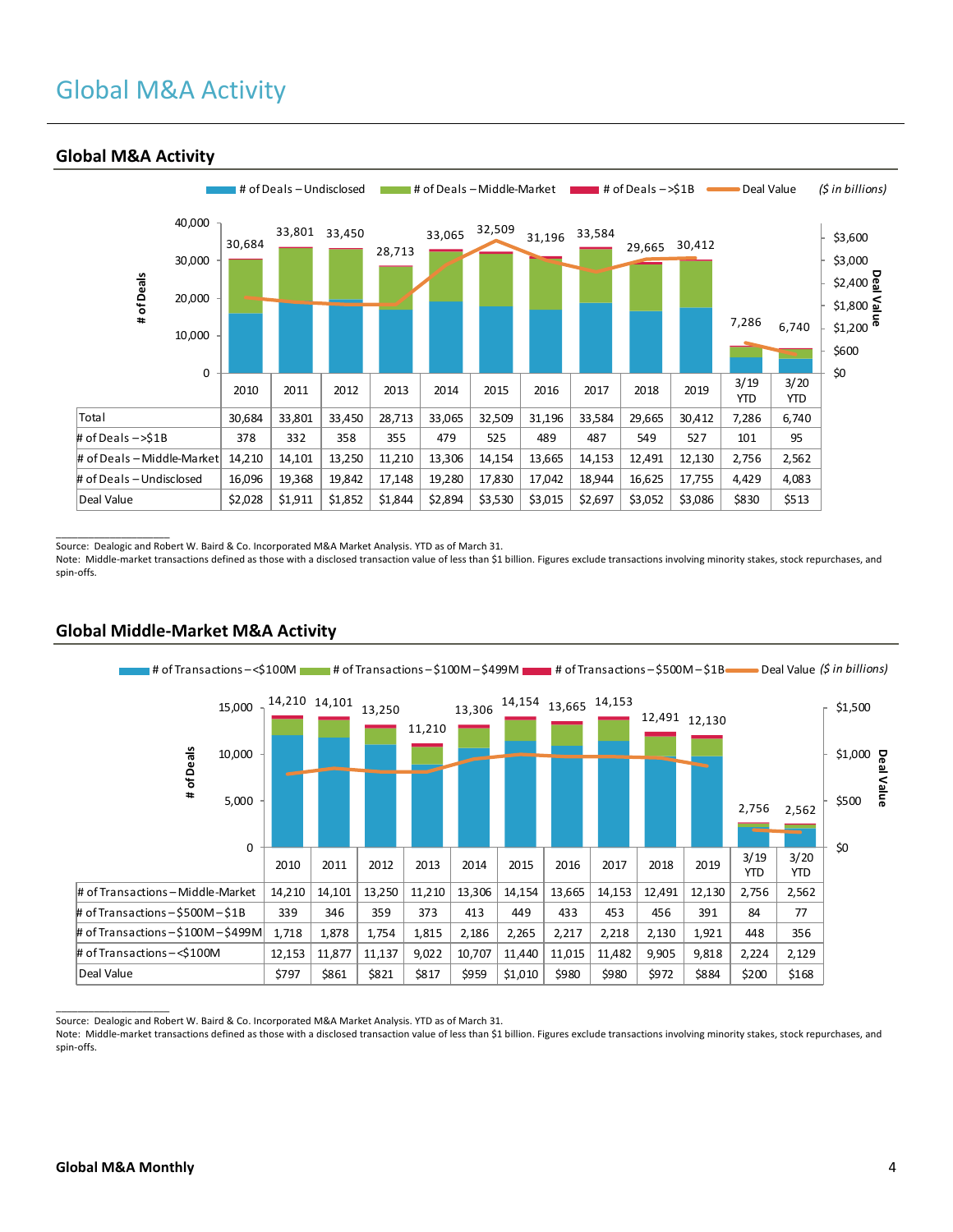# Global M&A Activity

## Global M&A Activity

| | 2010 | 2011 | 2012 | 2013 | 2014 | 2015 | 2016 | 2017 | 2018 | 2019 | 3/19 YTD | 3/20 YTD |
|---|---|---|---|---|---|---|---|---|---|---|---|---|
| Total | 30,684 | 33,801 | 33,450 | 28,713 | 33,065 | 32,509 | 31,196 | 33,584 | 29,665 | 30,412 | 7,286 | 6,740 |
| # of Deals – >$1B | 378 | 332 | 358 | 355 | 479 | 525 | 489 | 487 | 549 | 527 | 101 | 95 |
| # of Deals – Middle-Market | 14,210 | 14,101 | 13,250 | 11,210 | 13,306 | 14,154 | 13,665 | 14,153 | 12,491 | 12,130 | 2,756 | 2,562 |
| # of Deals – Undisclosed | 16,096 | 19,368 | 19,842 | 17,148 | 19,280 | 17,830 | 17,042 | 18,944 | 16,625 | 17,755 | 4,429 | 4,083 |
| Deal Value | $2,028 | $1,911 | $1,852 | $1,844 | $2,894 | $3,530 | $3,015 | $2,697 | $3,052 | $3,086 | $830 | $513 |

*($ in billions)*

Source: Dealogic and Robert W. Baird & Co. Incorporated M&A Market Analysis. YTD as of March 31.
Note: Middle-market transactions defined as those with a disclosed transaction value of less than $1 billion. Figures exclude transactions involving minority stakes, stock repurchases, and spin-offs.

## Global Middle-Market M&A Activity

| | 2010 | 2011 | 2012 | 2013 | 2014 | 2015 | 2016 | 2017 | 2018 | 2019 | 3/19 YTD | 3/20 YTD |
|---|---|---|---|---|---|---|---|---|---|---|---|---|
| # of Transactions – Middle-Market | 14,210 | 14,101 | 13,250 | 11,210 | 13,306 | 14,154 | 13,665 | 14,153 | 12,491 | 12,130 | 2,756 | 2,562 |
| # of Transactions – $500M – $1B | 339 | 346 | 359 | 373 | 413 | 449 | 433 | 453 | 456 | 391 | 84 | 77 |
| # of Transactions – $100M – $499M | 1,718 | 1,878 | 1,754 | 1,815 | 2,186 | 2,265 | 2,217 | 2,218 | 2,130 | 1,921 | 448 | 356 |
| # of Transactions – <$100M | 12,153 | 11,877 | 11,137 | 9,022 | 10,707 | 11,440 | 11,015 | 11,482 | 9,905 | 9,818 | 2,224 | 2,129 |
| Deal Value | $797 | $861 | $821 | $817 | $959 | $1,010 | $980 | $980 | $972 | $884 | $200 | $168 |

*($ in billions)*

Source: Dealogic and Robert W. Baird & Co. Incorporated M&A Market Analysis. YTD as of March 31.
Note: Middle-market transactions defined as those with a disclosed transaction value of less than $1 billion. Figures exclude transactions involving minority stakes, stock repurchases, and spin-offs.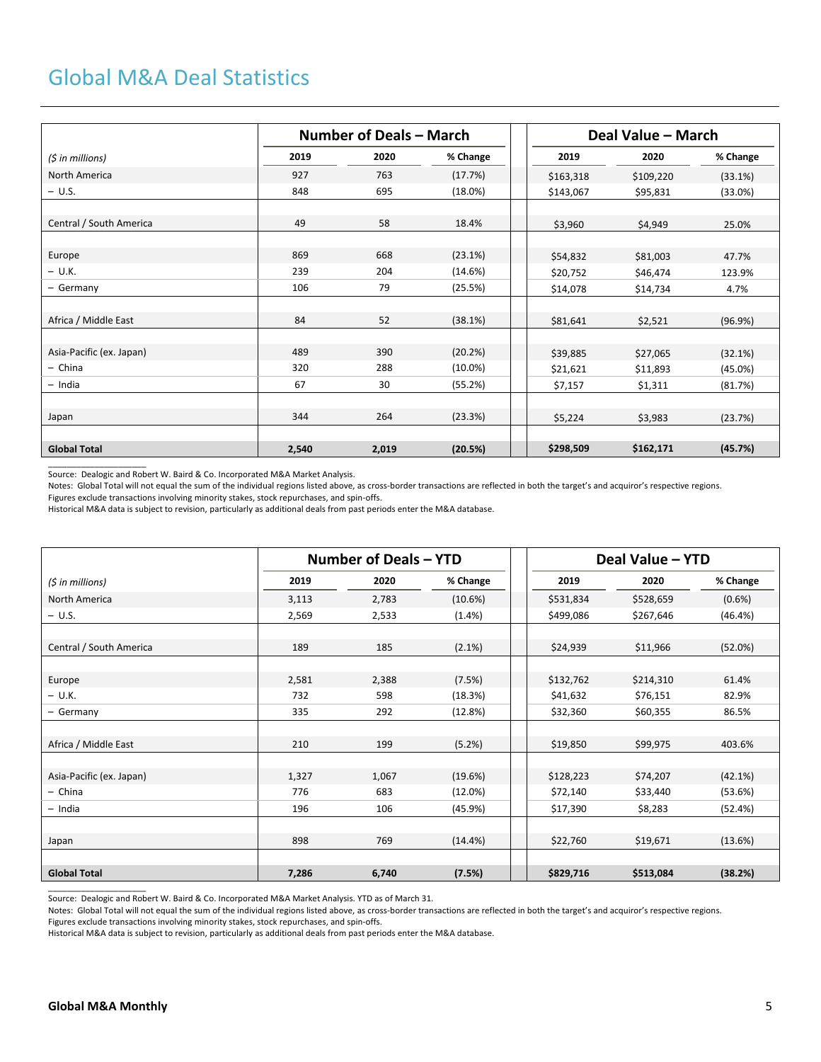# Global M&A Deal Statistics

| ($ in millions) | Number of Deals – March | | | Deal Value – March | | |
|---|---|---|---|---|---|---|
| | 2019 | 2020 | % Change | 2019 | 2020 | % Change |
| North America | 927 | 763 | (17.7%) | $163,318 | $109,220 | (33.1%) |
| – U.S. | 848 | 695 | (18.0%) | $143,067 | $95,831 | (33.0%) |
| Central / South America | 49 | 58 | 18.4% | $3,960 | $4,949 | 25.0% |
| Europe | 869 | 668 | (23.1%) | $54,832 | $81,003 | 47.7% |
| – U.K. | 239 | 204 | (14.6%) | $20,752 | $46,474 | 123.9% |
| – Germany | 106 | 79 | (25.5%) | $14,078 | $14,734 | 4.7% |
| Africa / Middle East | 84 | 52 | (38.1%) | $81,641 | $2,521 | (96.9%) |
| Asia-Pacific (ex. Japan) | 489 | 390 | (20.2%) | $39,885 | $27,065 | (32.1%) |
| – China | 320 | 288 | (10.0%) | $21,621 | $11,893 | (45.0%) |
| – India | 67 | 30 | (55.2%) | $7,157 | $1,311 | (81.7%) |
| Japan | 344 | 264 | (23.3%) | $5,224 | $3,983 | (23.7%) |
| **Global Total** | **2,540** | **2,019** | **(20.5%)** | **$298,509** | **$162,171** | **(45.7%)** |

Source: Dealogic and Robert W. Baird & Co. Incorporated M&A Market Analysis.
Notes: Global Total will not equal the sum of the individual regions listed above, as cross-border transactions are reflected in both the target's and acquiror's respective regions.
Figures exclude transactions involving minority stakes, stock repurchases, and spin-offs.
Historical M&A data is subject to revision, particularly as additional deals from past periods enter the M&A database.

| ($ in millions) | Number of Deals – YTD | | | Deal Value – YTD | | |
|---|---|---|---|---|---|---|
| | 2019 | 2020 | % Change | 2019 | 2020 | % Change |
| North America | 3,113 | 2,783 | (10.6%) | $531,834 | $528,659 | (0.6%) |
| – U.S. | 2,569 | 2,533 | (1.4%) | $499,086 | $267,646 | (46.4%) |
| Central / South America | 189 | 185 | (2.1%) | $24,939 | $11,966 | (52.0%) |
| Europe | 2,581 | 2,388 | (7.5%) | $132,762 | $214,310 | 61.4% |
| – U.K. | 732 | 598 | (18.3%) | $41,632 | $76,151 | 82.9% |
| – Germany | 335 | 292 | (12.8%) | $32,360 | $60,355 | 86.5% |
| Africa / Middle East | 210 | 199 | (5.2%) | $19,850 | $99,975 | 403.6% |
| Asia-Pacific (ex. Japan) | 1,327 | 1,067 | (19.6%) | $128,223 | $74,207 | (42.1%) |
| – China | 776 | 683 | (12.0%) | $72,140 | $33,440 | (53.6%) |
| – India | 196 | 106 | (45.9%) | $17,390 | $8,283 | (52.4%) |
| Japan | 898 | 769 | (14.4%) | $22,760 | $19,671 | (13.6%) |
| **Global Total** | **7,286** | **6,740** | **(7.5%)** | **$829,716** | **$513,084** | **(38.2%)** |

Source: Dealogic and Robert W. Baird & Co. Incorporated M&A Market Analysis. YTD as of March 31.
Notes: Global Total will not equal the sum of the individual regions listed above, as cross-border transactions are reflected in both the target's and acquiror's respective regions.
Figures exclude transactions involving minority stakes, stock repurchases, and spin-offs.
Historical M&A data is subject to revision, particularly as additional deals from past periods enter the M&A database.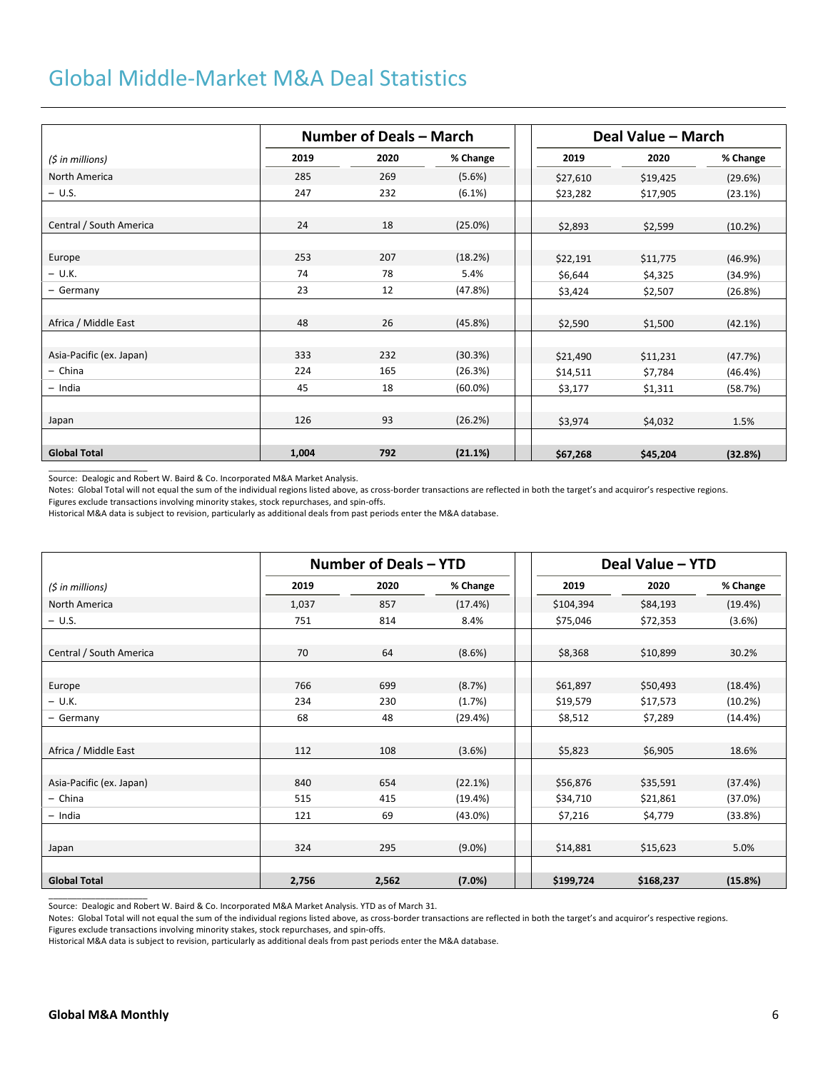# Global Middle-Market M&A Deal Statistics

| *($ in millions)* | Number of Deals – March | | | Deal Value – March | | |
|---|---|---|---|---|---|---|
| | 2019 | 2020 | % Change | 2019 | 2020 | % Change |
| North America | 285 | 269 | (5.6%) | $27,610 | $19,425 | (29.6%) |
| – U.S. | 247 | 232 | (6.1%) | $23,282 | $17,905 | (23.1%) |
| Central / South America | 24 | 18 | (25.0%) | $2,893 | $2,599 | (10.2%) |
| Europe | 253 | 207 | (18.2%) | $22,191 | $11,775 | (46.9%) |
| – U.K. | 74 | 78 | 5.4% | $6,644 | $4,325 | (34.9%) |
| – Germany | 23 | 12 | (47.8%) | $3,424 | $2,507 | (26.8%) |
| Africa / Middle East | 48 | 26 | (45.8%) | $2,590 | $1,500 | (42.1%) |
| Asia-Pacific (ex. Japan) | 333 | 232 | (30.3%) | $21,490 | $11,231 | (47.7%) |
| – China | 224 | 165 | (26.3%) | $14,511 | $7,784 | (46.4%) |
| – India | 45 | 18 | (60.0%) | $3,177 | $1,311 | (58.7%) |
| Japan | 126 | 93 | (26.2%) | $3,974 | $4,032 | 1.5% |
| **Global Total** | **1,004** | **792** | **(21.1%)** | **$67,268** | **$45,204** | **(32.8%)** |

Source: Dealogic and Robert W. Baird & Co. Incorporated M&A Market Analysis.
Notes: Global Total will not equal the sum of the individual regions listed above, as cross-border transactions are reflected in both the target's and acquiror's respective regions.
Figures exclude transactions involving minority stakes, stock repurchases, and spin-offs.
Historical M&A data is subject to revision, particularly as additional deals from past periods enter the M&A database.

| *($ in millions)* | Number of Deals – YTD | | | Deal Value – YTD | | |
|---|---|---|---|---|---|---|
| | 2019 | 2020 | % Change | 2019 | 2020 | % Change |
| North America | 1,037 | 857 | (17.4%) | $104,394 | $84,193 | (19.4%) |
| – U.S. | 751 | 814 | 8.4% | $75,046 | $72,353 | (3.6%) |
| Central / South America | 70 | 64 | (8.6%) | $8,368 | $10,899 | 30.2% |
| Europe | 766 | 699 | (8.7%) | $61,897 | $50,493 | (18.4%) |
| – U.K. | 234 | 230 | (1.7%) | $19,579 | $17,573 | (10.2%) |
| – Germany | 68 | 48 | (29.4%) | $8,512 | $7,289 | (14.4%) |
| Africa / Middle East | 112 | 108 | (3.6%) | $5,823 | $6,905 | 18.6% |
| Asia-Pacific (ex. Japan) | 840 | 654 | (22.1%) | $56,876 | $35,591 | (37.4%) |
| – China | 515 | 415 | (19.4%) | $34,710 | $21,861 | (37.0%) |
| – India | 121 | 69 | (43.0%) | $7,216 | $4,779 | (33.8%) |
| Japan | 324 | 295 | (9.0%) | $14,881 | $15,623 | 5.0% |
| **Global Total** | **2,756** | **2,562** | **(7.0%)** | **$199,724** | **$168,237** | **(15.8%)** |

Source: Dealogic and Robert W. Baird & Co. Incorporated M&A Market Analysis. YTD as of March 31.
Notes: Global Total will not equal the sum of the individual regions listed above, as cross-border transactions are reflected in both the target's and acquiror's respective regions.
Figures exclude transactions involving minority stakes, stock repurchases, and spin-offs.
Historical M&A data is subject to revision, particularly as additional deals from past periods enter the M&A database.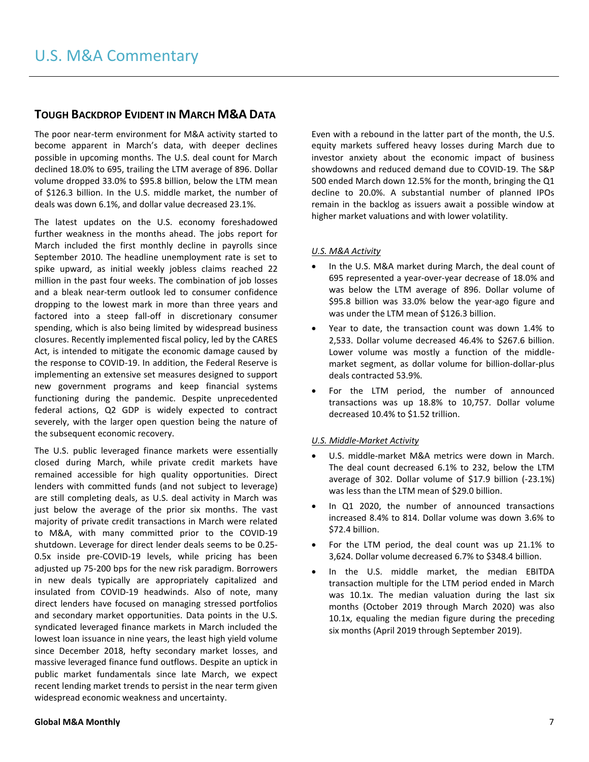# U.S. M&A Commentary

## Tough Backdrop Evident in March M&A Data

The poor near-term environment for M&A activity started to become apparent in March's data, with deeper declines possible in upcoming months. The U.S. deal count for March declined 18.0% to 695, trailing the LTM average of 896. Dollar volume dropped 33.0% to $95.8 billion, below the LTM mean of $126.3 billion. In the U.S. middle market, the number of deals was down 6.1%, and dollar value decreased 23.1%.

The latest updates on the U.S. economy foreshadowed further weakness in the months ahead. The jobs report for March included the first monthly decline in payrolls since September 2010. The headline unemployment rate is set to spike upward, as initial weekly jobless claims reached 22 million in the past four weeks. The combination of job losses and a bleak near-term outlook led to consumer confidence dropping to the lowest mark in more than three years and factored into a steep fall-off in discretionary consumer spending, which is also being limited by widespread business closures. Recently implemented fiscal policy, led by the CARES Act, is intended to mitigate the economic damage caused by the response to COVID-19. In addition, the Federal Reserve is implementing an extensive set measures designed to support new government programs and keep financial systems functioning during the pandemic. Despite unprecedented federal actions, Q2 GDP is widely expected to contract severely, with the larger open question being the nature of the subsequent economic recovery.

The U.S. public leveraged finance markets were essentially closed during March, while private credit markets have remained accessible for high quality opportunities. Direct lenders with committed funds (and not subject to leverage) are still completing deals, as U.S. deal activity in March was just below the average of the prior six months. The vast majority of private credit transactions in March were related to M&A, with many committed prior to the COVID-19 shutdown. Leverage for direct lender deals seems to be 0.25-0.5x inside pre-COVID-19 levels, while pricing has been adjusted up 75-200 bps for the new risk paradigm. Borrowers in new deals typically are appropriately capitalized and insulated from COVID-19 headwinds. Also of note, many direct lenders have focused on managing stressed portfolios and secondary market opportunities. Data points in the U.S. syndicated leveraged finance markets in March included the lowest loan issuance in nine years, the least high yield volume since December 2018, hefty secondary market losses, and massive leveraged finance fund outflows. Despite an uptick in public market fundamentals since late March, we expect recent lending market trends to persist in the near term given widespread economic weakness and uncertainty.

Even with a rebound in the latter part of the month, the U.S. equity markets suffered heavy losses during March due to investor anxiety about the economic impact of business showdowns and reduced demand due to COVID-19. The S&P 500 ended March down 12.5% for the month, bringing the Q1 decline to 20.0%. A substantial number of planned IPOs remain in the backlog as issuers await a possible window at higher market valuations and with lower volatility.

*U.S. M&A Activity*

- In the U.S. M&A market during March, the deal count of 695 represented a year-over-year decrease of 18.0% and was below the LTM average of 896. Dollar volume of $95.8 billion was 33.0% below the year-ago figure and was under the LTM mean of $126.3 billion.
- Year to date, the transaction count was down 1.4% to 2,533. Dollar volume decreased 46.4% to $267.6 billion. Lower volume was mostly a function of the middle-market segment, as dollar volume for billion-dollar-plus deals contracted 53.9%.
- For the LTM period, the number of announced transactions was up 18.8% to 10,757. Dollar volume decreased 10.4% to $1.52 trillion.

*U.S. Middle-Market Activity*

- U.S. middle-market M&A metrics were down in March. The deal count decreased 6.1% to 232, below the LTM average of 302. Dollar volume of $17.9 billion (-23.1%) was less than the LTM mean of $29.0 billion.
- In Q1 2020, the number of announced transactions increased 8.4% to 814. Dollar volume was down 3.6% to $72.4 billion.
- For the LTM period, the deal count was up 21.1% to 3,624. Dollar volume decreased 6.7% to $348.4 billion.
- In the U.S. middle market, the median EBITDA transaction multiple for the LTM period ended in March was 10.1x. The median valuation during the last six months (October 2019 through March 2020) was also 10.1x, equaling the median figure during the preceding six months (April 2019 through September 2019).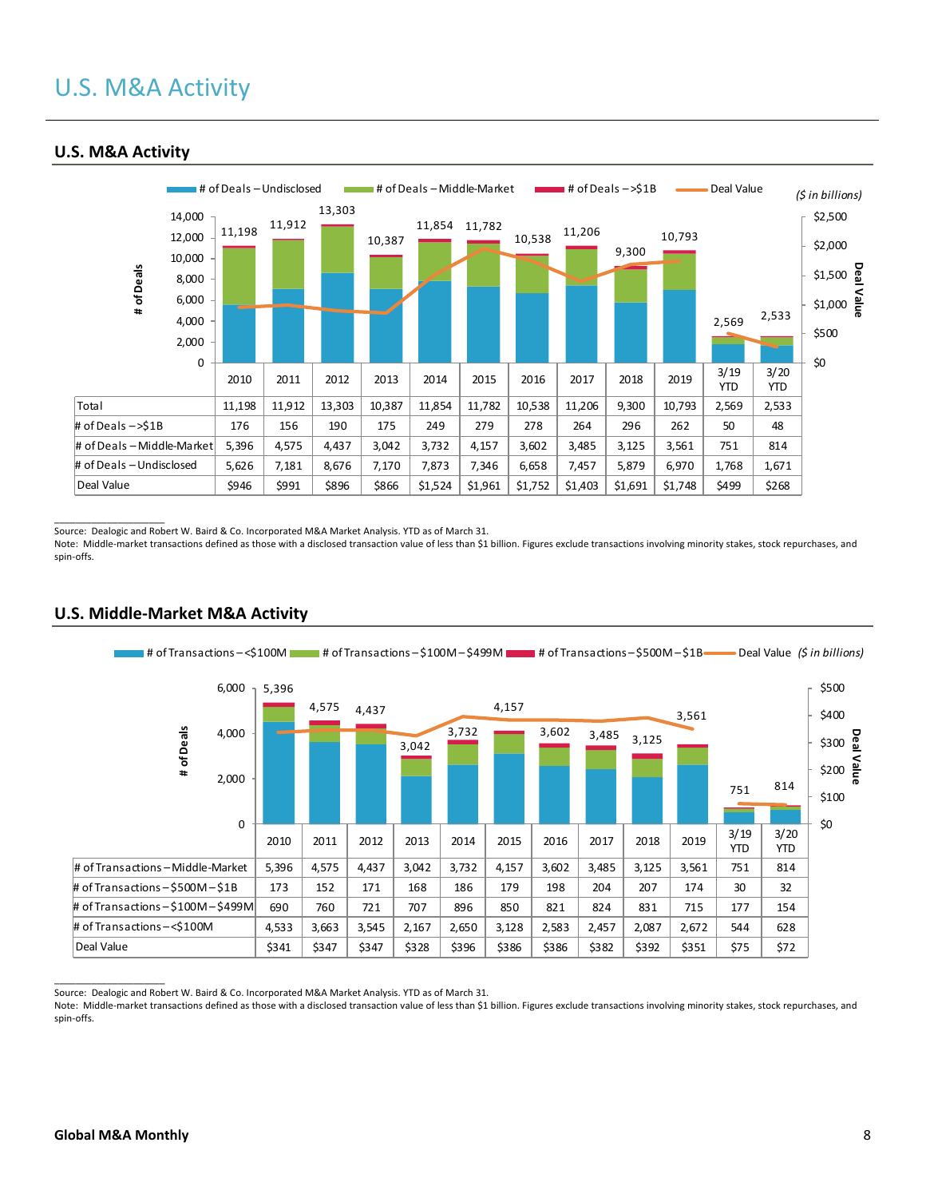# U.S. M&A Activity

## U.S. M&A Activity

($ in billions)

| | 2010 | 2011 | 2012 | 2013 | 2014 | 2015 | 2016 | 2017 | 2018 | 2019 | 3/19 YTD | 3/20 YTD |
|---|---|---|---|---|---|---|---|---|---|---|---|---|
| Total | 11,198 | 11,912 | 13,303 | 10,387 | 11,854 | 11,782 | 10,538 | 11,206 | 9,300 | 10,793 | 2,569 | 2,533 |
| # of Deals – >$1B | 176 | 156 | 190 | 175 | 249 | 279 | 278 | 264 | 296 | 262 | 50 | 48 |
| # of Deals – Middle-Market | 5,396 | 4,575 | 4,437 | 3,042 | 3,732 | 4,157 | 3,602 | 3,485 | 3,125 | 3,561 | 751 | 814 |
| # of Deals – Undisclosed | 5,626 | 7,181 | 8,676 | 7,170 | 7,873 | 7,346 | 6,658 | 7,457 | 5,879 | 6,970 | 1,768 | 1,671 |
| Deal Value | $946 | $991 | $896 | $866 | $1,524 | $1,961 | $1,752 | $1,403 | $1,691 | $1,748 | $499 | $268 |

Source: Dealogic and Robert W. Baird & Co. Incorporated M&A Market Analysis. YTD as of March 31.
Note: Middle-market transactions defined as those with a disclosed transaction value of less than $1 billion. Figures exclude transactions involving minority stakes, stock repurchases, and spin-offs.

## U.S. Middle-Market M&A Activity

($ in billions)

| | 2010 | 2011 | 2012 | 2013 | 2014 | 2015 | 2016 | 2017 | 2018 | 2019 | 3/19 YTD | 3/20 YTD |
|---|---|---|---|---|---|---|---|---|---|---|---|---|
| # of Transactions – Middle-Market | 5,396 | 4,575 | 4,437 | 3,042 | 3,732 | 4,157 | 3,602 | 3,485 | 3,125 | 3,561 | 751 | 814 |
| # of Transactions – $500M – $1B | 173 | 152 | 171 | 168 | 186 | 179 | 198 | 204 | 207 | 174 | 30 | 32 |
| # of Transactions – $100M – $499M | 690 | 760 | 721 | 707 | 896 | 850 | 821 | 824 | 831 | 715 | 177 | 154 |
| # of Transactions – <$100M | 4,533 | 3,663 | 3,545 | 2,167 | 2,650 | 3,128 | 2,583 | 2,457 | 2,087 | 2,672 | 544 | 628 |
| Deal Value | $341 | $347 | $347 | $328 | $396 | $386 | $386 | $382 | $392 | $351 | $75 | $72 |

Source: Dealogic and Robert W. Baird & Co. Incorporated M&A Market Analysis. YTD as of March 31.
Note: Middle-market transactions defined as those with a disclosed transaction value of less than $1 billion. Figures exclude transactions involving minority stakes, stock repurchases, and spin-offs.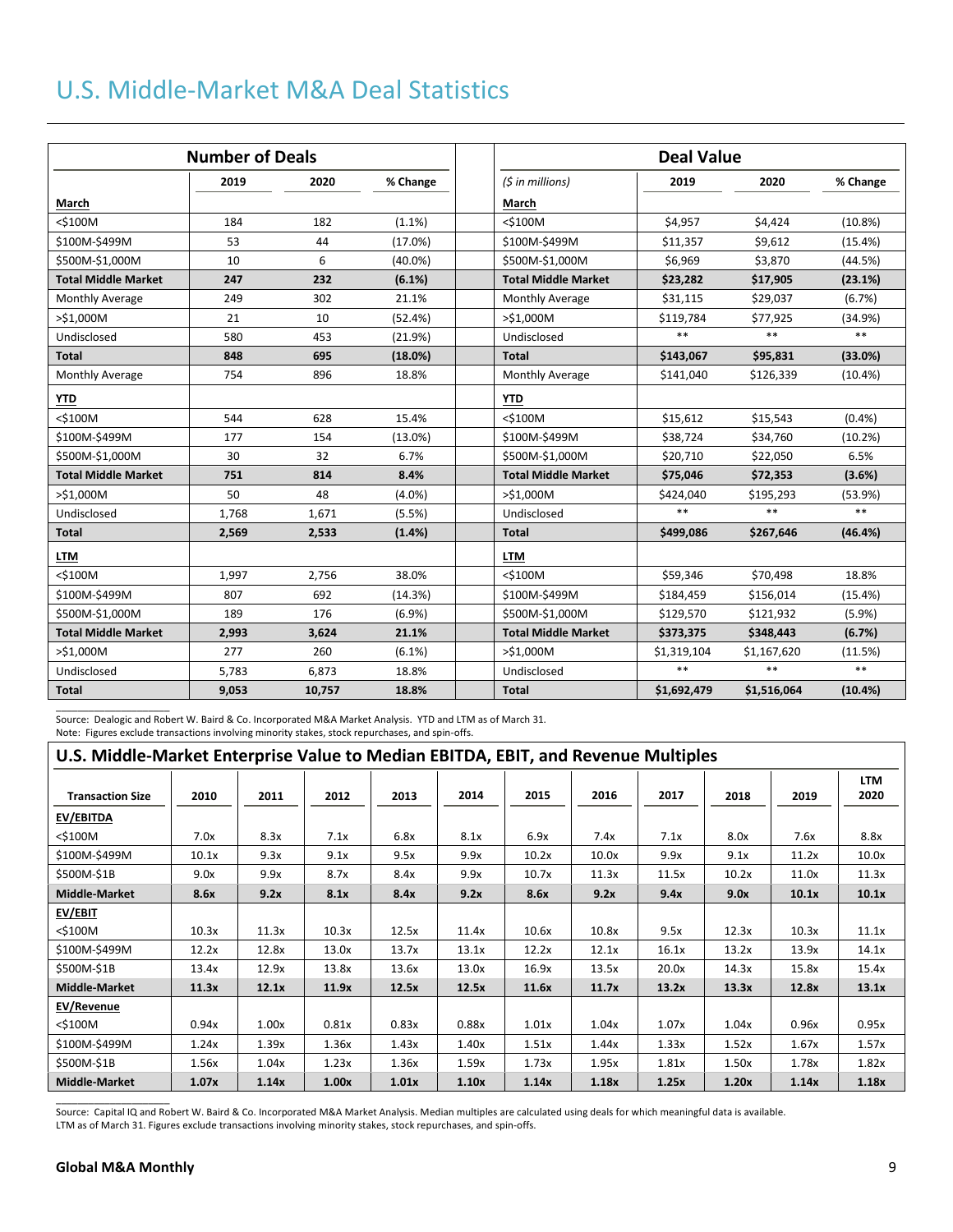# U.S. Middle-Market M&A Deal Statistics

| Number of Deals | | | | | Deal Value | | | |
|---|---|---|---|---|---|---|---|---|
| | 2019 | 2020 | % Change | | *($ in millions)* | 2019 | 2020 | % Change |
| **March** | | | | | **March** | | | |
| <$100M | 184 | 182 | (1.1%) | | <$100M | $4,957 | $4,424 | (10.8%) |
| $100M-$499M | 53 | 44 | (17.0%) | | $100M-$499M | $11,357 | $9,612 | (15.4%) |
| $500M-$1,000M | 10 | 6 | (40.0%) | | $500M-$1,000M | $6,969 | $3,870 | (44.5%) |
| **Total Middle Market** | **247** | **232** | **(6.1%)** | | **Total Middle Market** | **$23,282** | **$17,905** | **(23.1%)** |
| Monthly Average | 249 | 302 | 21.1% | | Monthly Average | $31,115 | $29,037 | (6.7%) |
| >$1,000M | 21 | 10 | (52.4%) | | >$1,000M | $119,784 | $77,925 | (34.9%) |
| Undisclosed | 580 | 453 | (21.9%) | | Undisclosed | ** | ** | ** |
| **Total** | **848** | **695** | **(18.0%)** | | **Total** | **$143,067** | **$95,831** | **(33.0%)** |
| Monthly Average | 754 | 896 | 18.8% | | Monthly Average | $141,040 | $126,339 | (10.4%) |
| **YTD** | | | | | **YTD** | | | |
| <$100M | 544 | 628 | 15.4% | | <$100M | $15,612 | $15,543 | (0.4%) |
| $100M-$499M | 177 | 154 | (13.0%) | | $100M-$499M | $38,724 | $34,760 | (10.2%) |
| $500M-$1,000M | 30 | 32 | 6.7% | | $500M-$1,000M | $20,710 | $22,050 | 6.5% |
| **Total Middle Market** | **751** | **814** | **8.4%** | | **Total Middle Market** | **$75,046** | **$72,353** | **(3.6%)** |
| >$1,000M | 50 | 48 | (4.0%) | | >$1,000M | $424,040 | $195,293 | (53.9%) |
| Undisclosed | 1,768 | 1,671 | (5.5%) | | Undisclosed | ** | ** | ** |
| **Total** | **2,569** | **2,533** | **(1.4%)** | | **Total** | **$499,086** | **$267,646** | **(46.4%)** |
| **LTM** | | | | | **LTM** | | | |
| <$100M | 1,997 | 2,756 | 38.0% | | <$100M | $59,346 | $70,498 | 18.8% |
| $100M-$499M | 807 | 692 | (14.3%) | | $100M-$499M | $184,459 | $156,014 | (15.4%) |
| $500M-$1,000M | 189 | 176 | (6.9%) | | $500M-$1,000M | $129,570 | $121,932 | (5.9%) |
| **Total Middle Market** | **2,993** | **3,624** | **21.1%** | | **Total Middle Market** | **$373,375** | **$348,443** | **(6.7%)** |
| >$1,000M | 277 | 260 | (6.1%) | | >$1,000M | $1,319,104 | $1,167,620 | (11.5%) |
| Undisclosed | 5,783 | 6,873 | 18.8% | | Undisclosed | ** | ** | ** |
| **Total** | **9,053** | **10,757** | **18.8%** | | **Total** | **$1,692,479** | **$1,516,064** | **(10.4%)** |

Source: Dealogic and Robert W. Baird & Co. Incorporated M&A Market Analysis. YTD and LTM as of March 31.
Note: Figures exclude transactions involving minority stakes, stock repurchases, and spin-offs.

## U.S. Middle-Market Enterprise Value to Median EBITDA, EBIT, and Revenue Multiples

| Transaction Size | 2010 | 2011 | 2012 | 2013 | 2014 | 2015 | 2016 | 2017 | 2018 | 2019 | LTM 2020 |
|---|---|---|---|---|---|---|---|---|---|---|---|
| **EV/EBITDA** | | | | | | | | | | | |
| <$100M | 7.0x | 8.3x | 7.1x | 6.8x | 8.1x | 6.9x | 7.4x | 7.1x | 8.0x | 7.6x | 8.8x |
| $100M-$499M | 10.1x | 9.3x | 9.1x | 9.5x | 9.9x | 10.2x | 10.0x | 9.9x | 9.1x | 11.2x | 10.0x |
| $500M-$1B | 9.0x | 9.9x | 8.7x | 8.4x | 9.9x | 10.7x | 11.3x | 11.5x | 10.2x | 11.0x | 11.3x |
| **Middle-Market** | **8.6x** | **9.2x** | **8.1x** | **8.4x** | **9.2x** | **8.6x** | **9.2x** | **9.4x** | **9.0x** | **10.1x** | **10.1x** |
| **EV/EBIT** | | | | | | | | | | | |
| <$100M | 10.3x | 11.3x | 10.3x | 12.5x | 11.4x | 10.6x | 10.8x | 9.5x | 12.3x | 10.3x | 11.1x |
| $100M-$499M | 12.2x | 12.8x | 13.0x | 13.7x | 13.1x | 12.2x | 12.1x | 16.1x | 13.2x | 13.9x | 14.1x |
| $500M-$1B | 13.4x | 12.9x | 13.8x | 13.6x | 13.0x | 16.9x | 13.5x | 20.0x | 14.3x | 15.8x | 15.4x |
| **Middle-Market** | **11.3x** | **12.1x** | **11.9x** | **12.5x** | **12.5x** | **11.6x** | **11.7x** | **13.2x** | **13.3x** | **12.8x** | **13.1x** |
| **EV/Revenue** | | | | | | | | | | | |
| <$100M | 0.94x | 1.00x | 0.81x | 0.83x | 0.88x | 1.01x | 1.04x | 1.07x | 1.04x | 0.96x | 0.95x |
| $100M-$499M | 1.24x | 1.39x | 1.36x | 1.43x | 1.40x | 1.51x | 1.44x | 1.33x | 1.52x | 1.67x | 1.57x |
| $500M-$1B | 1.56x | 1.04x | 1.23x | 1.36x | 1.59x | 1.73x | 1.95x | 1.81x | 1.50x | 1.78x | 1.82x |
| **Middle-Market** | **1.07x** | **1.14x** | **1.00x** | **1.01x** | **1.10x** | **1.14x** | **1.18x** | **1.25x** | **1.20x** | **1.14x** | **1.18x** |

Source: Capital IQ and Robert W. Baird & Co. Incorporated M&A Market Analysis. Median multiples are calculated using deals for which meaningful data is available.
LTM as of March 31. Figures exclude transactions involving minority stakes, stock repurchases, and spin-offs.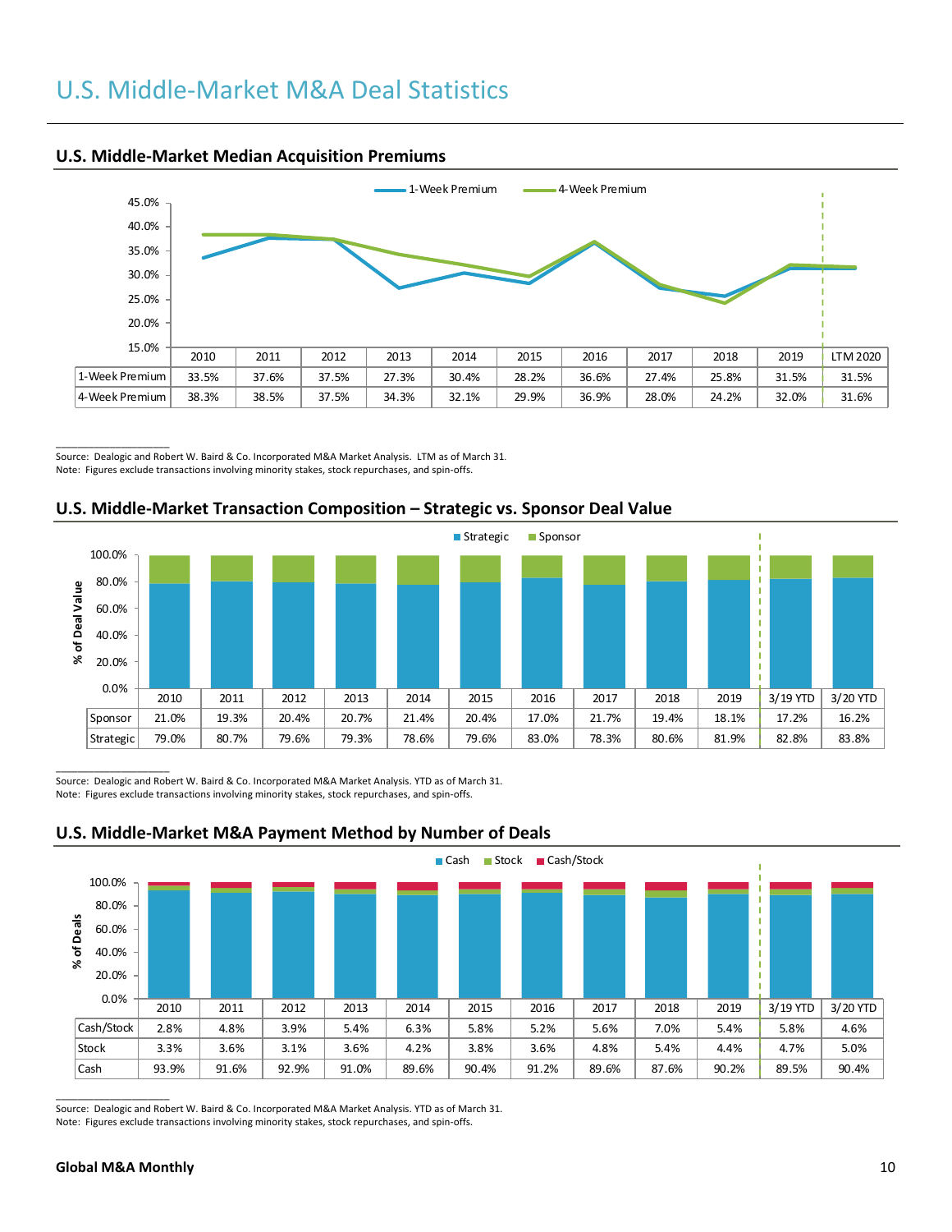# U.S. Middle-Market M&A Deal Statistics

## U.S. Middle-Market Median Acquisition Premiums

| | 2010 | 2011 | 2012 | 2013 | 2014 | 2015 | 2016 | 2017 | 2018 | 2019 | LTM 2020 |
|---|---|---|---|---|---|---|---|---|---|---|---|
| 1-Week Premium | 33.5% | 37.6% | 37.5% | 27.3% | 30.4% | 28.2% | 36.6% | 27.4% | 25.8% | 31.5% | 31.5% |
| 4-Week Premium | 38.3% | 38.5% | 37.5% | 34.3% | 32.1% | 29.9% | 36.9% | 28.0% | 24.2% | 32.0% | 31.6% |

Source: Dealogic and Robert W. Baird & Co. Incorporated M&A Market Analysis. LTM as of March 31.
Note: Figures exclude transactions involving minority stakes, stock repurchases, and spin-offs.

## U.S. Middle-Market Transaction Composition – Strategic vs. Sponsor Deal Value

| | 2010 | 2011 | 2012 | 2013 | 2014 | 2015 | 2016 | 2017 | 2018 | 2019 | 3/19 YTD | 3/20 YTD |
|---|---|---|---|---|---|---|---|---|---|---|---|---|
| Sponsor | 21.0% | 19.3% | 20.4% | 20.7% | 21.4% | 20.4% | 17.0% | 21.7% | 19.4% | 18.1% | 17.2% | 16.2% |
| Strategic | 79.0% | 80.7% | 79.6% | 79.3% | 78.6% | 79.6% | 83.0% | 78.3% | 80.6% | 81.9% | 82.8% | 83.8% |

Source: Dealogic and Robert W. Baird & Co. Incorporated M&A Market Analysis. YTD as of March 31.
Note: Figures exclude transactions involving minority stakes, stock repurchases, and spin-offs.

## U.S. Middle-Market M&A Payment Method by Number of Deals

| | 2010 | 2011 | 2012 | 2013 | 2014 | 2015 | 2016 | 2017 | 2018 | 2019 | 3/19 YTD | 3/20 YTD |
|---|---|---|---|---|---|---|---|---|---|---|---|---|
| Cash/Stock | 2.8% | 4.8% | 3.9% | 5.4% | 6.3% | 5.8% | 5.2% | 5.6% | 7.0% | 5.4% | 5.8% | 4.6% |
| Stock | 3.3% | 3.6% | 3.1% | 3.6% | 4.2% | 3.8% | 3.6% | 4.8% | 5.4% | 4.4% | 4.7% | 5.0% |
| Cash | 93.9% | 91.6% | 92.9% | 91.0% | 89.6% | 90.4% | 91.2% | 89.6% | 87.6% | 90.2% | 89.5% | 90.4% |

Source: Dealogic and Robert W. Baird & Co. Incorporated M&A Market Analysis. YTD as of March 31.
Note: Figures exclude transactions involving minority stakes, stock repurchases, and spin-offs.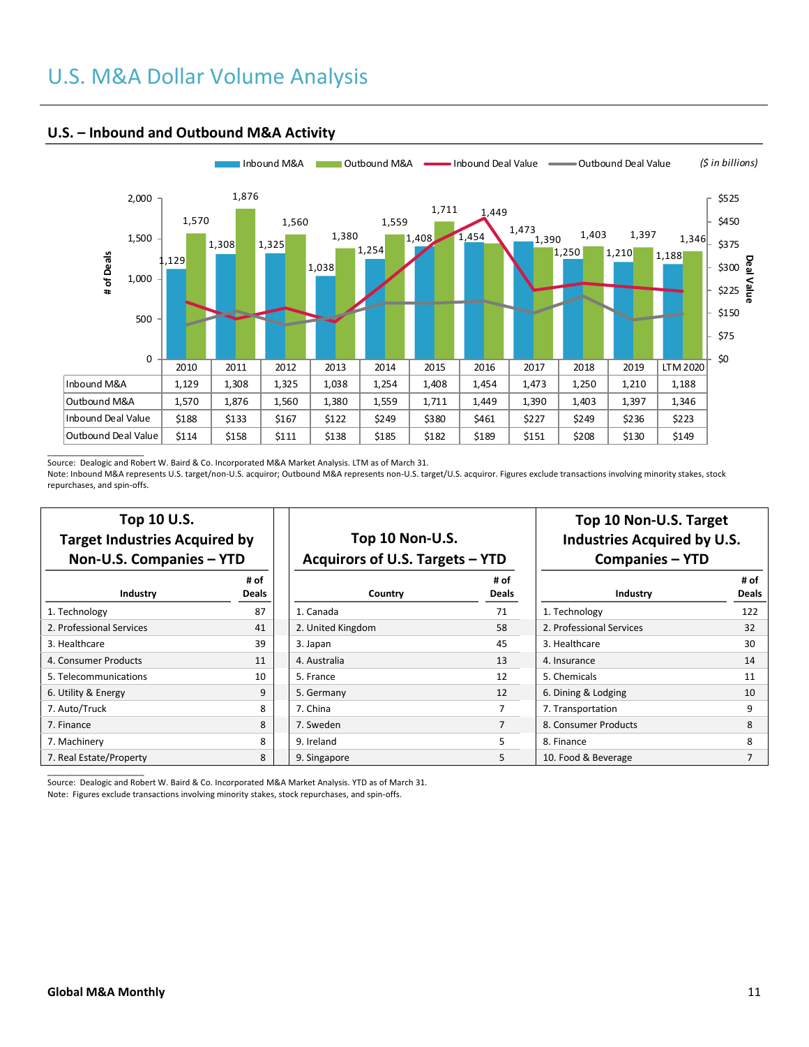# U.S. M&A Dollar Volume Analysis

## U.S. – Inbound and Outbound M&A Activity

Inbound M&A | Outbound M&A | Inbound Deal Value | Outbound Deal Value *($ in billions)*

| | 2010 | 2011 | 2012 | 2013 | 2014 | 2015 | 2016 | 2017 | 2018 | 2019 | LTM 2020 |
|---|---|---|---|---|---|---|---|---|---|---|---|
| Inbound M&A | 1,129 | 1,308 | 1,325 | 1,038 | 1,254 | 1,408 | 1,454 | 1,473 | 1,250 | 1,210 | 1,188 |
| Outbound M&A | 1,570 | 1,876 | 1,560 | 1,380 | 1,559 | 1,711 | 1,449 | 1,390 | 1,403 | 1,397 | 1,346 |
| Inbound Deal Value | $188 | $133 | $167 | $122 | $249 | $380 | $461 | $227 | $249 | $236 | $223 |
| Outbound Deal Value | $114 | $158 | $111 | $138 | $185 | $182 | $189 | $151 | $208 | $130 | $149 |

Source: Dealogic and Robert W. Baird & Co. Incorporated M&A Market Analysis. LTM as of March 31.
Note: Inbound M&A represents U.S. target/non-U.S. acquiror; Outbound M&A represents non-U.S. target/U.S. acquiror. Figures exclude transactions involving minority stakes, stock repurchases, and spin-offs.

### Top 10 U.S. Target Industries Acquired by Non-U.S. Companies – YTD

| Industry | # of Deals |
|---|---|
| 1. Technology | 87 |
| 2. Professional Services | 41 |
| 3. Healthcare | 39 |
| 4. Consumer Products | 11 |
| 5. Telecommunications | 10 |
| 6. Utility & Energy | 9 |
| 7. Auto/Truck | 8 |
| 7. Finance | 8 |
| 7. Machinery | 8 |
| 7. Real Estate/Property | 8 |

### Top 10 Non-U.S. Acquirors of U.S. Targets – YTD

| Country | # of Deals |
|---|---|
| 1. Canada | 71 |
| 2. United Kingdom | 58 |
| 3. Japan | 45 |
| 4. Australia | 13 |
| 5. France | 12 |
| 5. Germany | 12 |
| 7. China | 7 |
| 7. Sweden | 7 |
| 9. Ireland | 5 |
| 9. Singapore | 5 |

### Top 10 Non-U.S. Target Industries Acquired by U.S. Companies – YTD

| Industry | # of Deals |
|---|---|
| 1. Technology | 122 |
| 2. Professional Services | 32 |
| 3. Healthcare | 30 |
| 4. Insurance | 14 |
| 5. Chemicals | 11 |
| 6. Dining & Lodging | 10 |
| 7. Transportation | 9 |
| 8. Consumer Products | 8 |
| 8. Finance | 8 |
| 10. Food & Beverage | 7 |

Source: Dealogic and Robert W. Baird & Co. Incorporated M&A Market Analysis. YTD as of March 31.
Note: Figures exclude transactions involving minority stakes, stock repurchases, and spin-offs.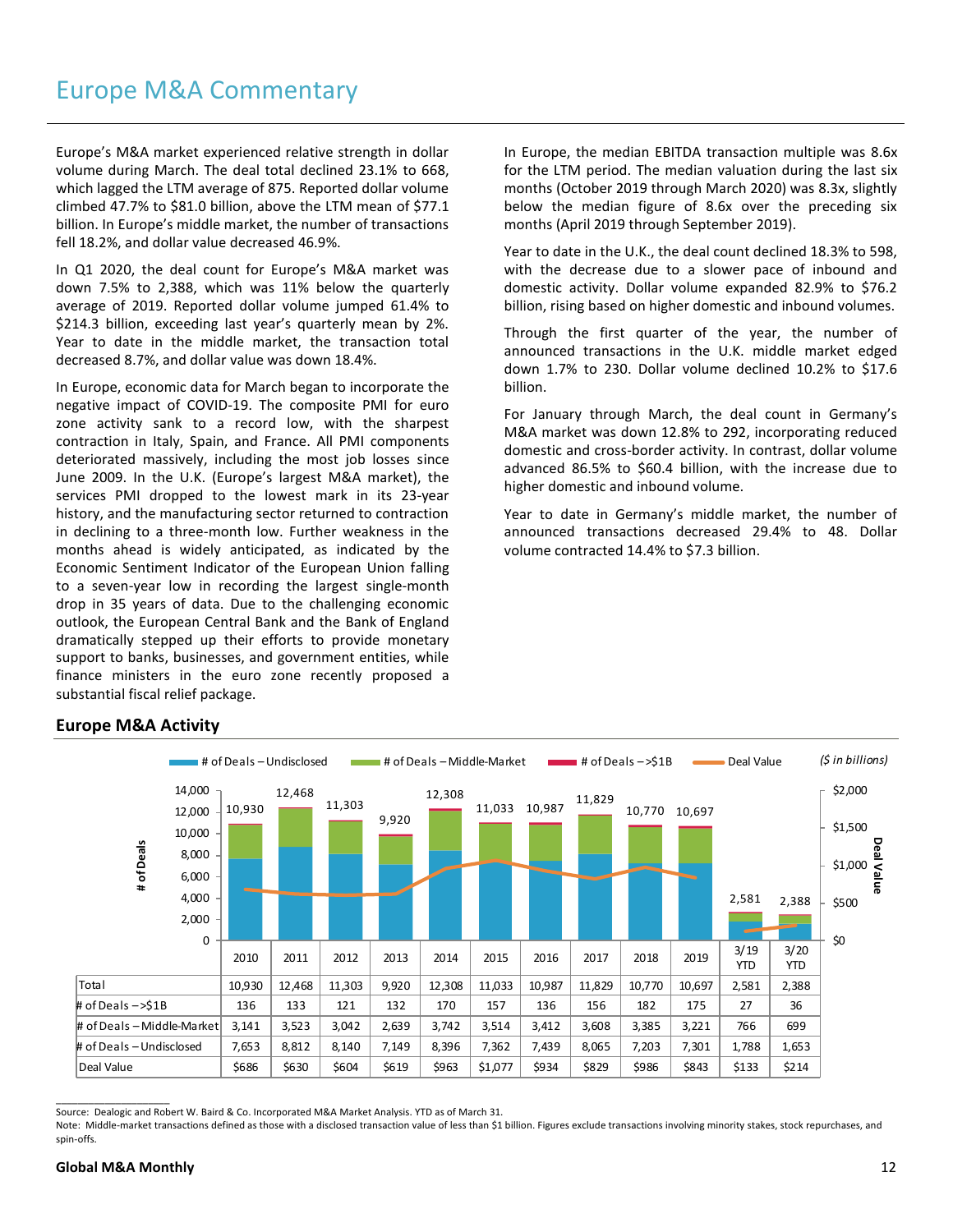# Europe M&A Commentary

Europe's M&A market experienced relative strength in dollar volume during March. The deal total declined 23.1% to 668, which lagged the LTM average of 875. Reported dollar volume climbed 47.7% to $81.0 billion, above the LTM mean of $77.1 billion. In Europe's middle market, the number of transactions fell 18.2%, and dollar value decreased 46.9%.

In Q1 2020, the deal count for Europe's M&A market was down 7.5% to 2,388, which was 11% below the quarterly average of 2019. Reported dollar volume jumped 61.4% to $214.3 billion, exceeding last year's quarterly mean by 2%. Year to date in the middle market, the transaction total decreased 8.7%, and dollar value was down 18.4%.

In Europe, economic data for March began to incorporate the negative impact of COVID-19. The composite PMI for euro zone activity sank to a record low, with the sharpest contraction in Italy, Spain, and France. All PMI components deteriorated massively, including the most job losses since June 2009. In the U.K. (Europe's largest M&A market), the services PMI dropped to the lowest mark in its 23-year history, and the manufacturing sector returned to contraction in declining to a three-month low. Further weakness in the months ahead is widely anticipated, as indicated by the Economic Sentiment Indicator of the European Union falling to a seven-year low in recording the largest single-month drop in 35 years of data. Due to the challenging economic outlook, the European Central Bank and the Bank of England dramatically stepped up their efforts to provide monetary support to banks, businesses, and government entities, while finance ministers in the euro zone recently proposed a substantial fiscal relief package.

In Europe, the median EBITDA transaction multiple was 8.6x for the LTM period. The median valuation during the last six months (October 2019 through March 2020) was 8.3x, slightly below the median figure of 8.6x over the preceding six months (April 2019 through September 2019).

Year to date in the U.K., the deal count declined 18.3% to 598, with the decrease due to a slower pace of inbound and domestic activity. Dollar volume expanded 82.9% to $76.2 billion, rising based on higher domestic and inbound volumes.

Through the first quarter of the year, the number of announced transactions in the U.K. middle market edged down 1.7% to 230. Dollar volume declined 10.2% to $17.6 billion.

For January through March, the deal count in Germany's M&A market was down 12.8% to 292, incorporating reduced domestic and cross-border activity. In contrast, dollar volume advanced 86.5% to $60.4 billion, with the increase due to higher domestic and inbound volume.

Year to date in Germany's middle market, the number of announced transactions decreased 29.4% to 48. Dollar volume contracted 14.4% to $7.3 billion.

## Europe M&A Activity

*($ in billions)*

| | 2010 | 2011 | 2012 | 2013 | 2014 | 2015 | 2016 | 2017 | 2018 | 2019 | 3/19 YTD | 3/20 YTD |
|---|---|---|---|---|---|---|---|---|---|---|---|---|
| Total | 10,930 | 12,468 | 11,303 | 9,920 | 12,308 | 11,033 | 10,987 | 11,829 | 10,770 | 10,697 | 2,581 | 2,388 |
| # of Deals – >$1B | 136 | 133 | 121 | 132 | 170 | 157 | 136 | 156 | 182 | 175 | 27 | 36 |
| # of Deals – Middle-Market | 3,141 | 3,523 | 3,042 | 2,639 | 3,742 | 3,514 | 3,412 | 3,608 | 3,385 | 3,221 | 766 | 699 |
| # of Deals – Undisclosed | 7,653 | 8,812 | 8,140 | 7,149 | 8,396 | 7,362 | 7,439 | 8,065 | 7,203 | 7,301 | 1,788 | 1,653 |
| Deal Value | $686 | $630 | $604 | $619 | $963 | $1,077 | $934 | $829 | $986 | $843 | $133 | $214 |

Source: Dealogic and Robert W. Baird & Co. Incorporated M&A Market Analysis. YTD as of March 31.
Note: Middle-market transactions defined as those with a disclosed transaction value of less than $1 billion. Figures exclude transactions involving minority stakes, stock repurchases, and spin-offs.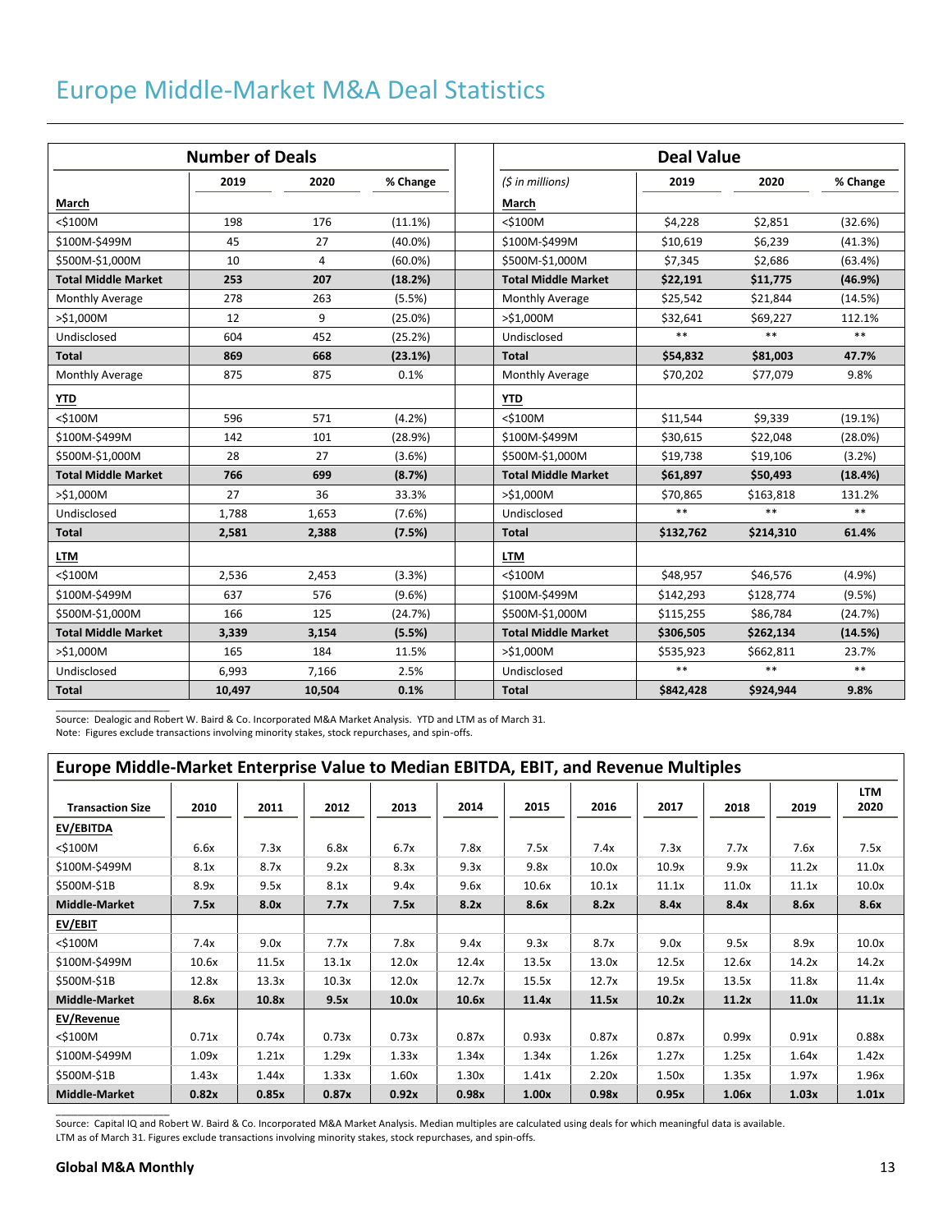# Europe Middle-Market M&A Deal Statistics

| Number of Deals | 2019 | 2020 | % Change | | *($ in millions)* Deal Value | 2019 | 2020 | % Change |
|---|---|---|---|---|---|---|---|---|
| **March** | | | | | **March** | | | |
| <$100M | 198 | 176 | (11.1%) | | <$100M | $4,228 | $2,851 | (32.6%) |
| $100M-$499M | 45 | 27 | (40.0%) | | $100M-$499M | $10,619 | $6,239 | (41.3%) |
| $500M-$1,000M | 10 | 4 | (60.0%) | | $500M-$1,000M | $7,345 | $2,686 | (63.4%) |
| **Total Middle Market** | **253** | **207** | **(18.2%)** | | **Total Middle Market** | **$22,191** | **$11,775** | **(46.9%)** |
| Monthly Average | 278 | 263 | (5.5%) | | Monthly Average | $25,542 | $21,844 | (14.5%) |
| >$1,000M | 12 | 9 | (25.0%) | | >$1,000M | $32,641 | $69,227 | 112.1% |
| Undisclosed | 604 | 452 | (25.2%) | | Undisclosed | ** | ** | ** |
| **Total** | **869** | **668** | **(23.1%)** | | **Total** | **$54,832** | **$81,003** | **47.7%** |
| Monthly Average | 875 | 875 | 0.1% | | Monthly Average | $70,202 | $77,079 | 9.8% |
| **YTD** | | | | | **YTD** | | | |
| <$100M | 596 | 571 | (4.2%) | | <$100M | $11,544 | $9,339 | (19.1%) |
| $100M-$499M | 142 | 101 | (28.9%) | | $100M-$499M | $30,615 | $22,048 | (28.0%) |
| $500M-$1,000M | 28 | 27 | (3.6%) | | $500M-$1,000M | $19,738 | $19,106 | (3.2%) |
| **Total Middle Market** | **766** | **699** | **(8.7%)** | | **Total Middle Market** | **$61,897** | **$50,493** | **(18.4%)** |
| >$1,000M | 27 | 36 | 33.3% | | >$1,000M | $70,865 | $163,818 | 131.2% |
| Undisclosed | 1,788 | 1,653 | (7.6%) | | Undisclosed | ** | ** | ** |
| **Total** | **2,581** | **2,388** | **(7.5%)** | | **Total** | **$132,762** | **$214,310** | **61.4%** |
| **LTM** | | | | | **LTM** | | | |
| <$100M | 2,536 | 2,453 | (3.3%) | | <$100M | $48,957 | $46,576 | (4.9%) |
| $100M-$499M | 637 | 576 | (9.6%) | | $100M-$499M | $142,293 | $128,774 | (9.5%) |
| $500M-$1,000M | 166 | 125 | (24.7%) | | $500M-$1,000M | $115,255 | $86,784 | (24.7%) |
| **Total Middle Market** | **3,339** | **3,154** | **(5.5%)** | | **Total Middle Market** | **$306,505** | **$262,134** | **(14.5%)** |
| >$1,000M | 165 | 184 | 11.5% | | >$1,000M | $535,923 | $662,811 | 23.7% |
| Undisclosed | 6,993 | 7,166 | 2.5% | | Undisclosed | ** | ** | ** |
| **Total** | **10,497** | **10,504** | **0.1%** | | **Total** | **$842,428** | **$924,944** | **9.8%** |

Source: Dealogic and Robert W. Baird & Co. Incorporated M&A Market Analysis. YTD and LTM as of March 31.
Note: Figures exclude transactions involving minority stakes, stock repurchases, and spin-offs.

## Europe Middle-Market Enterprise Value to Median EBITDA, EBIT, and Revenue Multiples

| Transaction Size | 2010 | 2011 | 2012 | 2013 | 2014 | 2015 | 2016 | 2017 | 2018 | 2019 | LTM 2020 |
|---|---|---|---|---|---|---|---|---|---|---|---|
| **EV/EBITDA** | | | | | | | | | | | |
| <$100M | 6.6x | 7.3x | 6.8x | 6.7x | 7.8x | 7.5x | 7.4x | 7.3x | 7.7x | 7.6x | 7.5x |
| $100M-$499M | 8.1x | 8.7x | 9.2x | 8.3x | 9.3x | 9.8x | 10.0x | 10.9x | 9.9x | 11.2x | 11.0x |
| $500M-$1B | 8.9x | 9.5x | 8.1x | 9.4x | 9.6x | 10.6x | 10.1x | 11.1x | 11.0x | 11.1x | 10.0x |
| **Middle-Market** | **7.5x** | **8.0x** | **7.7x** | **7.5x** | **8.2x** | **8.6x** | **8.2x** | **8.4x** | **8.4x** | **8.6x** | **8.6x** |
| **EV/EBIT** | | | | | | | | | | | |
| <$100M | 7.4x | 9.0x | 7.7x | 7.8x | 9.4x | 9.3x | 8.7x | 9.0x | 9.5x | 8.9x | 10.0x |
| $100M-$499M | 10.6x | 11.5x | 13.1x | 12.0x | 12.4x | 13.5x | 13.0x | 12.5x | 12.6x | 14.2x | 14.2x |
| $500M-$1B | 12.8x | 13.3x | 10.3x | 12.0x | 12.7x | 15.5x | 12.7x | 19.5x | 13.5x | 11.8x | 11.4x |
| **Middle-Market** | **8.6x** | **10.8x** | **9.5x** | **10.0x** | **10.6x** | **11.4x** | **11.5x** | **10.2x** | **11.2x** | **11.0x** | **11.1x** |
| **EV/Revenue** | | | | | | | | | | | |
| <$100M | 0.71x | 0.74x | 0.73x | 0.73x | 0.87x | 0.93x | 0.87x | 0.87x | 0.99x | 0.91x | 0.88x |
| $100M-$499M | 1.09x | 1.21x | 1.29x | 1.33x | 1.34x | 1.34x | 1.26x | 1.27x | 1.25x | 1.64x | 1.42x |
| $500M-$1B | 1.43x | 1.44x | 1.33x | 1.60x | 1.30x | 1.41x | 2.20x | 1.50x | 1.35x | 1.97x | 1.96x |
| **Middle-Market** | **0.82x** | **0.85x** | **0.87x** | **0.92x** | **0.98x** | **1.00x** | **0.98x** | **0.95x** | **1.06x** | **1.03x** | **1.01x** |

Source: Capital IQ and Robert W. Baird & Co. Incorporated M&A Market Analysis. Median multiples are calculated using deals for which meaningful data is available.
LTM as of March 31. Figures exclude transactions involving minority stakes, stock repurchases, and spin-offs.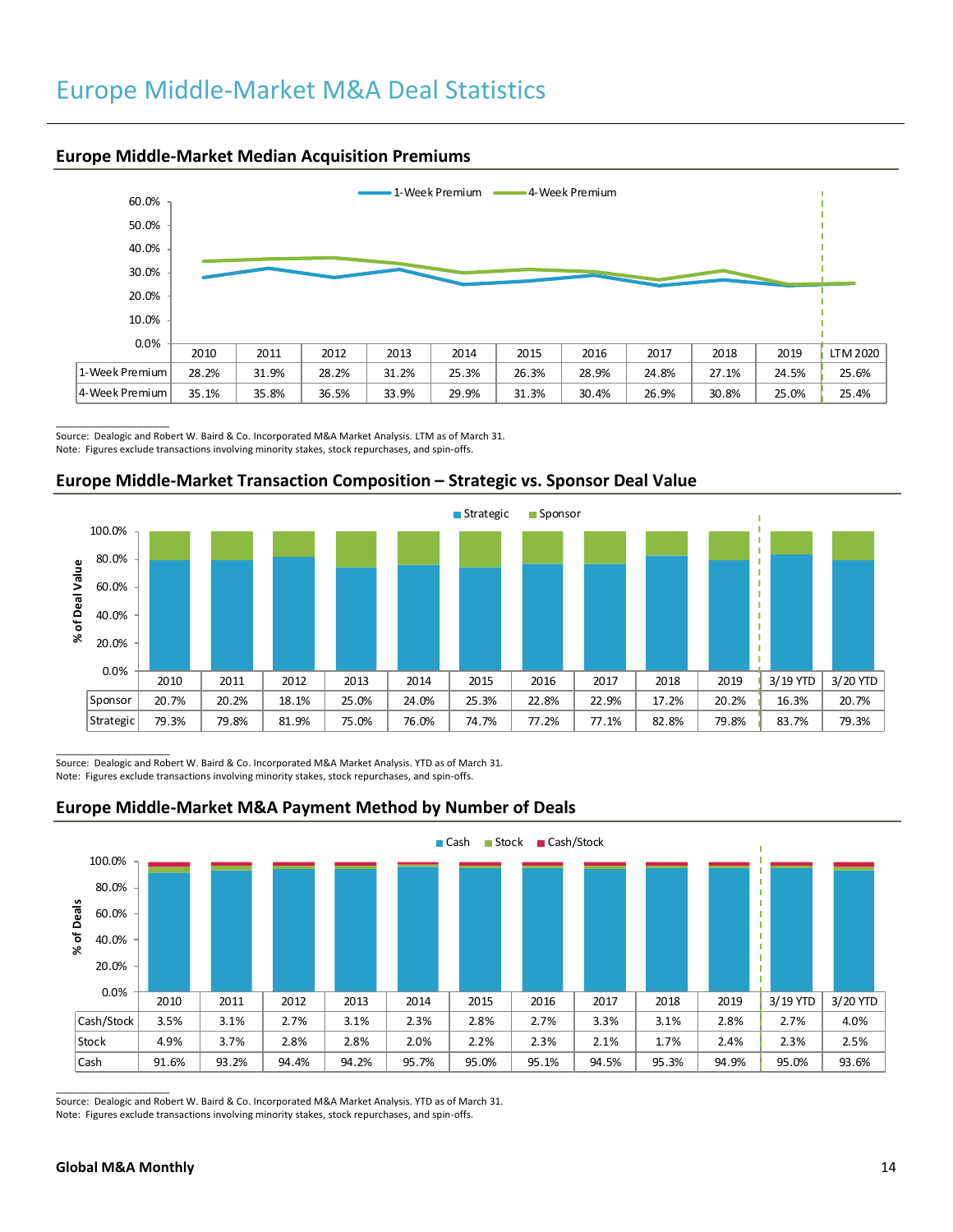# Europe Middle-Market M&A Deal Statistics

## Europe Middle-Market Median Acquisition Premiums

| | 2010 | 2011 | 2012 | 2013 | 2014 | 2015 | 2016 | 2017 | 2018 | 2019 | LTM 2020 |
|---|---|---|---|---|---|---|---|---|---|---|---|
| 1-Week Premium | 28.2% | 31.9% | 28.2% | 31.2% | 25.3% | 26.3% | 28.9% | 24.8% | 27.1% | 24.5% | 25.6% |
| 4-Week Premium | 35.1% | 35.8% | 36.5% | 33.9% | 29.9% | 31.3% | 30.4% | 26.9% | 30.8% | 25.0% | 25.4% |

Source: Dealogic and Robert W. Baird & Co. Incorporated M&A Market Analysis. LTM as of March 31.
Note: Figures exclude transactions involving minority stakes, stock repurchases, and spin-offs.

## Europe Middle-Market Transaction Composition – Strategic vs. Sponsor Deal Value

| | 2010 | 2011 | 2012 | 2013 | 2014 | 2015 | 2016 | 2017 | 2018 | 2019 | 3/19 YTD | 3/20 YTD |
|---|---|---|---|---|---|---|---|---|---|---|---|---|
| Sponsor | 20.7% | 20.2% | 18.1% | 25.0% | 24.0% | 25.3% | 22.8% | 22.9% | 17.2% | 20.2% | 16.3% | 20.7% |
| Strategic | 79.3% | 79.8% | 81.9% | 75.0% | 76.0% | 74.7% | 77.2% | 77.1% | 82.8% | 79.8% | 83.7% | 79.3% |

Source: Dealogic and Robert W. Baird & Co. Incorporated M&A Market Analysis. YTD as of March 31.
Note: Figures exclude transactions involving minority stakes, stock repurchases, and spin-offs.

## Europe Middle-Market M&A Payment Method by Number of Deals

| | 2010 | 2011 | 2012 | 2013 | 2014 | 2015 | 2016 | 2017 | 2018 | 2019 | 3/19 YTD | 3/20 YTD |
|---|---|---|---|---|---|---|---|---|---|---|---|---|
| Cash/Stock | 3.5% | 3.1% | 2.7% | 3.1% | 2.3% | 2.8% | 2.7% | 3.3% | 3.1% | 2.8% | 2.7% | 4.0% |
| Stock | 4.9% | 3.7% | 2.8% | 2.8% | 2.0% | 2.2% | 2.3% | 2.1% | 1.7% | 2.4% | 2.3% | 2.5% |
| Cash | 91.6% | 93.2% | 94.4% | 94.2% | 95.7% | 95.0% | 95.1% | 94.5% | 95.3% | 94.9% | 95.0% | 93.6% |

Source: Dealogic and Robert W. Baird & Co. Incorporated M&A Market Analysis. YTD as of March 31.
Note: Figures exclude transactions involving minority stakes, stock repurchases, and spin-offs.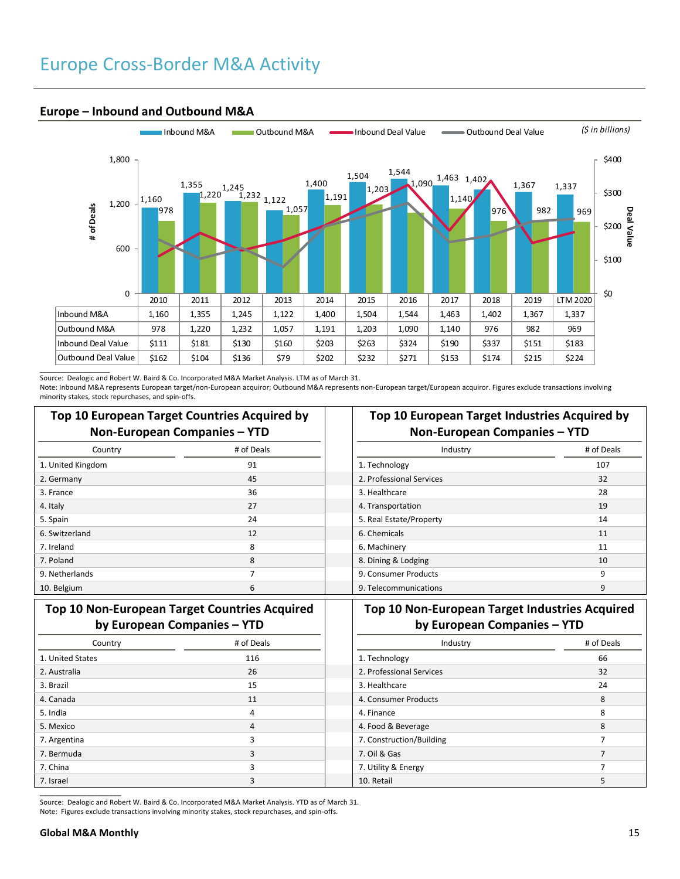# Europe Cross-Border M&A Activity

## Europe – Inbound and Outbound M&A

($ in billions)

| | 2010 | 2011 | 2012 | 2013 | 2014 | 2015 | 2016 | 2017 | 2018 | 2019 | LTM 2020 |
|---|---|---|---|---|---|---|---|---|---|---|---|
| Inbound M&A | 1,160 | 1,355 | 1,245 | 1,122 | 1,400 | 1,504 | 1,544 | 1,463 | 1,402 | 1,367 | 1,337 |
| Outbound M&A | 978 | 1,220 | 1,232 | 1,057 | 1,191 | 1,203 | 1,090 | 1,140 | 976 | 982 | 969 |
| Inbound Deal Value | $111 | $181 | $130 | $160 | $203 | $263 | $324 | $190 | $337 | $151 | $183 |
| Outbound Deal Value | $162 | $104 | $136 | $79 | $202 | $232 | $271 | $153 | $174 | $215 | $224 |

Source: Dealogic and Robert W. Baird & Co. Incorporated M&A Market Analysis. LTM as of March 31.
Note: Inbound M&A represents European target/non-European acquiror; Outbound M&A represents non-European target/European acquiror. Figures exclude transactions involving minority stakes, stock repurchases, and spin-offs.

### Top 10 European Target Countries Acquired by Non-European Companies – YTD

| Country | # of Deals |
|---|---|
| 1. United Kingdom | 91 |
| 2. Germany | 45 |
| 3. France | 36 |
| 4. Italy | 27 |
| 5. Spain | 24 |
| 6. Switzerland | 12 |
| 7. Ireland | 8 |
| 7. Poland | 8 |
| 9. Netherlands | 7 |
| 10. Belgium | 6 |

### Top 10 European Target Industries Acquired by Non-European Companies – YTD

| Industry | # of Deals |
|---|---|
| 1. Technology | 107 |
| 2. Professional Services | 32 |
| 3. Healthcare | 28 |
| 4. Transportation | 19 |
| 5. Real Estate/Property | 14 |
| 6. Chemicals | 11 |
| 6. Machinery | 11 |
| 8. Dining & Lodging | 10 |
| 9. Consumer Products | 9 |
| 9. Telecommunications | 9 |

### Top 10 Non-European Target Countries Acquired by European Companies – YTD

| Country | # of Deals |
|---|---|
| 1. United States | 116 |
| 2. Australia | 26 |
| 3. Brazil | 15 |
| 4. Canada | 11 |
| 5. India | 4 |
| 5. Mexico | 4 |
| 7. Argentina | 3 |
| 7. Bermuda | 3 |
| 7. China | 3 |
| 7. Israel | 3 |

### Top 10 Non-European Target Industries Acquired by European Companies – YTD

| Industry | # of Deals |
|---|---|
| 1. Technology | 66 |
| 2. Professional Services | 32 |
| 3. Healthcare | 24 |
| 4. Consumer Products | 8 |
| 4. Finance | 8 |
| 4. Food & Beverage | 8 |
| 7. Construction/Building | 7 |
| 7. Oil & Gas | 7 |
| 7. Utility & Energy | 7 |
| 10. Retail | 5 |

Source: Dealogic and Robert W. Baird & Co. Incorporated M&A Market Analysis. YTD as of March 31.
Note: Figures exclude transactions involving minority stakes, stock repurchases, and spin-offs.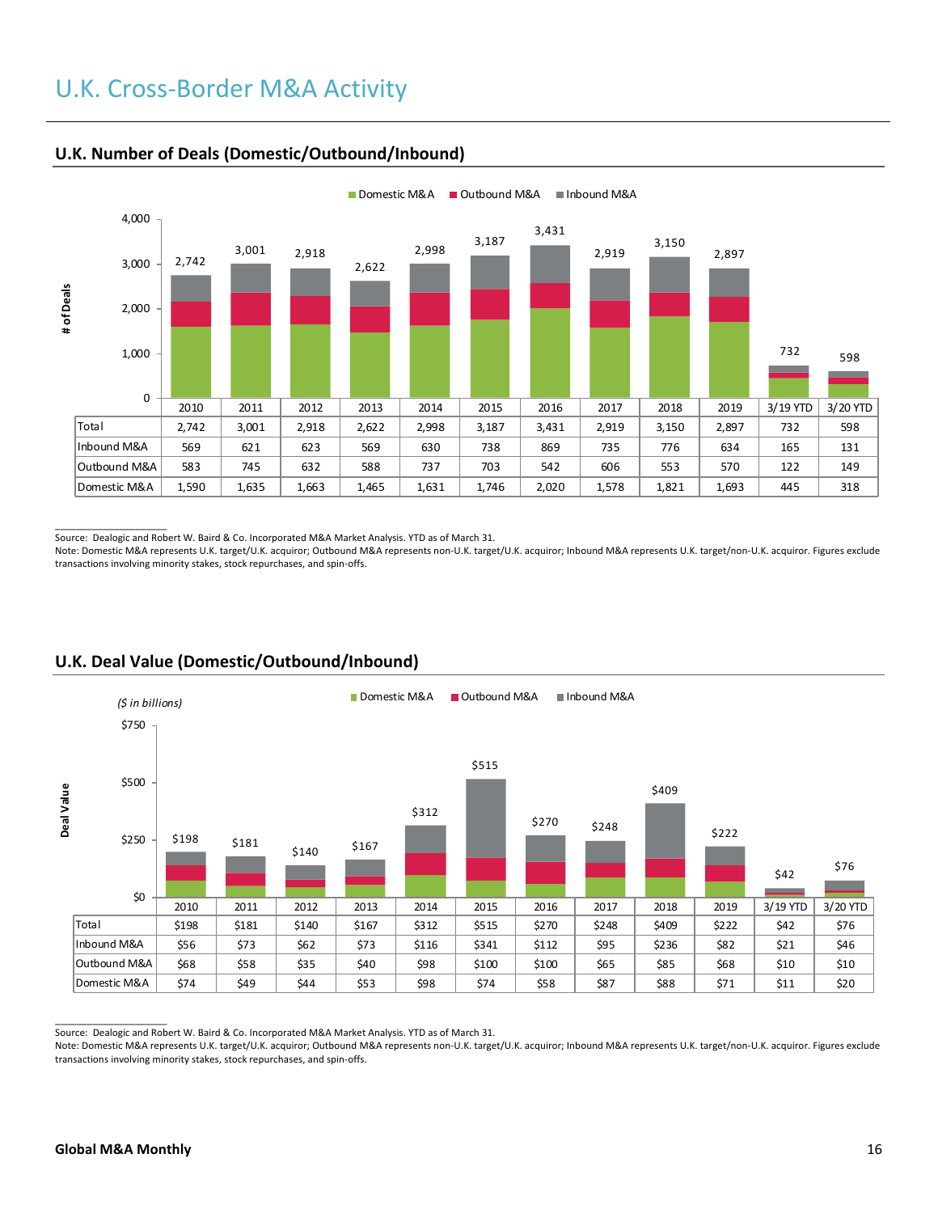# U.K. Cross-Border M&A Activity

## U.K. Number of Deals (Domestic/Outbound/Inbound)

| | 2010 | 2011 | 2012 | 2013 | 2014 | 2015 | 2016 | 2017 | 2018 | 2019 | 3/19 YTD | 3/20 YTD |
|---|---|---|---|---|---|---|---|---|---|---|---|---|
| Total | 2,742 | 3,001 | 2,918 | 2,622 | 2,998 | 3,187 | 3,431 | 2,919 | 3,150 | 2,897 | 732 | 598 |
| Inbound M&A | 569 | 621 | 623 | 569 | 630 | 738 | 869 | 735 | 776 | 634 | 165 | 131 |
| Outbound M&A | 583 | 745 | 632 | 588 | 737 | 703 | 542 | 606 | 553 | 570 | 122 | 149 |
| Domestic M&A | 1,590 | 1,635 | 1,663 | 1,465 | 1,631 | 1,746 | 2,020 | 1,578 | 1,821 | 1,693 | 445 | 318 |

Source: Dealogic and Robert W. Baird & Co. Incorporated M&A Market Analysis. YTD as of March 31.
Note: Domestic M&A represents U.K. target/U.K. acquiror; Outbound M&A represents non-U.K. target/U.K. acquiror; Inbound M&A represents U.K. target/non-U.K. acquiror. Figures exclude transactions involving minority stakes, stock repurchases, and spin-offs.

## U.K. Deal Value (Domestic/Outbound/Inbound)

*($ in billions)*

| | 2010 | 2011 | 2012 | 2013 | 2014 | 2015 | 2016 | 2017 | 2018 | 2019 | 3/19 YTD | 3/20 YTD |
|---|---|---|---|---|---|---|---|---|---|---|---|---|
| Total | $198 | $181 | $140 | $167 | $312 | $515 | $270 | $248 | $409 | $222 | $42 | $76 |
| Inbound M&A | $56 | $73 | $62 | $73 | $116 | $341 | $112 | $95 | $236 | $82 | $21 | $46 |
| Outbound M&A | $68 | $58 | $35 | $40 | $98 | $100 | $100 | $65 | $85 | $68 | $10 | $10 |
| Domestic M&A | $74 | $49 | $44 | $53 | $98 | $74 | $58 | $87 | $88 | $71 | $11 | $20 |

Source: Dealogic and Robert W. Baird & Co. Incorporated M&A Market Analysis. YTD as of March 31.
Note: Domestic M&A represents U.K. target/U.K. acquiror; Outbound M&A represents non-U.K. target/U.K. acquiror; Inbound M&A represents U.K. target/non-U.K. acquiror. Figures exclude transactions involving minority stakes, stock repurchases, and spin-offs.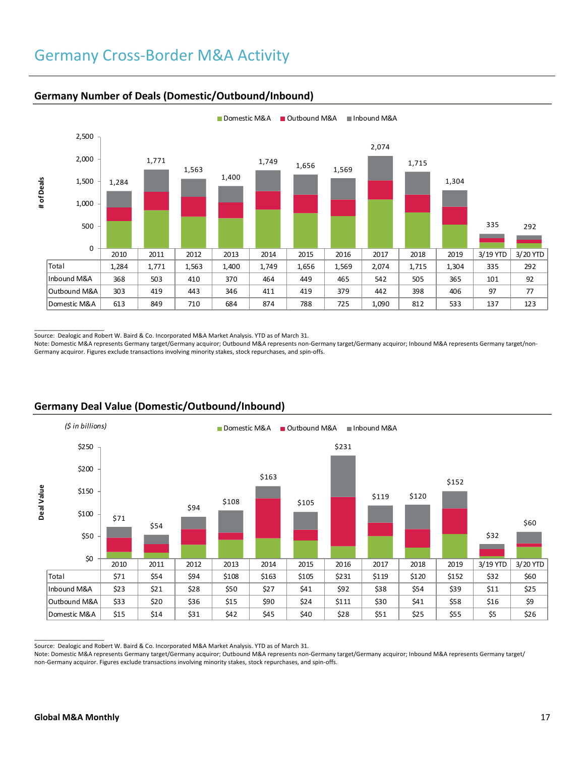# Germany Cross-Border M&A Activity

## Germany Number of Deals (Domestic/Outbound/Inbound)

| | 2010 | 2011 | 2012 | 2013 | 2014 | 2015 | 2016 | 2017 | 2018 | 2019 | 3/19 YTD | 3/20 YTD |
|---|---|---|---|---|---|---|---|---|---|---|---|---|
| Total | 1,284 | 1,771 | 1,563 | 1,400 | 1,749 | 1,656 | 1,569 | 2,074 | 1,715 | 1,304 | 335 | 292 |
| Inbound M&A | 368 | 503 | 410 | 370 | 464 | 449 | 465 | 542 | 505 | 365 | 101 | 92 |
| Outbound M&A | 303 | 419 | 443 | 346 | 411 | 419 | 379 | 442 | 398 | 406 | 97 | 77 |
| Domestic M&A | 613 | 849 | 710 | 684 | 874 | 788 | 725 | 1,090 | 812 | 533 | 137 | 123 |

Source: Dealogic and Robert W. Baird & Co. Incorporated M&A Market Analysis. YTD as of March 31.
Note: Domestic M&A represents Germany target/Germany acquiror; Outbound M&A represents non-Germany target/Germany acquiror; Inbound M&A represents Germany target/non-Germany acquiror. Figures exclude transactions involving minority stakes, stock repurchases, and spin-offs.

## Germany Deal Value (Domestic/Outbound/Inbound)

*($ in billions)*

| | 2010 | 2011 | 2012 | 2013 | 2014 | 2015 | 2016 | 2017 | 2018 | 2019 | 3/19 YTD | 3/20 YTD |
|---|---|---|---|---|---|---|---|---|---|---|---|---|
| Total | $71 | $54 | $94 | $108 | $163 | $105 | $231 | $119 | $120 | $152 | $32 | $60 |
| Inbound M&A | $23 | $21 | $28 | $50 | $27 | $41 | $92 | $38 | $54 | $39 | $11 | $25 |
| Outbound M&A | $33 | $20 | $36 | $15 | $90 | $24 | $111 | $30 | $41 | $58 | $16 | $9 |
| Domestic M&A | $15 | $14 | $31 | $42 | $45 | $40 | $28 | $51 | $25 | $55 | $5 | $26 |

Source: Dealogic and Robert W. Baird & Co. Incorporated M&A Market Analysis. YTD as of March 31.
Note: Domestic M&A represents Germany target/Germany acquiror; Outbound M&A represents non-Germany target/Germany acquiror; Inbound M&A represents Germany target/non-Germany acquiror. Figures exclude transactions involving minority stakes, stock repurchases, and spin-offs.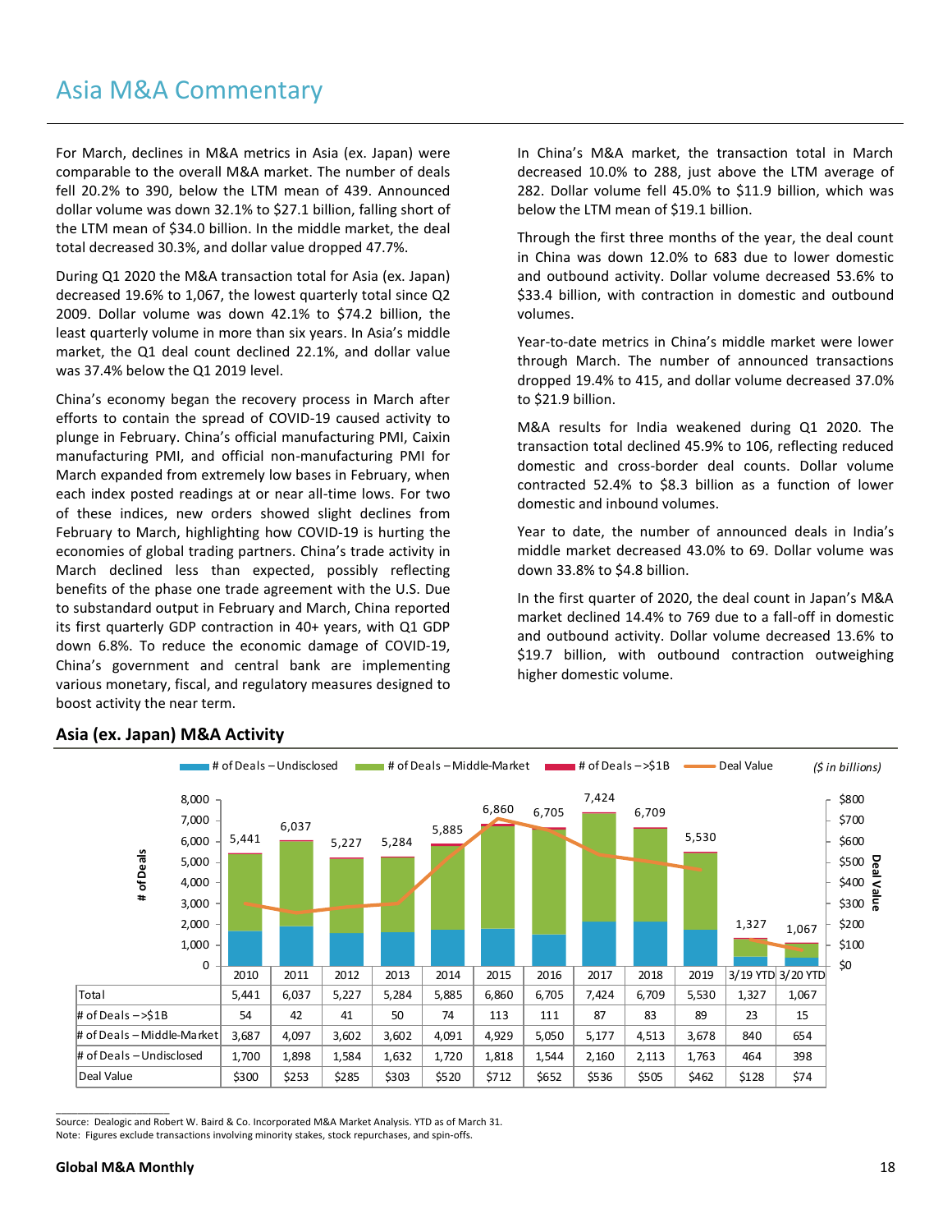# Asia M&A Commentary

For March, declines in M&A metrics in Asia (ex. Japan) were comparable to the overall M&A market. The number of deals fell 20.2% to 390, below the LTM mean of 439. Announced dollar volume was down 32.1% to $27.1 billion, falling short of the LTM mean of $34.0 billion. In the middle market, the deal total decreased 30.3%, and dollar value dropped 47.7%.

During Q1 2020 the M&A transaction total for Asia (ex. Japan) decreased 19.6% to 1,067, the lowest quarterly total since Q2 2009. Dollar volume was down 42.1% to $74.2 billion, the least quarterly volume in more than six years. In Asia's middle market, the Q1 deal count declined 22.1%, and dollar value was 37.4% below the Q1 2019 level.

China's economy began the recovery process in March after efforts to contain the spread of COVID-19 caused activity to plunge in February. China's official manufacturing PMI, Caixin manufacturing PMI, and official non-manufacturing PMI for March expanded from extremely low bases in February, when each index posted readings at or near all-time lows. For two of these indices, new orders showed slight declines from February to March, highlighting how COVID-19 is hurting the economies of global trading partners. China's trade activity in March declined less than expected, possibly reflecting benefits of the phase one trade agreement with the U.S. Due to substandard output in February and March, China reported its first quarterly GDP contraction in 40+ years, with Q1 GDP down 6.8%. To reduce the economic damage of COVID-19, China's government and central bank are implementing various monetary, fiscal, and regulatory measures designed to boost activity the near term.

In China's M&A market, the transaction total in March decreased 10.0% to 288, just above the LTM average of 282. Dollar volume fell 45.0% to $11.9 billion, which was below the LTM mean of $19.1 billion.

Through the first three months of the year, the deal count in China was down 12.0% to 683 due to lower domestic and outbound activity. Dollar volume decreased 53.6% to $33.4 billion, with contraction in domestic and outbound volumes.

Year-to-date metrics in China's middle market were lower through March. The number of announced transactions dropped 19.4% to 415, and dollar volume decreased 37.0% to $21.9 billion.

M&A results for India weakened during Q1 2020. The transaction total declined 45.9% to 106, reflecting reduced domestic and cross-border deal counts. Dollar volume contracted 52.4% to $8.3 billion as a function of lower domestic and inbound volumes.

Year to date, the number of announced deals in India's middle market decreased 43.0% to 69. Dollar volume was down 33.8% to $4.8 billion.

In the first quarter of 2020, the deal count in Japan's M&A market declined 14.4% to 769 due to a fall-off in domestic and outbound activity. Dollar volume decreased 13.6% to $19.7 billion, with outbound contraction outweighing higher domestic volume.

## Asia (ex. Japan) M&A Activity

($ in billions)

| | 2010 | 2011 | 2012 | 2013 | 2014 | 2015 | 2016 | 2017 | 2018 | 2019 | 3/19 YTD | 3/20 YTD |
|---|---|---|---|---|---|---|---|---|---|---|---|---|
| Total | 5,441 | 6,037 | 5,227 | 5,284 | 5,885 | 6,860 | 6,705 | 7,424 | 6,709 | 5,530 | 1,327 | 1,067 |
| # of Deals – >$1B | 54 | 42 | 41 | 50 | 74 | 113 | 111 | 87 | 83 | 89 | 23 | 15 |
| # of Deals – Middle-Market | 3,687 | 4,097 | 3,602 | 3,602 | 4,091 | 4,929 | 5,050 | 5,177 | 4,513 | 3,678 | 840 | 654 |
| # of Deals – Undisclosed | 1,700 | 1,898 | 1,584 | 1,632 | 1,720 | 1,818 | 1,544 | 2,160 | 2,113 | 1,763 | 464 | 398 |
| Deal Value | $300 | $253 | $285 | $303 | $520 | $712 | $652 | $536 | $505 | $462 | $128 | $74 |

Source: Dealogic and Robert W. Baird & Co. Incorporated M&A Market Analysis. YTD as of March 31.
Note: Figures exclude transactions involving minority stakes, stock repurchases, and spin-offs.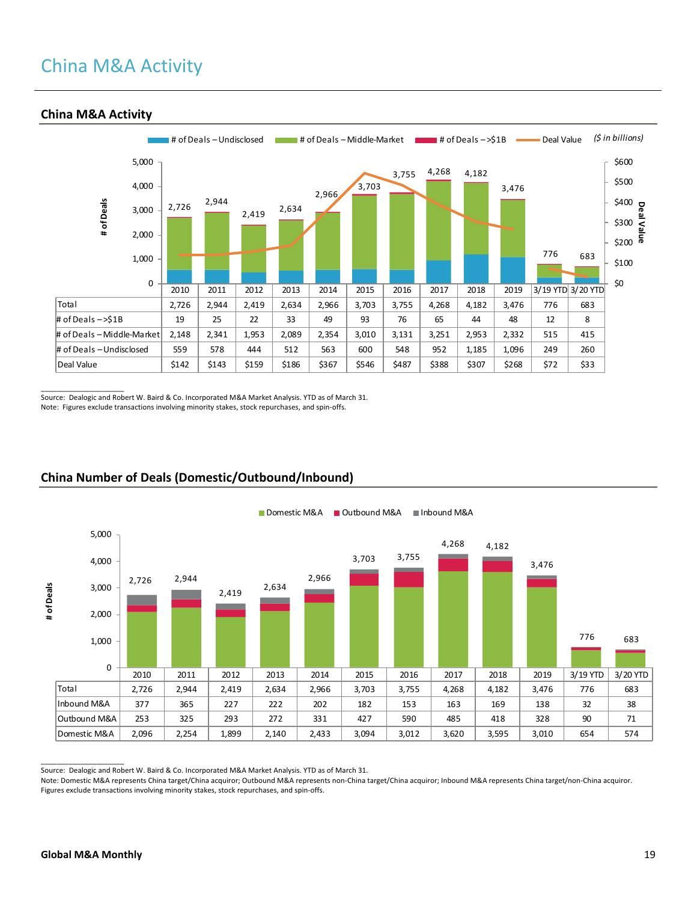# China M&A Activity

## China M&A Activity

|  | 2010 | 2011 | 2012 | 2013 | 2014 | 2015 | 2016 | 2017 | 2018 | 2019 | 3/19 YTD | 3/20 YTD |
|---|---|---|---|---|---|---|---|---|---|---|---|---|
| Total | 2,726 | 2,944 | 2,419 | 2,634 | 2,966 | 3,703 | 3,755 | 4,268 | 4,182 | 3,476 | 776 | 683 |
| # of Deals – >$1B | 19 | 25 | 22 | 33 | 49 | 93 | 76 | 65 | 44 | 48 | 12 | 8 |
| # of Deals – Middle-Market | 2,148 | 2,341 | 1,953 | 2,089 | 2,354 | 3,010 | 3,131 | 3,251 | 2,953 | 2,332 | 515 | 415 |
| # of Deals – Undisclosed | 559 | 578 | 444 | 512 | 563 | 600 | 548 | 952 | 1,185 | 1,096 | 249 | 260 |
| Deal Value | $142 | $143 | $159 | $186 | $367 | $546 | $487 | $388 | $307 | $268 | $72 | $33 |

($ in billions)

Source: Dealogic and Robert W. Baird & Co. Incorporated M&A Market Analysis. YTD as of March 31.
Note: Figures exclude transactions involving minority stakes, stock repurchases, and spin-offs.

## China Number of Deals (Domestic/Outbound/Inbound)

|  | 2010 | 2011 | 2012 | 2013 | 2014 | 2015 | 2016 | 2017 | 2018 | 2019 | 3/19 YTD | 3/20 YTD |
|---|---|---|---|---|---|---|---|---|---|---|---|---|
| Total | 2,726 | 2,944 | 2,419 | 2,634 | 2,966 | 3,703 | 3,755 | 4,268 | 4,182 | 3,476 | 776 | 683 |
| Inbound M&A | 377 | 365 | 227 | 222 | 202 | 182 | 153 | 163 | 169 | 138 | 32 | 38 |
| Outbound M&A | 253 | 325 | 293 | 272 | 331 | 427 | 590 | 485 | 418 | 328 | 90 | 71 |
| Domestic M&A | 2,096 | 2,254 | 1,899 | 2,140 | 2,433 | 3,094 | 3,012 | 3,620 | 3,595 | 3,010 | 654 | 574 |

Source: Dealogic and Robert W. Baird & Co. Incorporated M&A Market Analysis. YTD as of March 31.
Note: Domestic M&A represents China target/China acquiror; Outbound M&A represents non-China target/China acquiror; Inbound M&A represents China target/non-China acquiror. Figures exclude transactions involving minority stakes, stock repurchases, and spin-offs.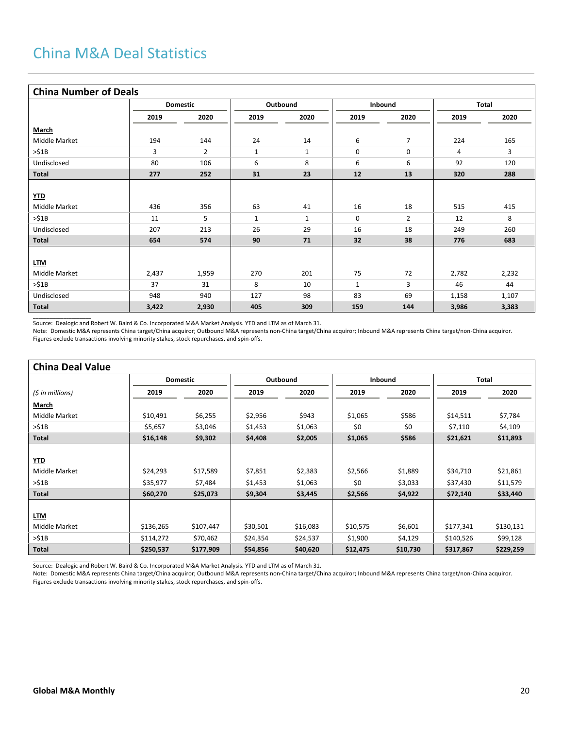# China M&A Deal Statistics

## China Number of Deals

| | Domestic | | Outbound | | Inbound | | Total | |
|---|---|---|---|---|---|---|---|---|
| | 2019 | 2020 | 2019 | 2020 | 2019 | 2020 | 2019 | 2020 |
| **March** | | | | | | | | |
| Middle Market | 194 | 144 | 24 | 14 | 6 | 7 | 224 | 165 |
| >$1B | 3 | 2 | 1 | 1 | 0 | 0 | 4 | 3 |
| Undisclosed | 80 | 106 | 6 | 8 | 6 | 6 | 92 | 120 |
| **Total** | **277** | **252** | **31** | **23** | **12** | **13** | **320** | **288** |
| **YTD** | | | | | | | | |
| Middle Market | 436 | 356 | 63 | 41 | 16 | 18 | 515 | 415 |
| >$1B | 11 | 5 | 1 | 1 | 0 | 2 | 12 | 8 |
| Undisclosed | 207 | 213 | 26 | 29 | 16 | 18 | 249 | 260 |
| **Total** | **654** | **574** | **90** | **71** | **32** | **38** | **776** | **683** |
| **LTM** | | | | | | | | |
| Middle Market | 2,437 | 1,959 | 270 | 201 | 75 | 72 | 2,782 | 2,232 |
| >$1B | 37 | 31 | 8 | 10 | 1 | 3 | 46 | 44 |
| Undisclosed | 948 | 940 | 127 | 98 | 83 | 69 | 1,158 | 1,107 |
| **Total** | **3,422** | **2,930** | **405** | **309** | **159** | **144** | **3,986** | **3,383** |

Source: Dealogic and Robert W. Baird & Co. Incorporated M&A Market Analysis. YTD and LTM as of March 31.
Note: Domestic M&A represents China target/China acquiror; Outbound M&A represents non-China target/China acquiror; Inbound M&A represents China target/non-China acquiror. Figures exclude transactions involving minority stakes, stock repurchases, and spin-offs.

## China Deal Value

| | Domestic | | Outbound | | Inbound | | Total | |
|---|---|---|---|---|---|---|---|---|
| *($ in millions)* | 2019 | 2020 | 2019 | 2020 | 2019 | 2020 | 2019 | 2020 |
| **March** | | | | | | | | |
| Middle Market | $10,491 | $6,255 | $2,956 | $943 | $1,065 | $586 | $14,511 | $7,784 |
| >$1B | $5,657 | $3,046 | $1,453 | $1,063 | $0 | $0 | $7,110 | $4,109 |
| **Total** | **$16,148** | **$9,302** | **$4,408** | **$2,005** | **$1,065** | **$586** | **$21,621** | **$11,893** |
| **YTD** | | | | | | | | |
| Middle Market | $24,293 | $17,589 | $7,851 | $2,383 | $2,566 | $1,889 | $34,710 | $21,861 |
| >$1B | $35,977 | $7,484 | $1,453 | $1,063 | $0 | $3,033 | $37,430 | $11,579 |
| **Total** | **$60,270** | **$25,073** | **$9,304** | **$3,445** | **$2,566** | **$4,922** | **$72,140** | **$33,440** |
| **LTM** | | | | | | | | |
| Middle Market | $136,265 | $107,447 | $30,501 | $16,083 | $10,575 | $6,601 | $177,341 | $130,131 |
| >$1B | $114,272 | $70,462 | $24,354 | $24,537 | $1,900 | $4,129 | $140,526 | $99,128 |
| **Total** | **$250,537** | **$177,909** | **$54,856** | **$40,620** | **$12,475** | **$10,730** | **$317,867** | **$229,259** |

Source: Dealogic and Robert W. Baird & Co. Incorporated M&A Market Analysis. YTD and LTM as of March 31.
Note: Domestic M&A represents China target/China acquiror; Outbound M&A represents non-China target/China acquiror; Inbound M&A represents China target/non-China acquiror. Figures exclude transactions involving minority stakes, stock repurchases, and spin-offs.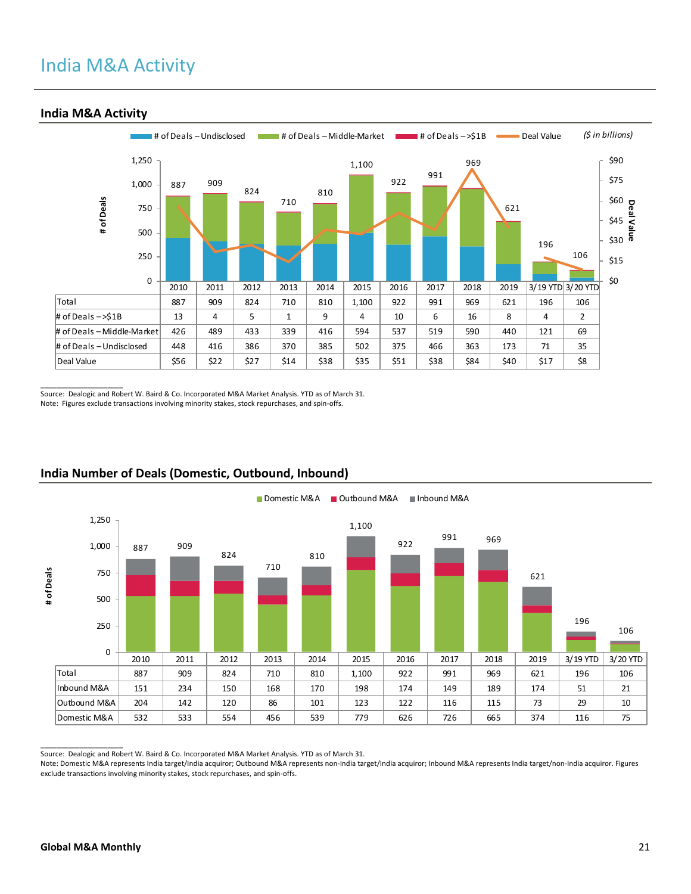# India M&A Activity

## India M&A Activity

| | 2010 | 2011 | 2012 | 2013 | 2014 | 2015 | 2016 | 2017 | 2018 | 2019 | 3/19 YTD | 3/20 YTD |
|---|---|---|---|---|---|---|---|---|---|---|---|---|
| Total | 887 | 909 | 824 | 710 | 810 | 1,100 | 922 | 991 | 969 | 621 | 196 | 106 |
| # of Deals – >$1B | 13 | 4 | 5 | 1 | 9 | 4 | 10 | 6 | 16 | 8 | 4 | 2 |
| # of Deals – Middle-Market | 426 | 489 | 433 | 339 | 416 | 594 | 537 | 519 | 590 | 440 | 121 | 69 |
| # of Deals – Undisclosed | 448 | 416 | 386 | 370 | 385 | 502 | 375 | 466 | 363 | 173 | 71 | 35 |
| Deal Value | $56 | $22 | $27 | $14 | $38 | $35 | $51 | $38 | $84 | $40 | $17 | $8 |

($ in billions)

Source: Dealogic and Robert W. Baird & Co. Incorporated M&A Market Analysis. YTD as of March 31.
Note: Figures exclude transactions involving minority stakes, stock repurchases, and spin-offs.

## India Number of Deals (Domestic, Outbound, Inbound)

| | 2010 | 2011 | 2012 | 2013 | 2014 | 2015 | 2016 | 2017 | 2018 | 2019 | 3/19 YTD | 3/20 YTD |
|---|---|---|---|---|---|---|---|---|---|---|---|---|
| Total | 887 | 909 | 824 | 710 | 810 | 1,100 | 922 | 991 | 969 | 621 | 196 | 106 |
| Inbound M&A | 151 | 234 | 150 | 168 | 170 | 198 | 174 | 149 | 189 | 174 | 51 | 21 |
| Outbound M&A | 204 | 142 | 120 | 86 | 101 | 123 | 122 | 116 | 115 | 73 | 29 | 10 |
| Domestic M&A | 532 | 533 | 554 | 456 | 539 | 779 | 626 | 726 | 665 | 374 | 116 | 75 |

Source: Dealogic and Robert W. Baird & Co. Incorporated M&A Market Analysis. YTD as of March 31.
Note: Domestic M&A represents India target/India acquiror; Outbound M&A represents non-India target/India acquiror; Inbound M&A represents India target/non-India acquiror. Figures exclude transactions involving minority stakes, stock repurchases, and spin-offs.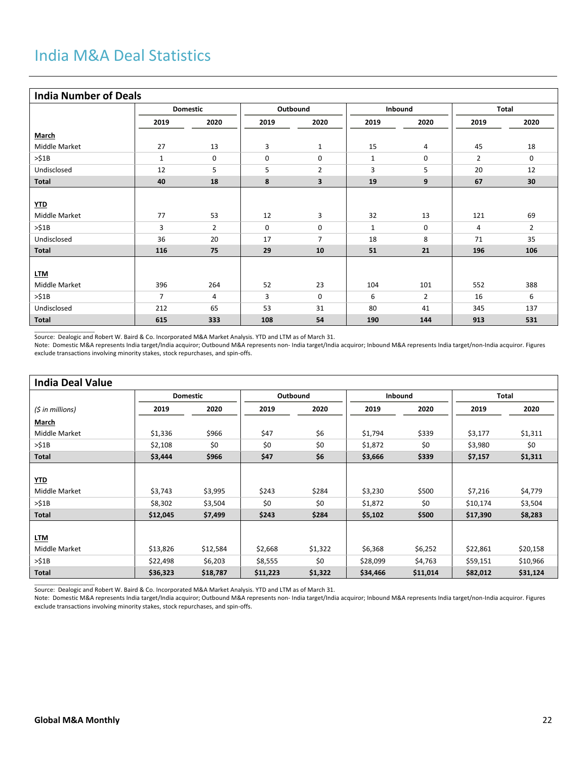# India M&A Deal Statistics

## India Number of Deals

| | Domestic | | Outbound | | Inbound | | Total | |
|---|---|---|---|---|---|---|---|---|
| | 2019 | 2020 | 2019 | 2020 | 2019 | 2020 | 2019 | 2020 |
| **March** | | | | | | | | |
| Middle Market | 27 | 13 | 3 | 1 | 15 | 4 | 45 | 18 |
| >$1B | 1 | 0 | 0 | 0 | 1 | 0 | 2 | 0 |
| Undisclosed | 12 | 5 | 5 | 2 | 3 | 5 | 20 | 12 |
| **Total** | **40** | **18** | **8** | **3** | **19** | **9** | **67** | **30** |
| **YTD** | | | | | | | | |
| Middle Market | 77 | 53 | 12 | 3 | 32 | 13 | 121 | 69 |
| >$1B | 3 | 2 | 0 | 0 | 1 | 0 | 4 | 2 |
| Undisclosed | 36 | 20 | 17 | 7 | 18 | 8 | 71 | 35 |
| **Total** | **116** | **75** | **29** | **10** | **51** | **21** | **196** | **106** |
| **LTM** | | | | | | | | |
| Middle Market | 396 | 264 | 52 | 23 | 104 | 101 | 552 | 388 |
| >$1B | 7 | 4 | 3 | 0 | 6 | 2 | 16 | 6 |
| Undisclosed | 212 | 65 | 53 | 31 | 80 | 41 | 345 | 137 |
| **Total** | **615** | **333** | **108** | **54** | **190** | **144** | **913** | **531** |

Source: Dealogic and Robert W. Baird & Co. Incorporated M&A Market Analysis. YTD and LTM as of March 31.
Note: Domestic M&A represents India target/India acquiror; Outbound M&A represents non- India target/India acquiror; Inbound M&A represents India target/non-India acquiror. Figures exclude transactions involving minority stakes, stock repurchases, and spin-offs.

## India Deal Value

| | Domestic | | Outbound | | Inbound | | Total | |
|---|---|---|---|---|---|---|---|---|
| *($ in millions)* | 2019 | 2020 | 2019 | 2020 | 2019 | 2020 | 2019 | 2020 |
| **March** | | | | | | | | |
| Middle Market | $1,336 | $966 | $47 | $6 | $1,794 | $339 | $3,177 | $1,311 |
| >$1B | $2,108 | $0 | $0 | $0 | $1,872 | $0 | $3,980 | $0 |
| **Total** | **$3,444** | **$966** | **$47** | **$6** | **$3,666** | **$339** | **$7,157** | **$1,311** |
| **YTD** | | | | | | | | |
| Middle Market | $3,743 | $3,995 | $243 | $284 | $3,230 | $500 | $7,216 | $4,779 |
| >$1B | $8,302 | $3,504 | $0 | $0 | $1,872 | $0 | $10,174 | $3,504 |
| **Total** | **$12,045** | **$7,499** | **$243** | **$284** | **$5,102** | **$500** | **$17,390** | **$8,283** |
| **LTM** | | | | | | | | |
| Middle Market | $13,826 | $12,584 | $2,668 | $1,322 | $6,368 | $6,252 | $22,861 | $20,158 |
| >$1B | $22,498 | $6,203 | $8,555 | $0 | $28,099 | $4,763 | $59,151 | $10,966 |
| **Total** | **$36,323** | **$18,787** | **$11,223** | **$1,322** | **$34,466** | **$11,014** | **$82,012** | **$31,124** |

Source: Dealogic and Robert W. Baird & Co. Incorporated M&A Market Analysis. YTD and LTM as of March 31.
Note: Domestic M&A represents India target/India acquiror; Outbound M&A represents non- India target/India acquiror; Inbound M&A represents India target/non-India acquiror. Figures exclude transactions involving minority stakes, stock repurchases, and spin-offs.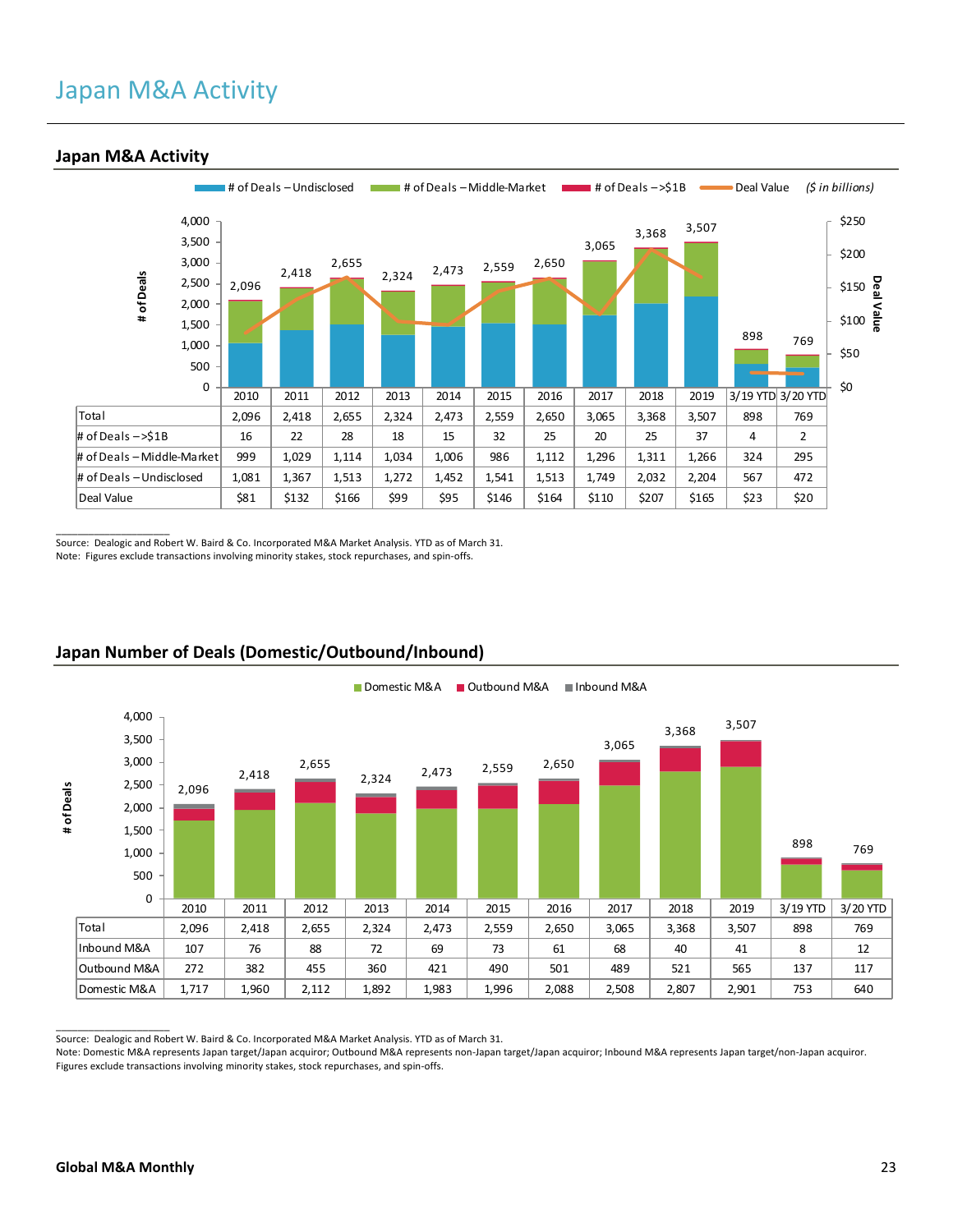# Japan M&A Activity

## Japan M&A Activity

# of Deals – Undisclosed | # of Deals – Middle-Market | # of Deals – >$1B | Deal Value ($ in billions)

| | 2010 | 2011 | 2012 | 2013 | 2014 | 2015 | 2016 | 2017 | 2018 | 2019 | 3/19 YTD | 3/20 YTD |
|---|---|---|---|---|---|---|---|---|---|---|---|---|
| Total | 2,096 | 2,418 | 2,655 | 2,324 | 2,473 | 2,559 | 2,650 | 3,065 | 3,368 | 3,507 | 898 | 769 |
| # of Deals – >$1B | 16 | 22 | 28 | 18 | 15 | 32 | 25 | 20 | 25 | 37 | 4 | 2 |
| # of Deals – Middle-Market | 999 | 1,029 | 1,114 | 1,034 | 1,006 | 986 | 1,112 | 1,296 | 1,311 | 1,266 | 324 | 295 |
| # of Deals – Undisclosed | 1,081 | 1,367 | 1,513 | 1,272 | 1,452 | 1,541 | 1,513 | 1,749 | 2,032 | 2,204 | 567 | 472 |
| Deal Value | $81 | $132 | $166 | $99 | $95 | $146 | $164 | $110 | $207 | $165 | $23 | $20 |

Source: Dealogic and Robert W. Baird & Co. Incorporated M&A Market Analysis. YTD as of March 31.
Note: Figures exclude transactions involving minority stakes, stock repurchases, and spin-offs.

## Japan Number of Deals (Domestic/Outbound/Inbound)

Domestic M&A | Outbound M&A | Inbound M&A

| | 2010 | 2011 | 2012 | 2013 | 2014 | 2015 | 2016 | 2017 | 2018 | 2019 | 3/19 YTD | 3/20 YTD |
|---|---|---|---|---|---|---|---|---|---|---|---|---|
| Total | 2,096 | 2,418 | 2,655 | 2,324 | 2,473 | 2,559 | 2,650 | 3,065 | 3,368 | 3,507 | 898 | 769 |
| Inbound M&A | 107 | 76 | 88 | 72 | 69 | 73 | 61 | 68 | 40 | 41 | 8 | 12 |
| Outbound M&A | 272 | 382 | 455 | 360 | 421 | 490 | 501 | 489 | 521 | 565 | 137 | 117 |
| Domestic M&A | 1,717 | 1,960 | 2,112 | 1,892 | 1,983 | 1,996 | 2,088 | 2,508 | 2,807 | 2,901 | 753 | 640 |

Source: Dealogic and Robert W. Baird & Co. Incorporated M&A Market Analysis. YTD as of March 31.
Note: Domestic M&A represents Japan target/Japan acquiror; Outbound M&A represents non-Japan target/Japan acquiror; Inbound M&A represents Japan target/non-Japan acquiror. Figures exclude transactions involving minority stakes, stock repurchases, and spin-offs.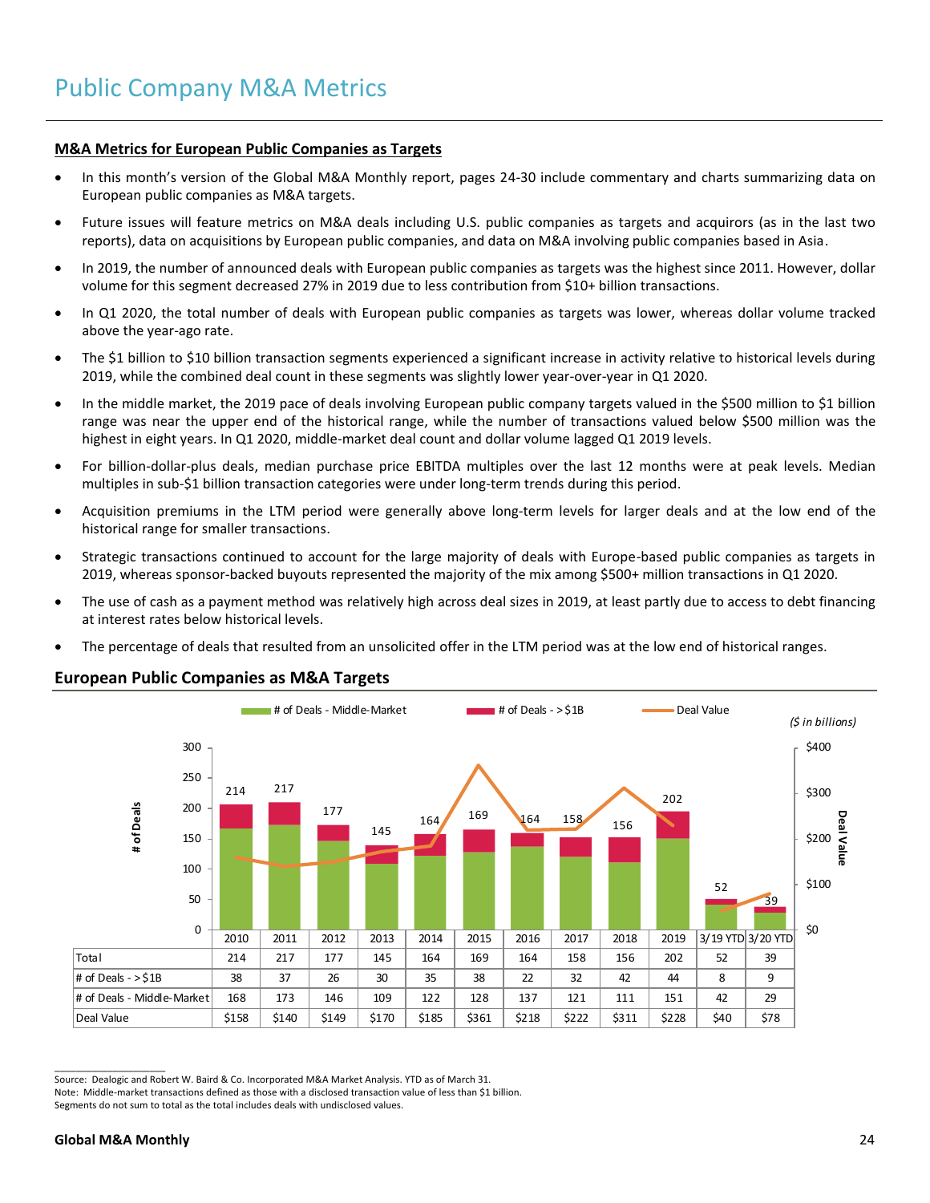# Public Company M&A Metrics

## M&A Metrics for European Public Companies as Targets

- In this month's version of the Global M&A Monthly report, pages 24-30 include commentary and charts summarizing data on European public companies as M&A targets.
- Future issues will feature metrics on M&A deals including U.S. public companies as targets and acquirors (as in the last two reports), data on acquisitions by European public companies, and data on M&A involving public companies based in Asia.
- In 2019, the number of announced deals with European public companies as targets was the highest since 2011. However, dollar volume for this segment decreased 27% in 2019 due to less contribution from $10+ billion transactions.
- In Q1 2020, the total number of deals with European public companies as targets was lower, whereas dollar volume tracked above the year-ago rate.
- The $1 billion to $10 billion transaction segments experienced a significant increase in activity relative to historical levels during 2019, while the combined deal count in these segments was slightly lower year-over-year in Q1 2020.
- In the middle market, the 2019 pace of deals involving European public company targets valued in the $500 million to $1 billion range was near the upper end of the historical range, while the number of transactions valued below $500 million was the highest in eight years. In Q1 2020, middle-market deal count and dollar volume lagged Q1 2019 levels.
- For billion-dollar-plus deals, median purchase price EBITDA multiples over the last 12 months were at peak levels. Median multiples in sub-$1 billion transaction categories were under long-term trends during this period.
- Acquisition premiums in the LTM period were generally above long-term levels for larger deals and at the low end of the historical range for smaller transactions.
- Strategic transactions continued to account for the large majority of deals with Europe-based public companies as targets in 2019, whereas sponsor-backed buyouts represented the majority of the mix among $500+ million transactions in Q1 2020.
- The use of cash as a payment method was relatively high across deal sizes in 2019, at least partly due to access to debt financing at interest rates below historical levels.
- The percentage of deals that resulted from an unsolicited offer in the LTM period was at the low end of historical ranges.

## European Public Companies as M&A Targets

($ in billions)

| | 2010 | 2011 | 2012 | 2013 | 2014 | 2015 | 2016 | 2017 | 2018 | 2019 | 3/19 YTD | 3/20 YTD |
|---|---|---|---|---|---|---|---|---|---|---|---|---|
| Total | 214 | 217 | 177 | 145 | 164 | 169 | 164 | 158 | 156 | 202 | 52 | 39 |
| # of Deals - >$1B | 38 | 37 | 26 | 30 | 35 | 38 | 22 | 32 | 42 | 44 | 8 | 9 |
| # of Deals - Middle-Market | 168 | 173 | 146 | 109 | 122 | 128 | 137 | 121 | 111 | 151 | 42 | 29 |
| Deal Value | $158 | $140 | $149 | $170 | $185 | $361 | $218 | $222 | $311 | $228 | $40 | $78 |

Source: Dealogic and Robert W. Baird & Co. Incorporated M&A Market Analysis. YTD as of March 31.
Note: Middle-market transactions defined as those with a disclosed transaction value of less than $1 billion.
Segments do not sum to total as the total includes deals with undisclosed values.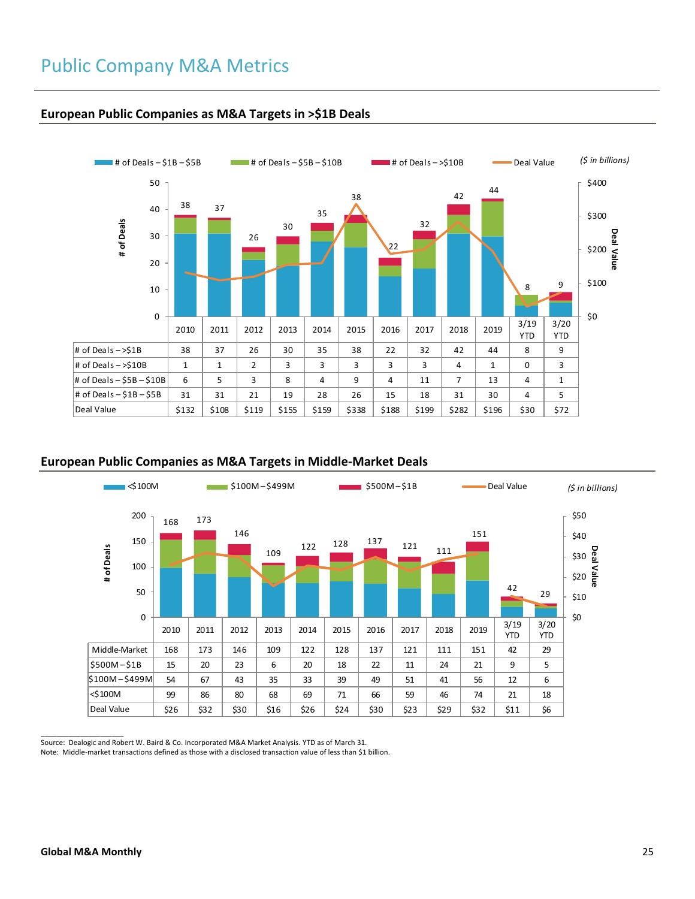# Public Company M&A Metrics

## European Public Companies as M&A Targets in >$1B Deals

($ in billions)

| | 2010 | 2011 | 2012 | 2013 | 2014 | 2015 | 2016 | 2017 | 2018 | 2019 | 3/19 YTD | 3/20 YTD |
|---|---|---|---|---|---|---|---|---|---|---|---|---|
| # of Deals – >$1B | 38 | 37 | 26 | 30 | 35 | 38 | 22 | 32 | 42 | 44 | 8 | 9 |
| # of Deals – >$10B | 1 | 1 | 2 | 3 | 3 | 3 | 3 | 3 | 4 | 1 | 0 | 3 |
| # of Deals – $5B – $10B | 6 | 5 | 3 | 8 | 4 | 9 | 4 | 11 | 7 | 13 | 4 | 1 |
| # of Deals – $1B – $5B | 31 | 31 | 21 | 19 | 28 | 26 | 15 | 18 | 31 | 30 | 4 | 5 |
| Deal Value | $132 | $108 | $119 | $155 | $159 | $338 | $188 | $199 | $282 | $196 | $30 | $72 |

## European Public Companies as M&A Targets in Middle-Market Deals

($ in billions)

| | 2010 | 2011 | 2012 | 2013 | 2014 | 2015 | 2016 | 2017 | 2018 | 2019 | 3/19 YTD | 3/20 YTD |
|---|---|---|---|---|---|---|---|---|---|---|---|---|
| Middle-Market | 168 | 173 | 146 | 109 | 122 | 128 | 137 | 121 | 111 | 151 | 42 | 29 |
| $500M – $1B | 15 | 20 | 23 | 6 | 20 | 18 | 22 | 11 | 24 | 21 | 9 | 5 |
| $100M – $499M | 54 | 67 | 43 | 35 | 33 | 39 | 49 | 51 | 41 | 56 | 12 | 6 |
| <$100M | 99 | 86 | 80 | 68 | 69 | 71 | 66 | 59 | 46 | 74 | 21 | 18 |
| Deal Value | $26 | $32 | $30 | $16 | $26 | $24 | $30 | $23 | $29 | $32 | $11 | $6 |

Source: Dealogic and Robert W. Baird & Co. Incorporated M&A Market Analysis. YTD as of March 31.
Note: Middle-market transactions defined as those with a disclosed transaction value of less than $1 billion.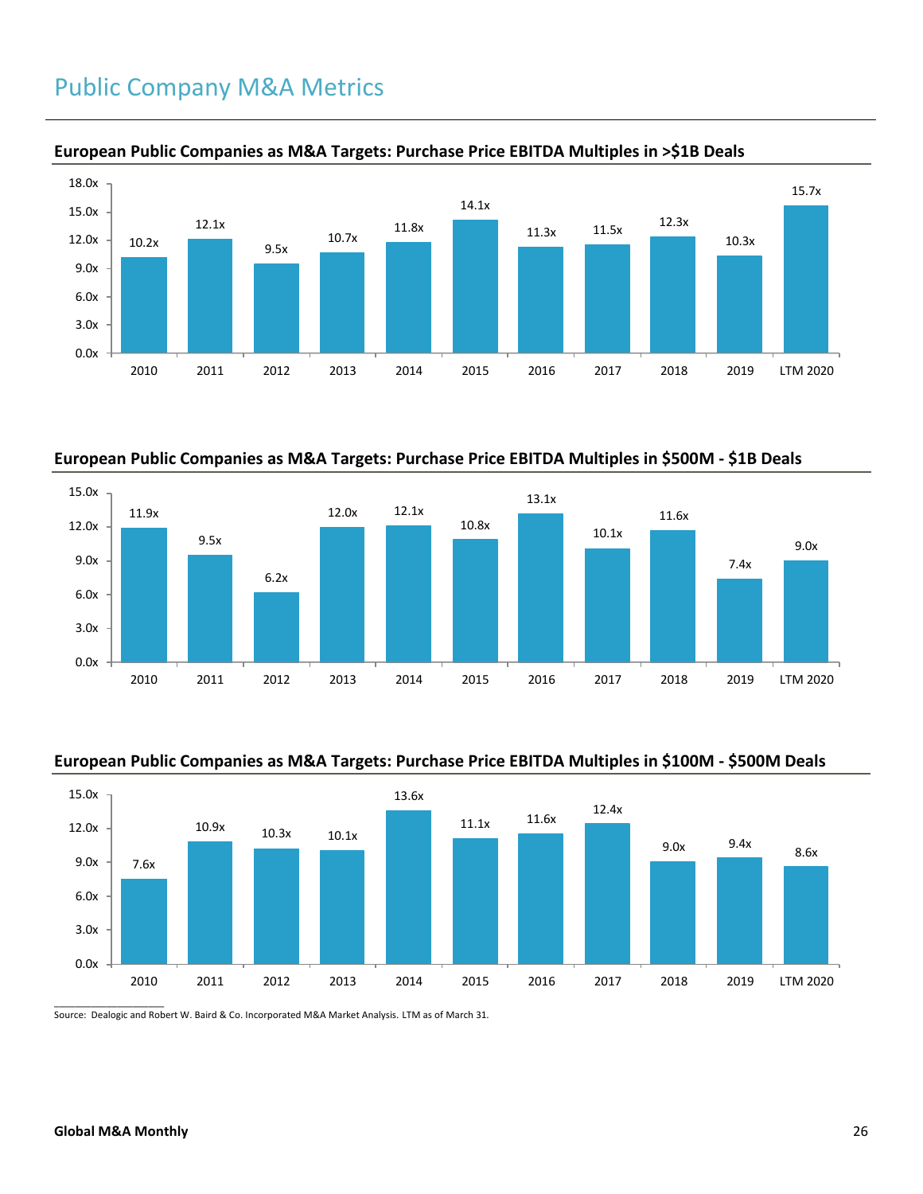# Public Company M&A Metrics

### European Public Companies as M&A Targets: Purchase Price EBITDA Multiples in >$1B Deals

| 2010 | 2011 | 2012 | 2013 | 2014 | 2015 | 2016 | 2017 | 2018 | 2019 | LTM 2020 |
|---|---|---|---|---|---|---|---|---|---|---|
| 10.2x | 12.1x | 9.5x | 10.7x | 11.8x | 14.1x | 11.3x | 11.5x | 12.3x | 10.3x | 15.7x |

### European Public Companies as M&A Targets: Purchase Price EBITDA Multiples in $500M - $1B Deals

| 2010 | 2011 | 2012 | 2013 | 2014 | 2015 | 2016 | 2017 | 2018 | 2019 | LTM 2020 |
|---|---|---|---|---|---|---|---|---|---|---|
| 11.9x | 9.5x | 6.2x | 12.0x | 12.1x | 10.8x | 13.1x | 10.1x | 11.6x | 7.4x | 9.0x |

### European Public Companies as M&A Targets: Purchase Price EBITDA Multiples in $100M - $500M Deals

| 2010 | 2011 | 2012 | 2013 | 2014 | 2015 | 2016 | 2017 | 2018 | 2019 | LTM 2020 |
|---|---|---|---|---|---|---|---|---|---|---|
| 7.6x | 10.9x | 10.3x | 10.1x | 13.6x | 11.1x | 11.6x | 12.4x | 9.0x | 9.4x | 8.6x |

Source: Dealogic and Robert W. Baird & Co. Incorporated M&A Market Analysis. LTM as of March 31.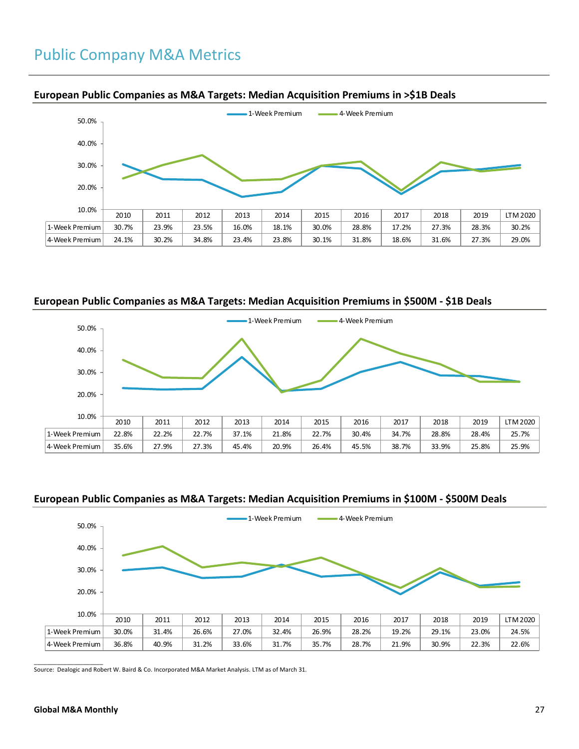# Public Company M&A Metrics

### European Public Companies as M&A Targets: Median Acquisition Premiums in >$1B Deals

| | 2010 | 2011 | 2012 | 2013 | 2014 | 2015 | 2016 | 2017 | 2018 | 2019 | LTM 2020 |
|---|---|---|---|---|---|---|---|---|---|---|---|
| 1-Week Premium | 30.7% | 23.9% | 23.5% | 16.0% | 18.1% | 30.0% | 28.8% | 17.2% | 27.3% | 28.3% | 30.2% |
| 4-Week Premium | 24.1% | 30.2% | 34.8% | 23.4% | 23.8% | 30.1% | 31.8% | 18.6% | 31.6% | 27.3% | 29.0% |

### European Public Companies as M&A Targets: Median Acquisition Premiums in $500M - $1B Deals

| | 2010 | 2011 | 2012 | 2013 | 2014 | 2015 | 2016 | 2017 | 2018 | 2019 | LTM 2020 |
|---|---|---|---|---|---|---|---|---|---|---|---|
| 1-Week Premium | 22.8% | 22.2% | 22.7% | 37.1% | 21.8% | 22.7% | 30.4% | 34.7% | 28.8% | 28.4% | 25.7% |
| 4-Week Premium | 35.6% | 27.9% | 27.3% | 45.4% | 20.9% | 26.4% | 45.5% | 38.7% | 33.9% | 25.8% | 25.9% |

### European Public Companies as M&A Targets: Median Acquisition Premiums in $100M - $500M Deals

| | 2010 | 2011 | 2012 | 2013 | 2014 | 2015 | 2016 | 2017 | 2018 | 2019 | LTM 2020 |
|---|---|---|---|---|---|---|---|---|---|---|---|
| 1-Week Premium | 30.0% | 31.4% | 26.6% | 27.0% | 32.4% | 26.9% | 28.2% | 19.2% | 29.1% | 23.0% | 24.5% |
| 4-Week Premium | 36.8% | 40.9% | 31.2% | 33.6% | 31.7% | 35.7% | 28.7% | 21.9% | 30.9% | 22.3% | 22.6% |

Source: Dealogic and Robert W. Baird & Co. Incorporated M&A Market Analysis. LTM as of March 31.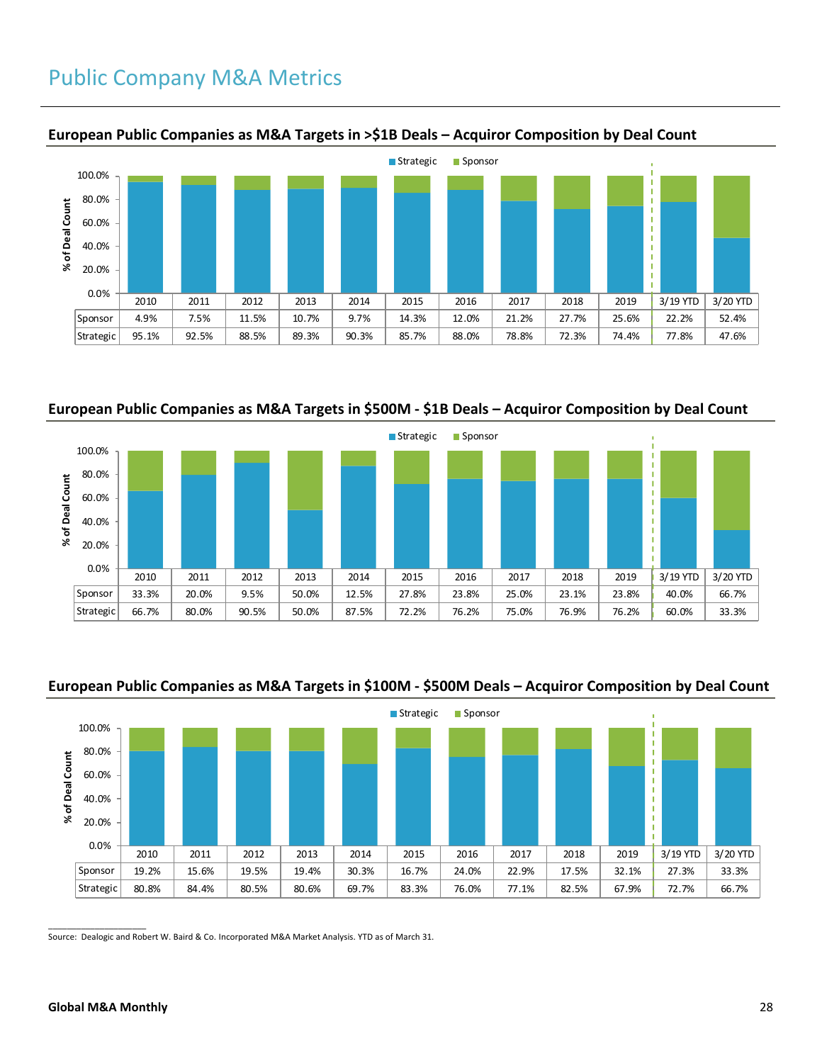# Public Company M&A Metrics

## European Public Companies as M&A Targets in >$1B Deals – Acquiror Composition by Deal Count

| | 2010 | 2011 | 2012 | 2013 | 2014 | 2015 | 2016 | 2017 | 2018 | 2019 | 3/19 YTD | 3/20 YTD |
|---|---|---|---|---|---|---|---|---|---|---|---|---|
| Sponsor | 4.9% | 7.5% | 11.5% | 10.7% | 9.7% | 14.3% | 12.0% | 21.2% | 27.7% | 25.6% | 22.2% | 52.4% |
| Strategic | 95.1% | 92.5% | 88.5% | 89.3% | 90.3% | 85.7% | 88.0% | 78.8% | 72.3% | 74.4% | 77.8% | 47.6% |

## European Public Companies as M&A Targets in $500M - $1B Deals – Acquiror Composition by Deal Count

| | 2010 | 2011 | 2012 | 2013 | 2014 | 2015 | 2016 | 2017 | 2018 | 2019 | 3/19 YTD | 3/20 YTD |
|---|---|---|---|---|---|---|---|---|---|---|---|---|
| Sponsor | 33.3% | 20.0% | 9.5% | 50.0% | 12.5% | 27.8% | 23.8% | 25.0% | 23.1% | 23.8% | 40.0% | 66.7% |
| Strategic | 66.7% | 80.0% | 90.5% | 50.0% | 87.5% | 72.2% | 76.2% | 75.0% | 76.9% | 76.2% | 60.0% | 33.3% |

## European Public Companies as M&A Targets in $100M - $500M Deals – Acquiror Composition by Deal Count

| | 2010 | 2011 | 2012 | 2013 | 2014 | 2015 | 2016 | 2017 | 2018 | 2019 | 3/19 YTD | 3/20 YTD |
|---|---|---|---|---|---|---|---|---|---|---|---|---|
| Sponsor | 19.2% | 15.6% | 19.5% | 19.4% | 30.3% | 16.7% | 24.0% | 22.9% | 17.5% | 32.1% | 27.3% | 33.3% |
| Strategic | 80.8% | 84.4% | 80.5% | 80.6% | 69.7% | 83.3% | 76.0% | 77.1% | 82.5% | 67.9% | 72.7% | 66.7% |

Source: Dealogic and Robert W. Baird & Co. Incorporated M&A Market Analysis. YTD as of March 31.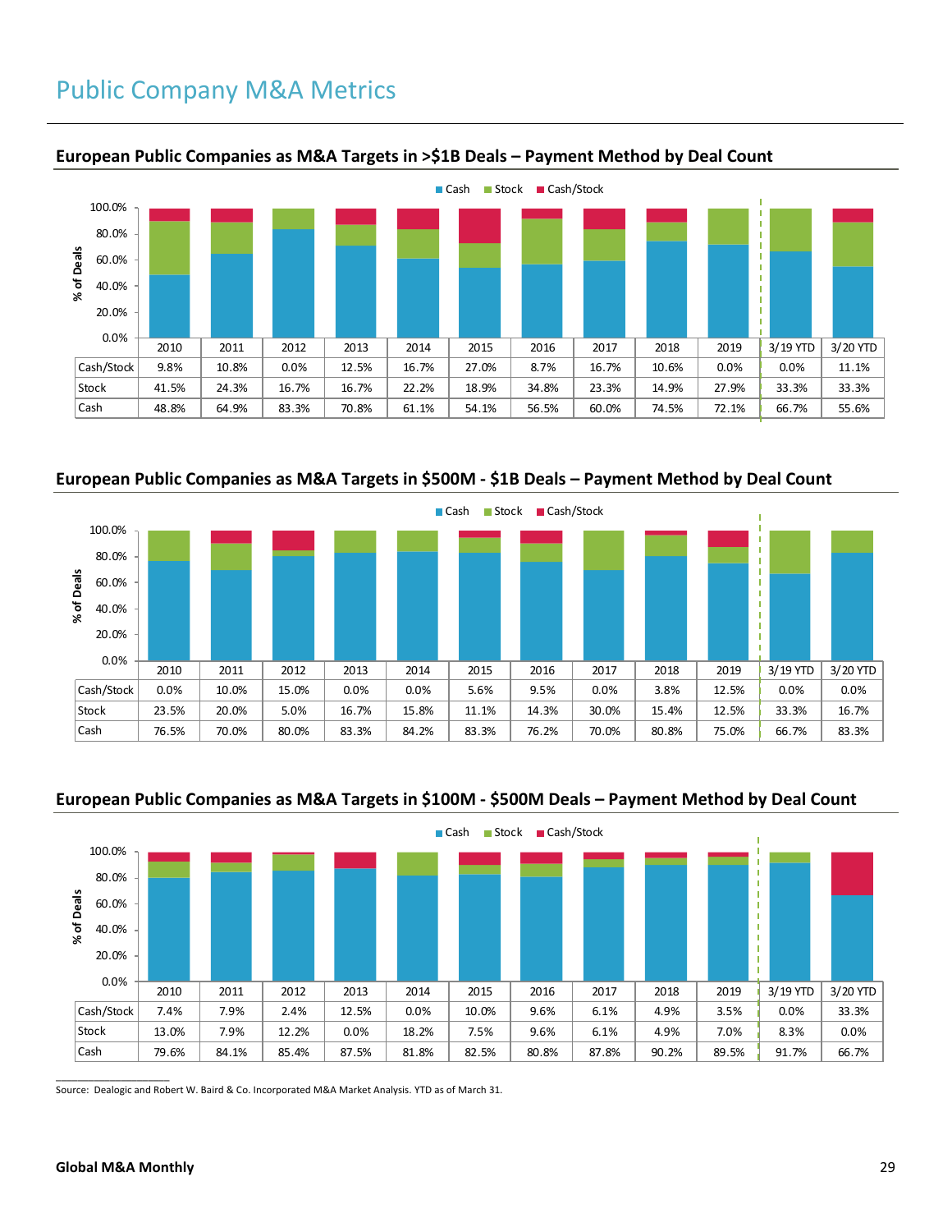# Public Company M&A Metrics

## European Public Companies as M&A Targets in >$1B Deals – Payment Method by Deal Count

| | 2010 | 2011 | 2012 | 2013 | 2014 | 2015 | 2016 | 2017 | 2018 | 2019 | 3/19 YTD | 3/20 YTD |
|---|---|---|---|---|---|---|---|---|---|---|---|---|
| Cash/Stock | 9.8% | 10.8% | 0.0% | 12.5% | 16.7% | 27.0% | 8.7% | 16.7% | 10.6% | 0.0% | 0.0% | 11.1% |
| Stock | 41.5% | 24.3% | 16.7% | 16.7% | 22.2% | 18.9% | 34.8% | 23.3% | 14.9% | 27.9% | 33.3% | 33.3% |
| Cash | 48.8% | 64.9% | 83.3% | 70.8% | 61.1% | 54.1% | 56.5% | 60.0% | 74.5% | 72.1% | 66.7% | 55.6% |

## European Public Companies as M&A Targets in $500M - $1B Deals – Payment Method by Deal Count

| | 2010 | 2011 | 2012 | 2013 | 2014 | 2015 | 2016 | 2017 | 2018 | 2019 | 3/19 YTD | 3/20 YTD |
|---|---|---|---|---|---|---|---|---|---|---|---|---|
| Cash/Stock | 0.0% | 10.0% | 15.0% | 0.0% | 0.0% | 5.6% | 9.5% | 0.0% | 3.8% | 12.5% | 0.0% | 0.0% |
| Stock | 23.5% | 20.0% | 5.0% | 16.7% | 15.8% | 11.1% | 14.3% | 30.0% | 15.4% | 12.5% | 33.3% | 16.7% |
| Cash | 76.5% | 70.0% | 80.0% | 83.3% | 84.2% | 83.3% | 76.2% | 70.0% | 80.8% | 75.0% | 66.7% | 83.3% |

## European Public Companies as M&A Targets in $100M - $500M Deals – Payment Method by Deal Count

| | 2010 | 2011 | 2012 | 2013 | 2014 | 2015 | 2016 | 2017 | 2018 | 2019 | 3/19 YTD | 3/20 YTD |
|---|---|---|---|---|---|---|---|---|---|---|---|---|
| Cash/Stock | 7.4% | 7.9% | 2.4% | 12.5% | 0.0% | 10.0% | 9.6% | 6.1% | 4.9% | 3.5% | 0.0% | 33.3% |
| Stock | 13.0% | 7.9% | 12.2% | 0.0% | 18.2% | 7.5% | 9.6% | 6.1% | 4.9% | 7.0% | 8.3% | 0.0% |
| Cash | 79.6% | 84.1% | 85.4% | 87.5% | 81.8% | 82.5% | 80.8% | 87.8% | 90.2% | 89.5% | 91.7% | 66.7% |

Source: Dealogic and Robert W. Baird & Co. Incorporated M&A Market Analysis. YTD as of March 31.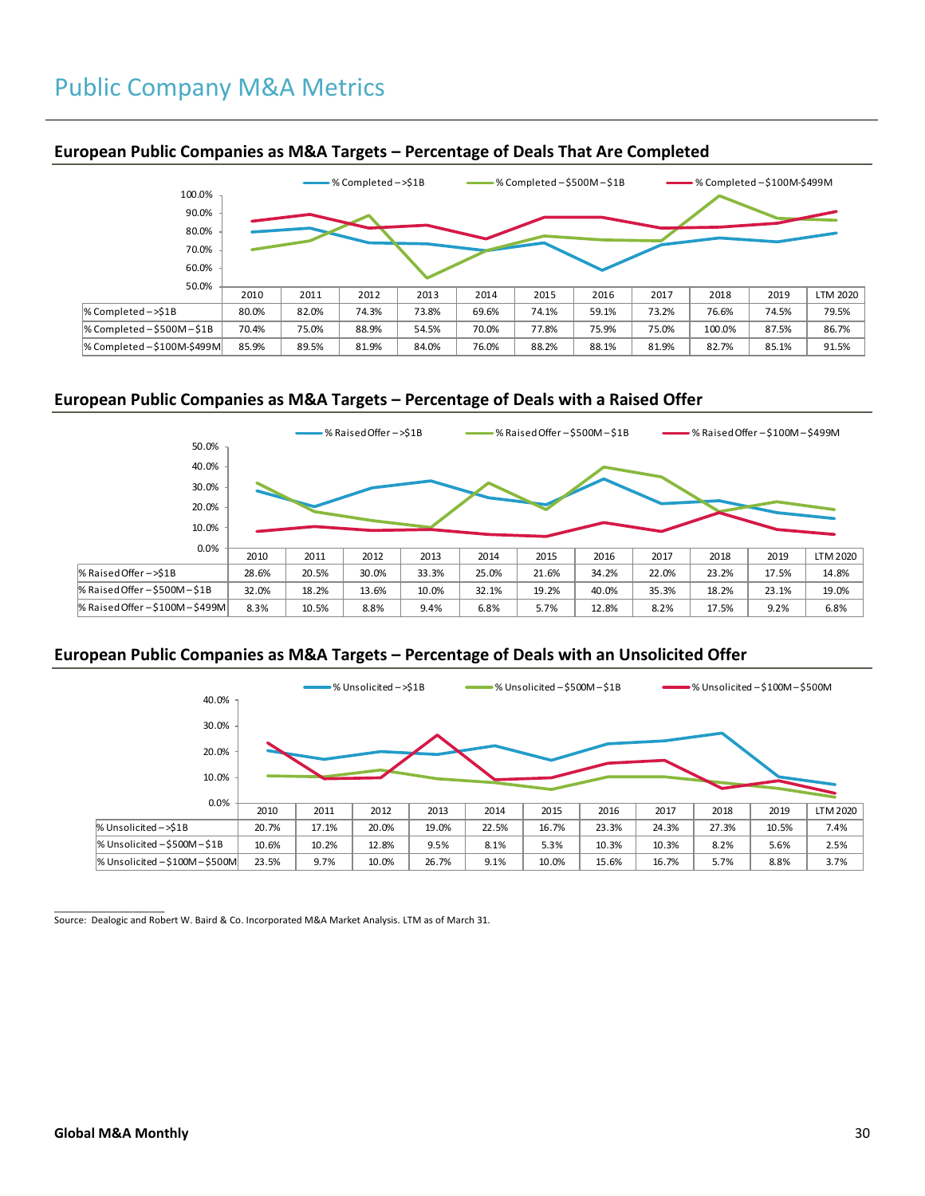# Public Company M&A Metrics

## European Public Companies as M&A Targets – Percentage of Deals That Are Completed

| | 2010 | 2011 | 2012 | 2013 | 2014 | 2015 | 2016 | 2017 | 2018 | 2019 | LTM 2020 |
|---|---|---|---|---|---|---|---|---|---|---|---|
| % Completed – >$1B | 80.0% | 82.0% | 74.3% | 73.8% | 69.6% | 74.1% | 59.1% | 73.2% | 76.6% | 74.5% | 79.5% |
| % Completed – $500M – $1B | 70.4% | 75.0% | 88.9% | 54.5% | 70.0% | 77.8% | 75.9% | 75.0% | 100.0% | 87.5% | 86.7% |
| % Completed – $100M-$499M | 85.9% | 89.5% | 81.9% | 84.0% | 76.0% | 88.2% | 88.1% | 81.9% | 82.7% | 85.1% | 91.5% |

## European Public Companies as M&A Targets – Percentage of Deals with a Raised Offer

| | 2010 | 2011 | 2012 | 2013 | 2014 | 2015 | 2016 | 2017 | 2018 | 2019 | LTM 2020 |
|---|---|---|---|---|---|---|---|---|---|---|---|
| % Raised Offer – >$1B | 28.6% | 20.5% | 30.0% | 33.3% | 25.0% | 21.6% | 34.2% | 22.0% | 23.2% | 17.5% | 14.8% |
| % Raised Offer – $500M – $1B | 32.0% | 18.2% | 13.6% | 10.0% | 32.1% | 19.2% | 40.0% | 35.3% | 18.2% | 23.1% | 19.0% |
| % Raised Offer – $100M – $499M | 8.3% | 10.5% | 8.8% | 9.4% | 6.8% | 5.7% | 12.8% | 8.2% | 17.5% | 9.2% | 6.8% |

## European Public Companies as M&A Targets – Percentage of Deals with an Unsolicited Offer

| | 2010 | 2011 | 2012 | 2013 | 2014 | 2015 | 2016 | 2017 | 2018 | 2019 | LTM 2020 |
|---|---|---|---|---|---|---|---|---|---|---|---|
| % Unsolicited – >$1B | 20.7% | 17.1% | 20.0% | 19.0% | 22.5% | 16.7% | 23.3% | 24.3% | 27.3% | 10.5% | 7.4% |
| % Unsolicited – $500M – $1B | 10.6% | 10.2% | 12.8% | 9.5% | 8.1% | 5.3% | 10.3% | 10.3% | 8.2% | 5.6% | 2.5% |
| % Unsolicited – $100M – $500M | 23.5% | 9.7% | 10.0% | 26.7% | 9.1% | 10.0% | 15.6% | 16.7% | 5.7% | 8.8% | 3.7% |

Source: Dealogic and Robert W. Baird & Co. Incorporated M&A Market Analysis. LTM as of March 31.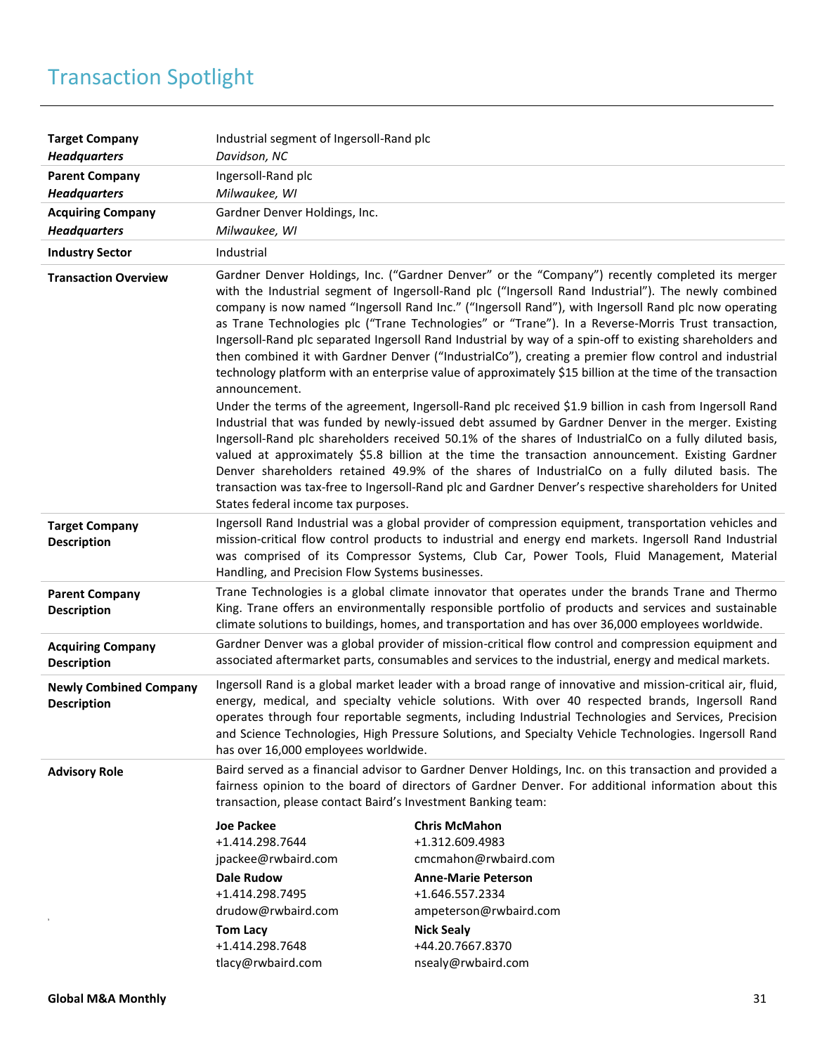# Transaction Spotlight

| | |
|---|---|
| **Target Company** *Headquarters* | Industrial segment of Ingersoll-Rand plc *Davidson, NC* |
| **Parent Company** *Headquarters* | Ingersoll-Rand plc *Milwaukee, WI* |
| **Acquiring Company** *Headquarters* | Gardner Denver Holdings, Inc. *Milwaukee, WI* |
| **Industry Sector** | Industrial |
| **Transaction Overview** | Gardner Denver Holdings, Inc. ("Gardner Denver" or the "Company") recently completed its merger with the Industrial segment of Ingersoll-Rand plc ("Ingersoll Rand Industrial"). The newly combined company is now named "Ingersoll Rand Inc." ("Ingersoll Rand"), with Ingersoll Rand plc now operating as Trane Technologies plc ("Trane Technologies" or "Trane"). In a Reverse-Morris Trust transaction, Ingersoll-Rand plc separated Ingersoll Rand Industrial by way of a spin-off to existing shareholders and then combined it with Gardner Denver ("IndustrialCo"), creating a premier flow control and industrial technology platform with an enterprise value of approximately $15 billion at the time of the transaction announcement.<br>Under the terms of the agreement, Ingersoll-Rand plc received $1.9 billion in cash from Ingersoll Rand Industrial that was funded by newly-issued debt assumed by Gardner Denver in the merger. Existing Ingersoll-Rand plc shareholders received 50.1% of the shares of IndustrialCo on a fully diluted basis, valued at approximately $5.8 billion at the time the transaction announcement. Existing Gardner Denver shareholders retained 49.9% of the shares of IndustrialCo on a fully diluted basis. The transaction was tax-free to Ingersoll-Rand plc and Gardner Denver's respective shareholders for United States federal income tax purposes. |
| **Target Company Description** | Ingersoll Rand Industrial was a global provider of compression equipment, transportation vehicles and mission-critical flow control products to industrial and energy end markets. Ingersoll Rand Industrial was comprised of its Compressor Systems, Club Car, Power Tools, Fluid Management, Material Handling, and Precision Flow Systems businesses. |
| **Parent Company Description** | Trane Technologies is a global climate innovator that operates under the brands Trane and Thermo King. Trane offers an environmentally responsible portfolio of products and services and sustainable climate solutions to buildings, homes, and transportation and has over 36,000 employees worldwide. |
| **Acquiring Company Description** | Gardner Denver was a global provider of mission-critical flow control and compression equipment and associated aftermarket parts, consumables and services to the industrial, energy and medical markets. |
| **Newly Combined Company Description** | Ingersoll Rand is a global market leader with a broad range of innovative and mission-critical air, fluid, energy, medical, and specialty vehicle solutions. With over 40 respected brands, Ingersoll Rand operates through four reportable segments, including Industrial Technologies and Services, Precision and Science Technologies, High Pressure Solutions, and Specialty Vehicle Technologies. Ingersoll Rand has over 16,000 employees worldwide. |
| **Advisory Role** | Baird served as a financial advisor to Gardner Denver Holdings, Inc. on this transaction and provided a fairness opinion to the board of directors of Gardner Denver. For additional information about this transaction, please contact Baird's Investment Banking team: |

**Joe Packee**
+1.414.298.7644
jpackee@rwbaird.com

**Chris McMahon**
+1.312.609.4983
cmcmahon@rwbaird.com

**Dale Rudow**
+1.414.298.7495
drudow@rwbaird.com

**Anne-Marie Peterson**
+1.646.557.2334
ampeterson@rwbaird.com

**Tom Lacy**
+1.414.298.7648
tlacy@rwbaird.com

**Nick Sealy**
+44.20.7667.8370
nsealy@rwbaird.com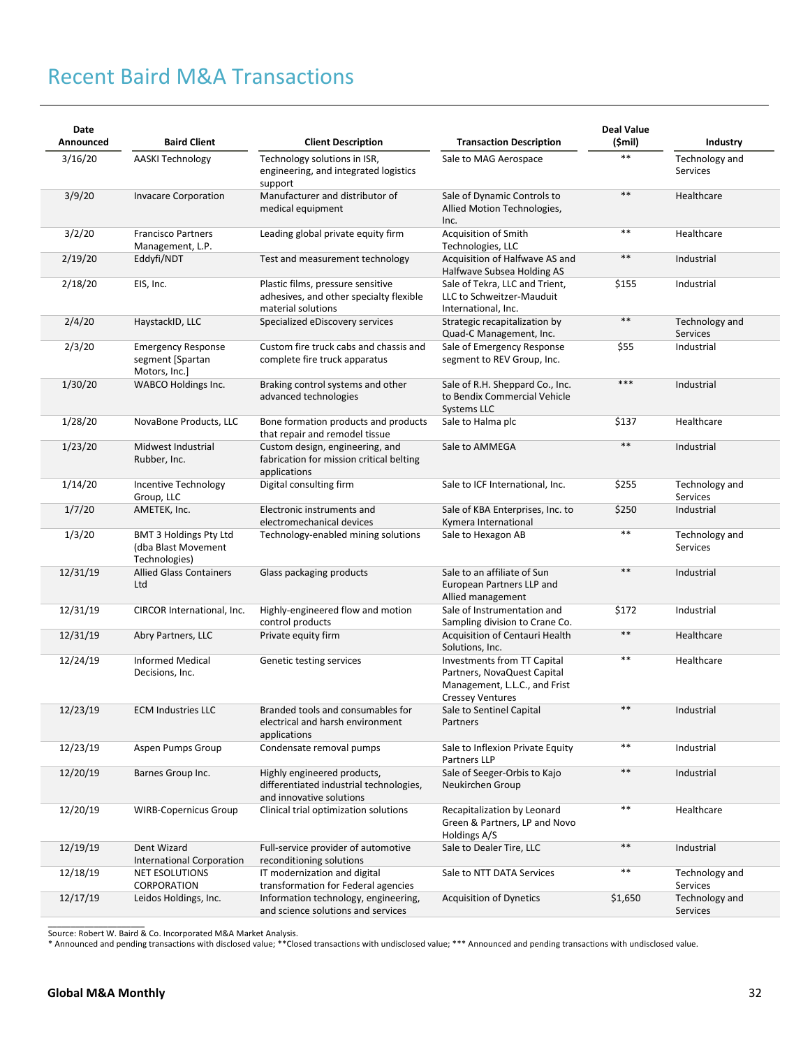# Recent Baird M&A Transactions

| Date Announced | Baird Client | Client Description | Transaction Description | Deal Value ($mil) | Industry |
|---|---|---|---|---|---|
| 3/16/20 | AASKI Technology | Technology solutions in ISR, engineering, and integrated logistics support | Sale to MAG Aerospace | ** | Technology and Services |
| 3/9/20 | Invacare Corporation | Manufacturer and distributor of medical equipment | Sale of Dynamic Controls to Allied Motion Technologies, Inc. | ** | Healthcare |
| 3/2/20 | Francisco Partners Management, L.P. | Leading global private equity firm | Acquisition of Smith Technologies, LLC | ** | Healthcare |
| 2/19/20 | Eddyfi/NDT | Test and measurement technology | Acquisition of Halfwave AS and Halfwave Subsea Holding AS | ** | Industrial |
| 2/18/20 | EIS, Inc. | Plastic films, pressure sensitive adhesives, and other specialty flexible material solutions | Sale of Tekra, LLC and Trient, LLC to Schweitzer-Mauduit International, Inc. | $155 | Industrial |
| 2/4/20 | HaystackID, LLC | Specialized eDiscovery services | Strategic recapitalization by Quad-C Management, Inc. | ** | Technology and Services |
| 2/3/20 | Emergency Response segment [Spartan Motors, Inc.] | Custom fire truck cabs and chassis and complete fire truck apparatus | Sale of Emergency Response segment to REV Group, Inc. | $55 | Industrial |
| 1/30/20 | WABCO Holdings Inc. | Braking control systems and other advanced technologies | Sale of R.H. Sheppard Co., Inc. to Bendix Commercial Vehicle Systems LLC | *** | Industrial |
| 1/28/20 | NovaBone Products, LLC | Bone formation products and products that repair and remodel tissue | Sale to Halma plc | $137 | Healthcare |
| 1/23/20 | Midwest Industrial Rubber, Inc. | Custom design, engineering, and fabrication for mission critical belting applications | Sale to AMMEGA | ** | Industrial |
| 1/14/20 | Incentive Technology Group, LLC | Digital consulting firm | Sale to ICF International, Inc. | $255 | Technology and Services |
| 1/7/20 | AMETEK, Inc. | Electronic instruments and electromechanical devices | Sale of KBA Enterprises, Inc. to Kymera International | $250 | Industrial |
| 1/3/20 | BMT 3 Holdings Pty Ltd (dba Blast Movement Technologies) | Technology-enabled mining solutions | Sale to Hexagon AB | ** | Technology and Services |
| 12/31/19 | Allied Glass Containers Ltd | Glass packaging products | Sale to an affiliate of Sun European Partners LLP and Allied management | ** | Industrial |
| 12/31/19 | CIRCOR International, Inc. | Highly-engineered flow and motion control products | Sale of Instrumentation and Sampling division to Crane Co. | $172 | Industrial |
| 12/31/19 | Abry Partners, LLC | Private equity firm | Acquisition of Centauri Health Solutions, Inc. | ** | Healthcare |
| 12/24/19 | Informed Medical Decisions, Inc. | Genetic testing services | Investments from TT Capital Partners, NovaQuest Capital Management, L.L.C., and Frist Cressey Ventures | ** | Healthcare |
| 12/23/19 | ECM Industries LLC | Branded tools and consumables for electrical and harsh environment applications | Sale to Sentinel Capital Partners | ** | Industrial |
| 12/23/19 | Aspen Pumps Group | Condensate removal pumps | Sale to Inflexion Private Equity Partners LLP | ** | Industrial |
| 12/20/19 | Barnes Group Inc. | Highly engineered products, differentiated industrial technologies, and innovative solutions | Sale of Seeger-Orbis to Kajo Neukirchen Group | ** | Industrial |
| 12/20/19 | WIRB-Copernicus Group | Clinical trial optimization solutions | Recapitalization by Leonard Green & Partners, LP and Novo Holdings A/S | ** | Healthcare |
| 12/19/19 | Dent Wizard International Corporation | Full-service provider of automotive reconditioning solutions | Sale to Dealer Tire, LLC | ** | Industrial |
| 12/18/19 | NET ESOLUTIONS CORPORATION | IT modernization and digital transformation for Federal agencies | Sale to NTT DATA Services | ** | Technology and Services |
| 12/17/19 | Leidos Holdings, Inc. | Information technology, engineering, and science solutions and services | Acquisition of Dynetics | $1,650 | Technology and Services |

Source: Robert W. Baird & Co. Incorporated M&A Market Analysis.
* Announced and pending transactions with disclosed value; **Closed transactions with undisclosed value; *** Announced and pending transactions with undisclosed value.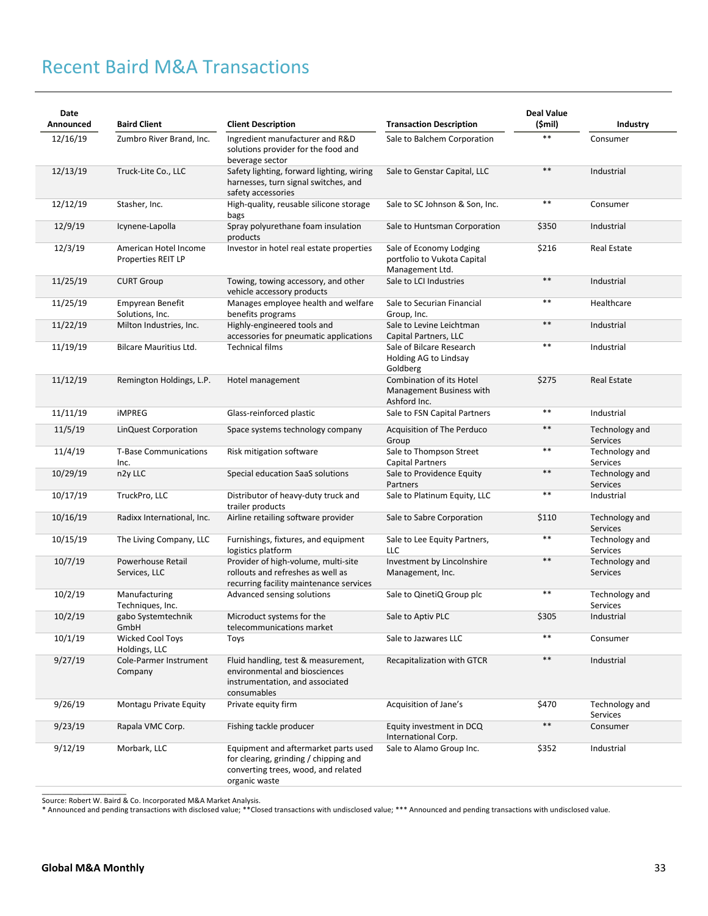# Recent Baird M&A Transactions

| Date Announced | Baird Client | Client Description | Transaction Description | Deal Value ($mil) | Industry |
|---|---|---|---|---|---|
| 12/16/19 | Zumbro River Brand, Inc. | Ingredient manufacturer and R&D solutions provider for the food and beverage sector | Sale to Balchem Corporation | ** | Consumer |
| 12/13/19 | Truck-Lite Co., LLC | Safety lighting, forward lighting, wiring harnesses, turn signal switches, and safety accessories | Sale to Genstar Capital, LLC | ** | Industrial |
| 12/12/19 | Stasher, Inc. | High-quality, reusable silicone storage bags | Sale to SC Johnson & Son, Inc. | ** | Consumer |
| 12/9/19 | Icynene-Lapolla | Spray polyurethane foam insulation products | Sale to Huntsman Corporation | $350 | Industrial |
| 12/3/19 | American Hotel Income Properties REIT LP | Investor in hotel real estate properties | Sale of Economy Lodging portfolio to Vukota Capital Management Ltd. | $216 | Real Estate |
| 11/25/19 | CURT Group | Towing, towing accessory, and other vehicle accessory products | Sale to LCI Industries | ** | Industrial |
| 11/25/19 | Empyrean Benefit Solutions, Inc. | Manages employee health and welfare benefits programs | Sale to Securian Financial Group, Inc. | ** | Healthcare |
| 11/22/19 | Milton Industries, Inc. | Highly-engineered tools and accessories for pneumatic applications | Sale to Levine Leichtman Capital Partners, LLC | ** | Industrial |
| 11/19/19 | Bilcare Mauritius Ltd. | Technical films | Sale of Bilcare Research Holding AG to Lindsay Goldberg | ** | Industrial |
| 11/12/19 | Remington Holdings, L.P. | Hotel management | Combination of its Hotel Management Business with Ashford Inc. | $275 | Real Estate |
| 11/11/19 | iMPREG | Glass-reinforced plastic | Sale to FSN Capital Partners | ** | Industrial |
| 11/5/19 | LinQuest Corporation | Space systems technology company | Acquisition of The Perduco Group | ** | Technology and Services |
| 11/4/19 | T-Base Communications Inc. | Risk mitigation software | Sale to Thompson Street Capital Partners | ** | Technology and Services |
| 10/29/19 | n2y LLC | Special education SaaS solutions | Sale to Providence Equity Partners | ** | Technology and Services |
| 10/17/19 | TruckPro, LLC | Distributor of heavy-duty truck and trailer products | Sale to Platinum Equity, LLC | ** | Industrial |
| 10/16/19 | Radixx International, Inc. | Airline retailing software provider | Sale to Sabre Corporation | $110 | Technology and Services |
| 10/15/19 | The Living Company, LLC | Furnishings, fixtures, and equipment logistics platform | Sale to Lee Equity Partners, LLC | ** | Technology and Services |
| 10/7/19 | Powerhouse Retail Services, LLC | Provider of high-volume, multi-site rollouts and refreshes as well as recurring facility maintenance services | Investment by Lincolnshire Management, Inc. | ** | Technology and Services |
| 10/2/19 | Manufacturing Techniques, Inc. | Advanced sensing solutions | Sale to QinetiQ Group plc | ** | Technology and Services |
| 10/2/19 | gabo Systemtechnik GmbH | Microduct systems for the telecommunications market | Sale to Aptiv PLC | $305 | Industrial |
| 10/1/19 | Wicked Cool Toys Holdings, LLC | Toys | Sale to Jazwares LLC | ** | Consumer |
| 9/27/19 | Cole-Parmer Instrument Company | Fluid handling, test & measurement, environmental and biosciences instrumentation, and associated consumables | Recapitalization with GTCR | ** | Industrial |
| 9/26/19 | Montagu Private Equity | Private equity firm | Acquisition of Jane's | $470 | Technology and Services |
| 9/23/19 | Rapala VMC Corp. | Fishing tackle producer | Equity investment in DCQ International Corp. | ** | Consumer |
| 9/12/19 | Morbark, LLC | Equipment and aftermarket parts used for clearing, grinding / chipping and converting trees, wood, and related organic waste | Sale to Alamo Group Inc. | $352 | Industrial |

Source: Robert W. Baird & Co. Incorporated M&A Market Analysis.
* Announced and pending transactions with disclosed value; **Closed transactions with undisclosed value; *** Announced and pending transactions with undisclosed value.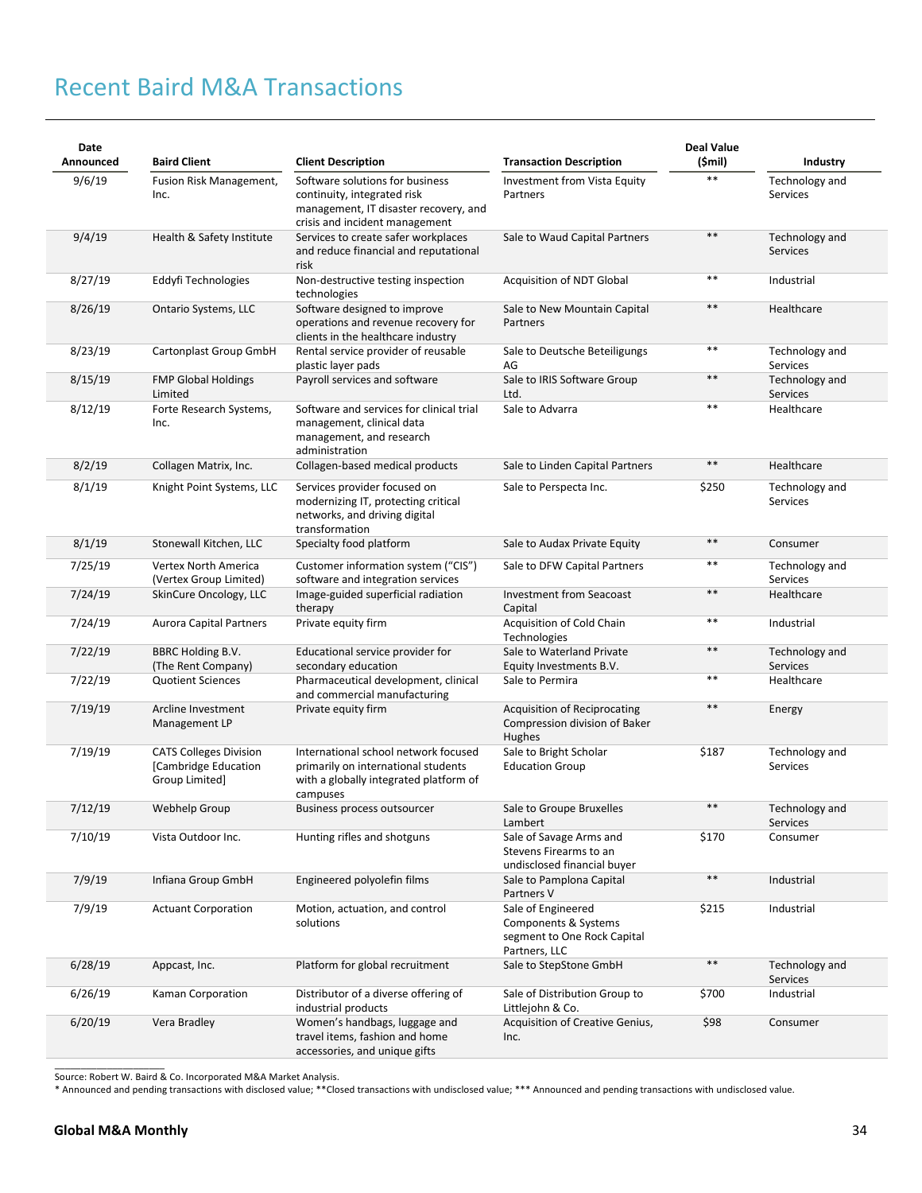# Recent Baird M&A Transactions

| Date Announced | Baird Client | Client Description | Transaction Description | Deal Value ($mil) | Industry |
|---|---|---|---|---|---|
| 9/6/19 | Fusion Risk Management, Inc. | Software solutions for business continuity, integrated risk management, IT disaster recovery, and crisis and incident management | Investment from Vista Equity Partners | ** | Technology and Services |
| 9/4/19 | Health & Safety Institute | Services to create safer workplaces and reduce financial and reputational risk | Sale to Waud Capital Partners | ** | Technology and Services |
| 8/27/19 | Eddyfi Technologies | Non-destructive testing inspection technologies | Acquisition of NDT Global | ** | Industrial |
| 8/26/19 | Ontario Systems, LLC | Software designed to improve operations and revenue recovery for clients in the healthcare industry | Sale to New Mountain Capital Partners | ** | Healthcare |
| 8/23/19 | Cartonplast Group GmbH | Rental service provider of reusable plastic layer pads | Sale to Deutsche Beteiligungs AG | ** | Technology and Services |
| 8/15/19 | FMP Global Holdings Limited | Payroll services and software | Sale to IRIS Software Group Ltd. | ** | Technology and Services |
| 8/12/19 | Forte Research Systems, Inc. | Software and services for clinical trial management, clinical data management, and research administration | Sale to Advarra | ** | Healthcare |
| 8/2/19 | Collagen Matrix, Inc. | Collagen-based medical products | Sale to Linden Capital Partners | ** | Healthcare |
| 8/1/19 | Knight Point Systems, LLC | Services provider focused on modernizing IT, protecting critical networks, and driving digital transformation | Sale to Perspecta Inc. | $250 | Technology and Services |
| 8/1/19 | Stonewall Kitchen, LLC | Specialty food platform | Sale to Audax Private Equity | ** | Consumer |
| 7/25/19 | Vertex North America (Vertex Group Limited) | Customer information system ("CIS") software and integration services | Sale to DFW Capital Partners | ** | Technology and Services |
| 7/24/19 | SkinCure Oncology, LLC | Image-guided superficial radiation therapy | Investment from Seacoast Capital | ** | Healthcare |
| 7/24/19 | Aurora Capital Partners | Private equity firm | Acquisition of Cold Chain Technologies | ** | Industrial |
| 7/22/19 | BBRC Holding B.V. (The Rent Company) | Educational service provider for secondary education | Sale to Waterland Private Equity Investments B.V. | ** | Technology and Services |
| 7/22/19 | Quotient Sciences | Pharmaceutical development, clinical and commercial manufacturing | Sale to Permira | ** | Healthcare |
| 7/19/19 | Arcline Investment Management LP | Private equity firm | Acquisition of Reciprocating Compression division of Baker Hughes | ** | Energy |
| 7/19/19 | CATS Colleges Division [Cambridge Education Group Limited] | International school network focused primarily on international students with a globally integrated platform of campuses | Sale to Bright Scholar Education Group | $187 | Technology and Services |
| 7/12/19 | Webhelp Group | Business process outsourcer | Sale to Groupe Bruxelles Lambert | ** | Technology and Services |
| 7/10/19 | Vista Outdoor Inc. | Hunting rifles and shotguns | Sale of Savage Arms and Stevens Firearms to an undisclosed financial buyer | $170 | Consumer |
| 7/9/19 | Infiana Group GmbH | Engineered polyolefin films | Sale to Pamplona Capital Partners V | ** | Industrial |
| 7/9/19 | Actuant Corporation | Motion, actuation, and control solutions | Sale of Engineered Components & Systems segment to One Rock Capital Partners, LLC | $215 | Industrial |
| 6/28/19 | Appcast, Inc. | Platform for global recruitment | Sale to StepStone GmbH | ** | Technology and Services |
| 6/26/19 | Kaman Corporation | Distributor of a diverse offering of industrial products | Sale of Distribution Group to Littlejohn & Co. | $700 | Industrial |
| 6/20/19 | Vera Bradley | Women's handbags, luggage and travel items, fashion and home accessories, and unique gifts | Acquisition of Creative Genius, Inc. | $98 | Consumer |

Source: Robert W. Baird & Co. Incorporated M&A Market Analysis.
* Announced and pending transactions with disclosed value; **Closed transactions with undisclosed value; *** Announced and pending transactions with undisclosed value.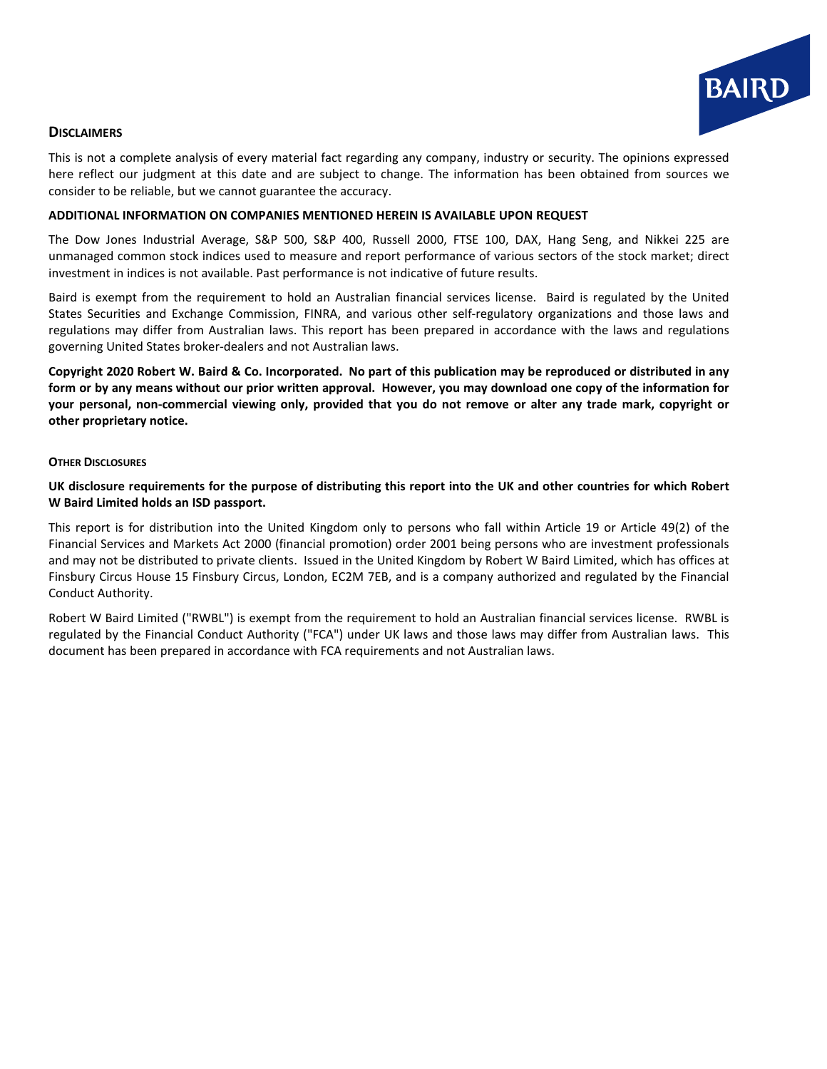## Disclaimers

This is not a complete analysis of every material fact regarding any company, industry or security. The opinions expressed here reflect our judgment at this date and are subject to change. The information has been obtained from sources we consider to be reliable, but we cannot guarantee the accuracy.

**ADDITIONAL INFORMATION ON COMPANIES MENTIONED HEREIN IS AVAILABLE UPON REQUEST**

The Dow Jones Industrial Average, S&P 500, S&P 400, Russell 2000, FTSE 100, DAX, Hang Seng, and Nikkei 225 are unmanaged common stock indices used to measure and report performance of various sectors of the stock market; direct investment in indices is not available. Past performance is not indicative of future results.

Baird is exempt from the requirement to hold an Australian financial services license. Baird is regulated by the United States Securities and Exchange Commission, FINRA, and various other self-regulatory organizations and those laws and regulations may differ from Australian laws. This report has been prepared in accordance with the laws and regulations governing United States broker-dealers and not Australian laws.

**Copyright 2020 Robert W. Baird & Co. Incorporated. No part of this publication may be reproduced or distributed in any form or by any means without our prior written approval. However, you may download one copy of the information for your personal, non-commercial viewing only, provided that you do not remove or alter any trade mark, copyright or other proprietary notice.**

### Other Disclosures

**UK disclosure requirements for the purpose of distributing this report into the UK and other countries for which Robert W Baird Limited holds an ISD passport.**

This report is for distribution into the United Kingdom only to persons who fall within Article 19 or Article 49(2) of the Financial Services and Markets Act 2000 (financial promotion) order 2001 being persons who are investment professionals and may not be distributed to private clients. Issued in the United Kingdom by Robert W Baird Limited, which has offices at Finsbury Circus House 15 Finsbury Circus, London, EC2M 7EB, and is a company authorized and regulated by the Financial Conduct Authority.

Robert W Baird Limited ("RWBL") is exempt from the requirement to hold an Australian financial services license. RWBL is regulated by the Financial Conduct Authority ("FCA") under UK laws and those laws may differ from Australian laws. This document has been prepared in accordance with FCA requirements and not Australian laws.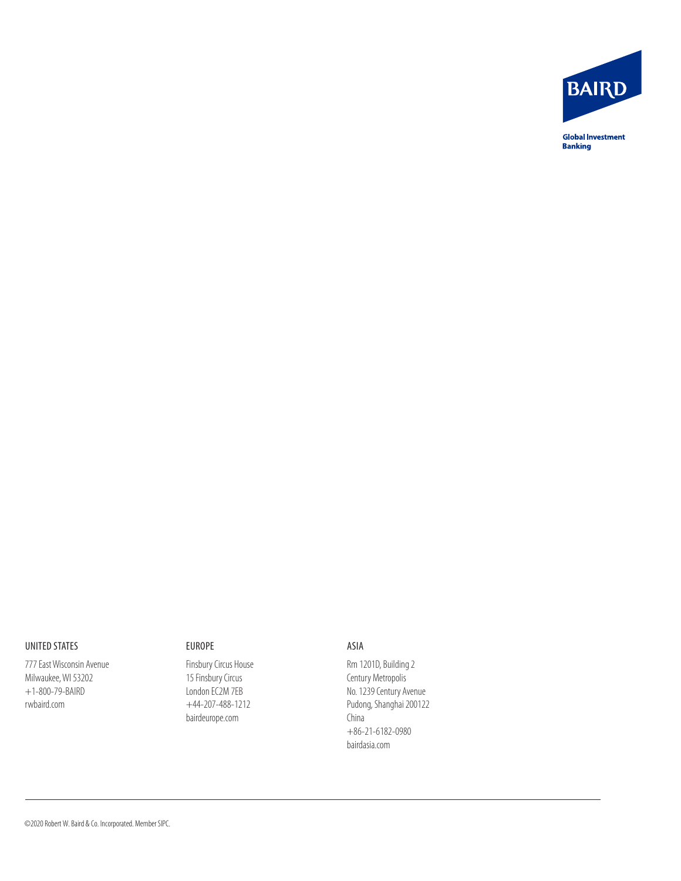BAIRD

Global Investment Banking

UNITED STATES

777 East Wisconsin Avenue
Milwaukee, WI 53202
+1-800-79-BAIRD
rwbaird.com

EUROPE

Finsbury Circus House
15 Finsbury Circus
London EC2M 7EB
+44-207-488-1212
bairdeurope.com

ASIA

Rm 1201D, Building 2
Century Metropolis
No. 1239 Century Avenue
Pudong, Shanghai 200122
China
+86-21-6182-0980
bairdasia.com

©2020 Robert W. Baird & Co. Incorporated. Member SIPC.